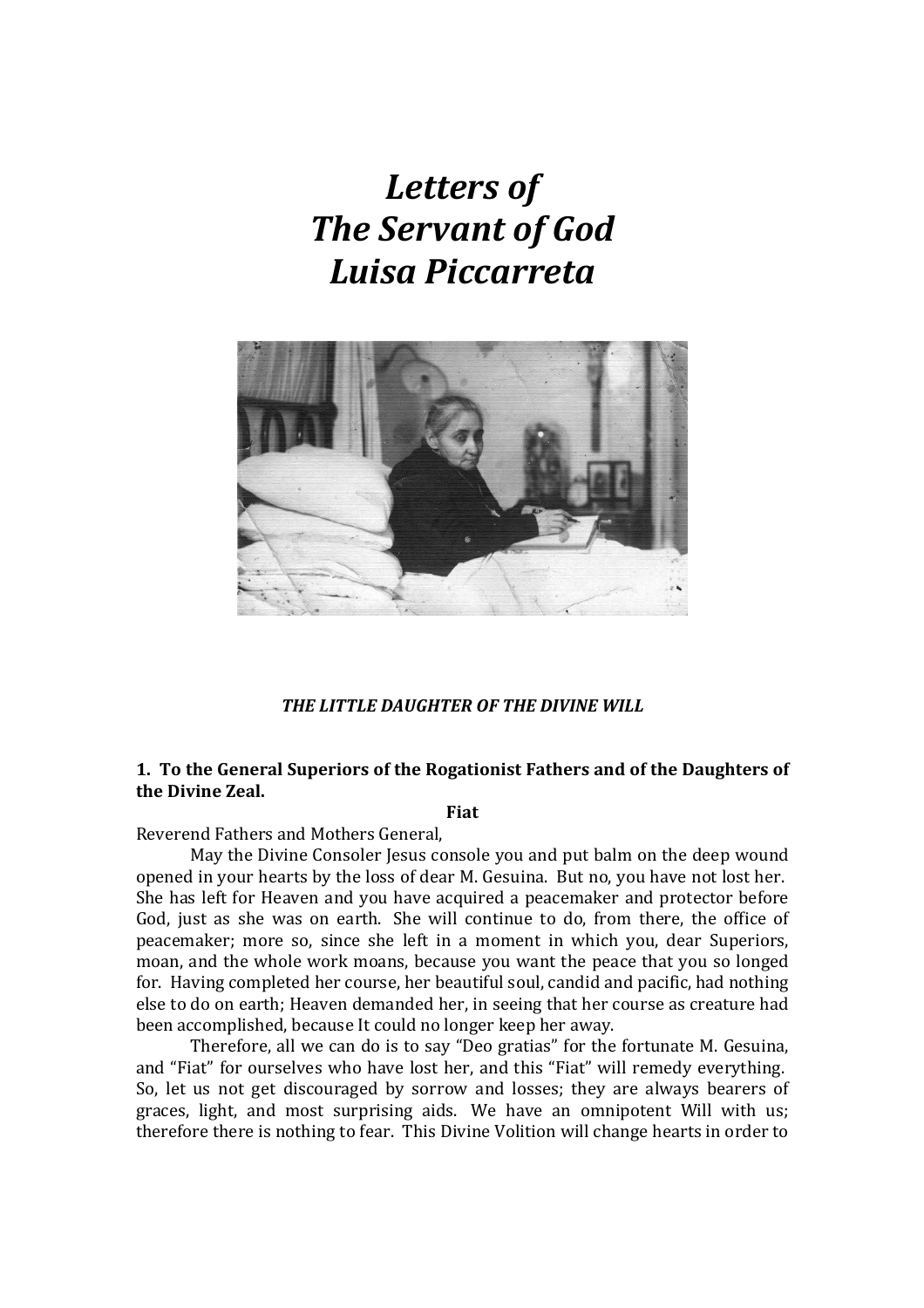# *Letters of*
# *The Servant of God*
# *Luisa Piccarreta*

***THE LITTLE DAUGHTER OF THE DIVINE WILL***

## 1. To the General Superiors of the Rogationist Fathers and of the Daughters of the Divine Zeal.

**Fiat**

Reverend Fathers and Mothers General,

May the Divine Consoler Jesus console you and put balm on the deep wound opened in your hearts by the loss of dear M. Gesuina. But no, you have not lost her. She has left for Heaven and you have acquired a peacemaker and protector before God, just as she was on earth. She will continue to do, from there, the office of peacemaker; more so, since she left in a moment in which you, dear Superiors, moan, and the whole work moans, because you want the peace that you so longed for. Having completed her course, her beautiful soul, candid and pacific, had nothing else to do on earth; Heaven demanded her, in seeing that her course as creature had been accomplished, because It could no longer keep her away.

Therefore, all we can do is to say "Deo gratias" for the fortunate M. Gesuina, and "Fiat" for ourselves who have lost her, and this "Fiat" will remedy everything. So, let us not get discouraged by sorrow and losses; they are always bearers of graces, light, and most surprising aids. We have an omnipotent Will with us; therefore there is nothing to fear. This Divine Volition will change hearts in order to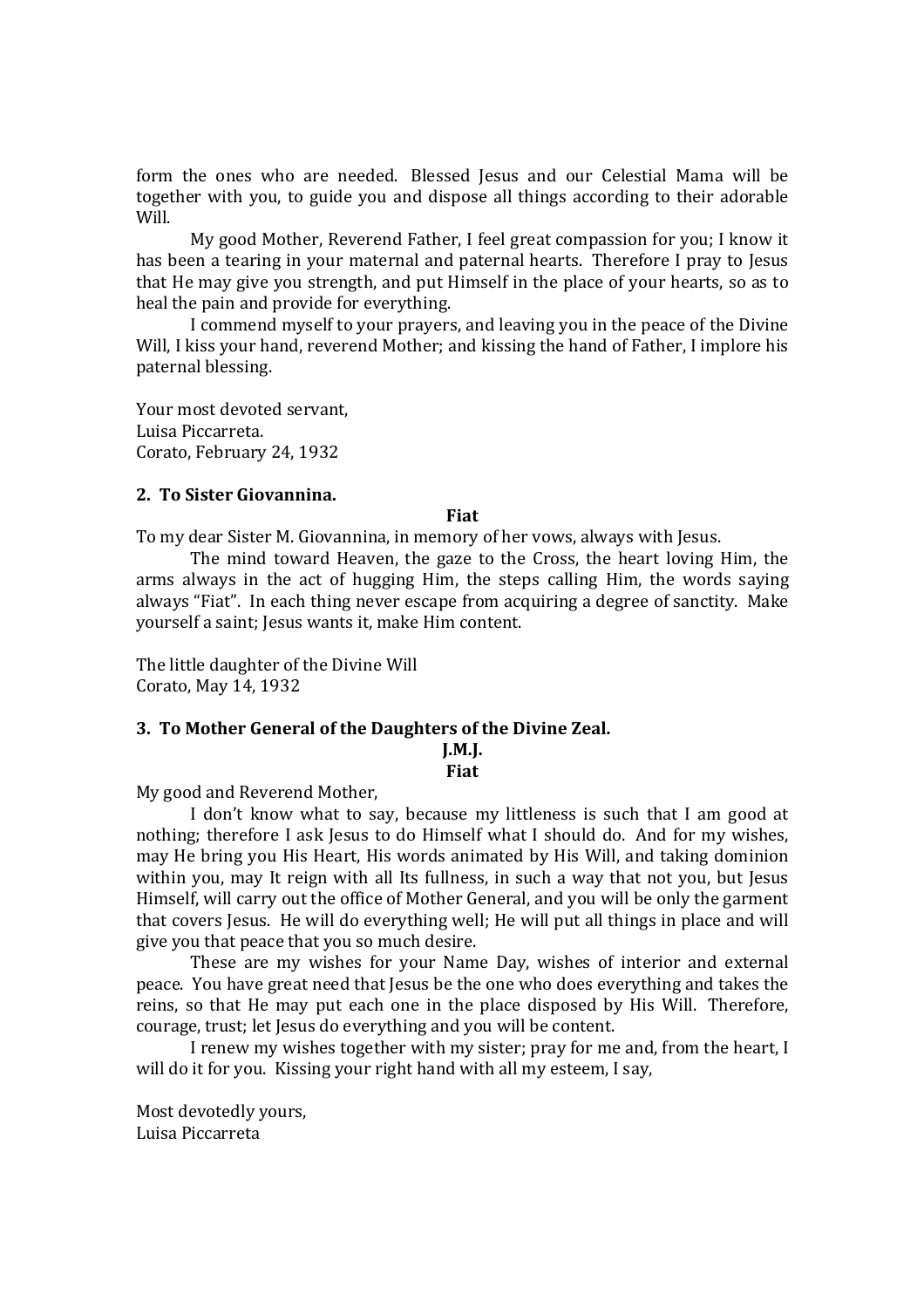form the ones who are needed. Blessed Jesus and our Celestial Mama will be together with you, to guide you and dispose all things according to their adorable Will.

My good Mother, Reverend Father, I feel great compassion for you; I know it has been a tearing in your maternal and paternal hearts. Therefore I pray to Jesus that He may give you strength, and put Himself in the place of your hearts, so as to heal the pain and provide for everything.

I commend myself to your prayers, and leaving you in the peace of the Divine Will, I kiss your hand, reverend Mother; and kissing the hand of Father, I implore his paternal blessing.

Your most devoted servant,
Luisa Piccarreta.
Corato, February 24, 1932

**2. To Sister Giovannina.**

**Fiat**

To my dear Sister M. Giovannina, in memory of her vows, always with Jesus.

The mind toward Heaven, the gaze to the Cross, the heart loving Him, the arms always in the act of hugging Him, the steps calling Him, the words saying always "Fiat". In each thing never escape from acquiring a degree of sanctity. Make yourself a saint; Jesus wants it, make Him content.

The little daughter of the Divine Will
Corato, May 14, 1932

**3. To Mother General of the Daughters of the Divine Zeal.**

**J.M.J.**

**Fiat**

My good and Reverend Mother,

I don't know what to say, because my littleness is such that I am good at nothing; therefore I ask Jesus to do Himself what I should do. And for my wishes, may He bring you His Heart, His words animated by His Will, and taking dominion within you, may It reign with all Its fullness, in such a way that not you, but Jesus Himself, will carry out the office of Mother General, and you will be only the garment that covers Jesus. He will do everything well; He will put all things in place and will give you that peace that you so much desire.

These are my wishes for your Name Day, wishes of interior and external peace. You have great need that Jesus be the one who does everything and takes the reins, so that He may put each one in the place disposed by His Will. Therefore, courage, trust; let Jesus do everything and you will be content.

I renew my wishes together with my sister; pray for me and, from the heart, I will do it for you. Kissing your right hand with all my esteem, I say,

Most devotedly yours,
Luisa Piccarreta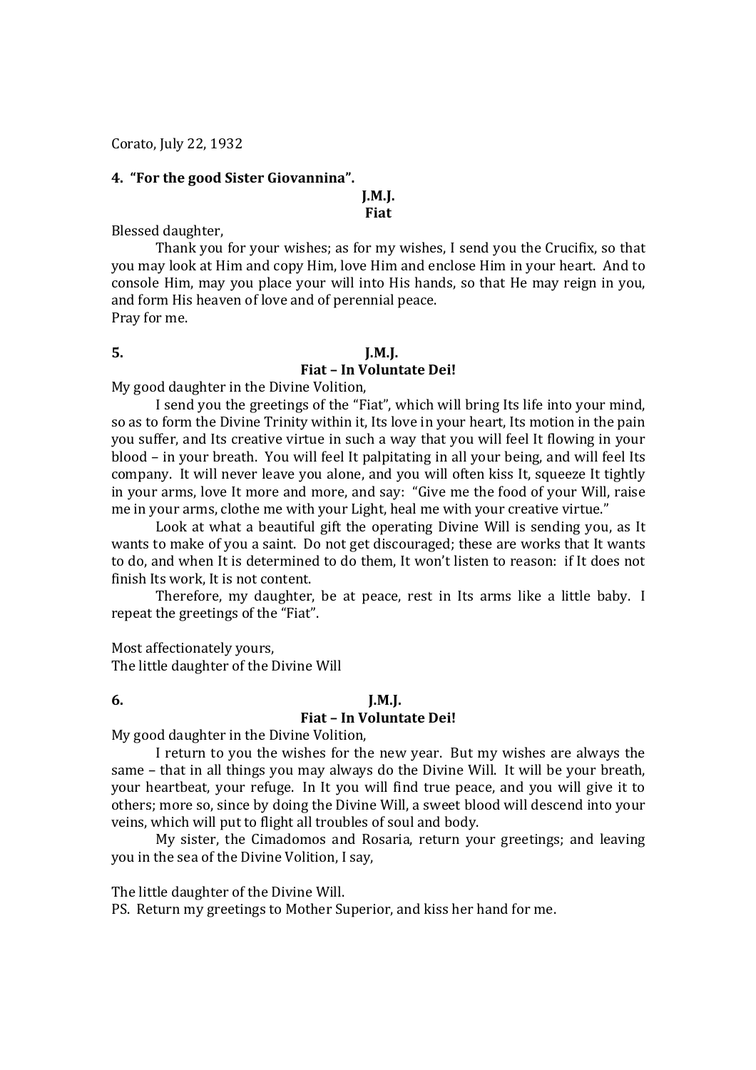Corato, July 22, 1932

**4. "For the good Sister Giovannina".**

**J.M.J.**
**Fiat**

Blessed daughter,

Thank you for your wishes; as for my wishes, I send you the Crucifix, so that you may look at Him and copy Him, love Him and enclose Him in your heart. And to console Him, may you place your will into His hands, so that He may reign in you, and form His heaven of love and of perennial peace.

Pray for me.

**5.**

**J.M.J.**
**Fiat – In Voluntate Dei!**

My good daughter in the Divine Volition,

I send you the greetings of the "Fiat", which will bring Its life into your mind, so as to form the Divine Trinity within it, Its love in your heart, Its motion in the pain you suffer, and Its creative virtue in such a way that you will feel It flowing in your blood – in your breath. You will feel It palpitating in all your being, and will feel Its company. It will never leave you alone, and you will often kiss It, squeeze It tightly in your arms, love It more and more, and say: "Give me the food of your Will, raise me in your arms, clothe me with your Light, heal me with your creative virtue."

Look at what a beautiful gift the operating Divine Will is sending you, as It wants to make of you a saint. Do not get discouraged; these are works that It wants to do, and when It is determined to do them, It won't listen to reason: if It does not finish Its work, It is not content.

Therefore, my daughter, be at peace, rest in Its arms like a little baby. I repeat the greetings of the "Fiat".

Most affectionately yours,
The little daughter of the Divine Will

**6.**

**J.M.J.**
**Fiat – In Voluntate Dei!**

My good daughter in the Divine Volition,

I return to you the wishes for the new year. But my wishes are always the same – that in all things you may always do the Divine Will. It will be your breath, your heartbeat, your refuge. In It you will find true peace, and you will give it to others; more so, since by doing the Divine Will, a sweet blood will descend into your veins, which will put to flight all troubles of soul and body.

My sister, the Cimadomos and Rosaria, return your greetings; and leaving you in the sea of the Divine Volition, I say,

The little daughter of the Divine Will.

PS. Return my greetings to Mother Superior, and kiss her hand for me.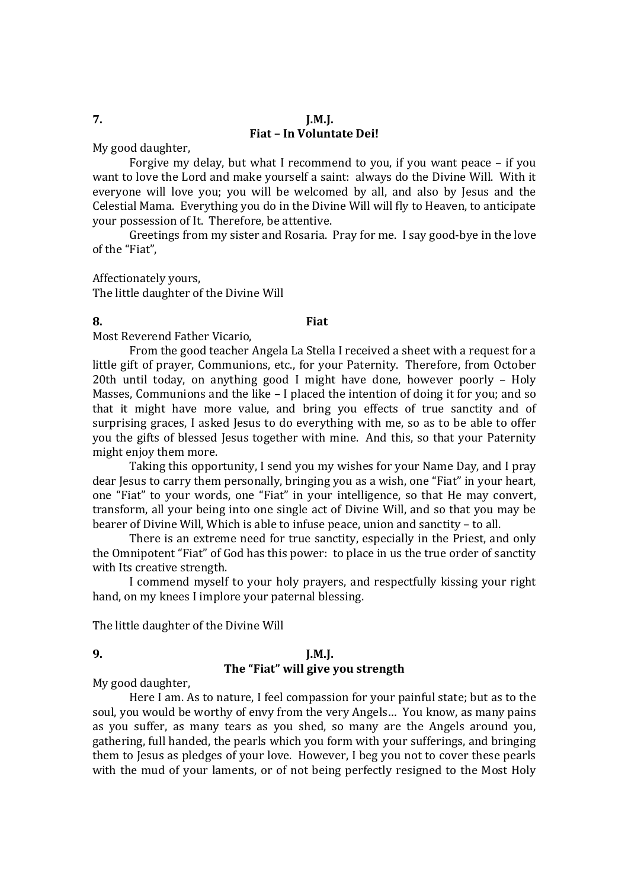**7.** **J.M.J.**

**Fiat – In Voluntate Dei!**

My good daughter,

Forgive my delay, but what I recommend to you, if you want peace – if you want to love the Lord and make yourself a saint: always do the Divine Will. With it everyone will love you; you will be welcomed by all, and also by Jesus and the Celestial Mama. Everything you do in the Divine Will will fly to Heaven, to anticipate your possession of It. Therefore, be attentive.

Greetings from my sister and Rosaria. Pray for me. I say good-bye in the love of the "Fiat",

Affectionately yours,
The little daughter of the Divine Will

**8.** **Fiat**

Most Reverend Father Vicario,

From the good teacher Angela La Stella I received a sheet with a request for a little gift of prayer, Communions, etc., for your Paternity. Therefore, from October 20th until today, on anything good I might have done, however poorly – Holy Masses, Communions and the like – I placed the intention of doing it for you; and so that it might have more value, and bring you effects of true sanctity and of surprising graces, I asked Jesus to do everything with me, so as to be able to offer you the gifts of blessed Jesus together with mine. And this, so that your Paternity might enjoy them more.

Taking this opportunity, I send you my wishes for your Name Day, and I pray dear Jesus to carry them personally, bringing you as a wish, one "Fiat" in your heart, one "Fiat" to your words, one "Fiat" in your intelligence, so that He may convert, transform, all your being into one single act of Divine Will, and so that you may be bearer of Divine Will, Which is able to infuse peace, union and sanctity – to all.

There is an extreme need for true sanctity, especially in the Priest, and only the Omnipotent "Fiat" of God has this power: to place in us the true order of sanctity with Its creative strength.

I commend myself to your holy prayers, and respectfully kissing your right hand, on my knees I implore your paternal blessing.

The little daughter of the Divine Will

**9.** **J.M.J.**

**The "Fiat" will give you strength**

My good daughter,

Here I am. As to nature, I feel compassion for your painful state; but as to the soul, you would be worthy of envy from the very Angels… You know, as many pains as you suffer, as many tears as you shed, so many are the Angels around you, gathering, full handed, the pearls which you form with your sufferings, and bringing them to Jesus as pledges of your love. However, I beg you not to cover these pearls with the mud of your laments, or of not being perfectly resigned to the Most Holy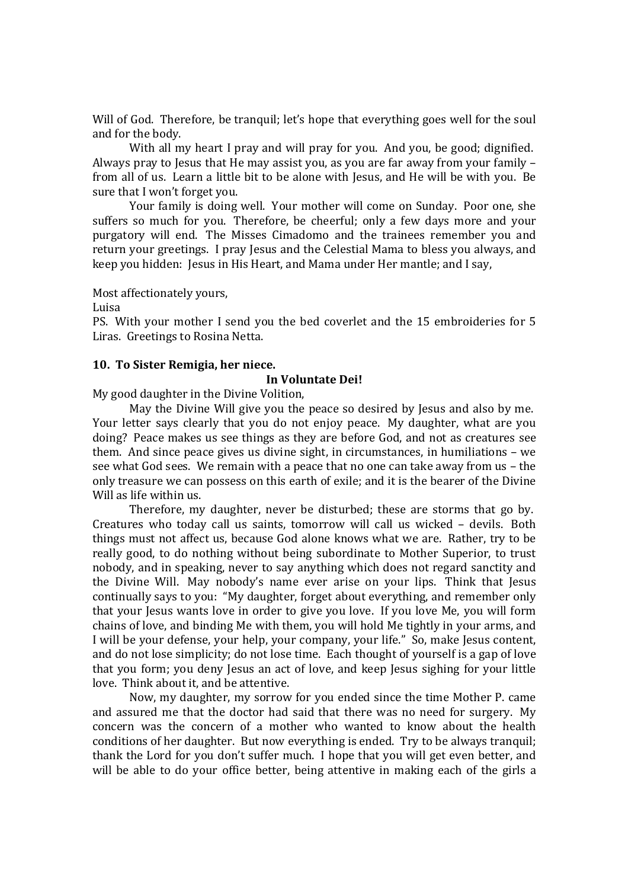Will of God. Therefore, be tranquil; let's hope that everything goes well for the soul and for the body.

With all my heart I pray and will pray for you. And you, be good; dignified. Always pray to Jesus that He may assist you, as you are far away from your family – from all of us. Learn a little bit to be alone with Jesus, and He will be with you. Be sure that I won't forget you.

Your family is doing well. Your mother will come on Sunday. Poor one, she suffers so much for you. Therefore, be cheerful; only a few days more and your purgatory will end. The Misses Cimadomo and the trainees remember you and return your greetings. I pray Jesus and the Celestial Mama to bless you always, and keep you hidden: Jesus in His Heart, and Mama under Her mantle; and I say,

Most affectionately yours,
Luisa
PS. With your mother I send you the bed coverlet and the 15 embroideries for 5 Liras. Greetings to Rosina Netta.

**10. To Sister Remigia, her niece.**

**In Voluntate Dei!**

My good daughter in the Divine Volition,

May the Divine Will give you the peace so desired by Jesus and also by me. Your letter says clearly that you do not enjoy peace. My daughter, what are you doing? Peace makes us see things as they are before God, and not as creatures see them. And since peace gives us divine sight, in circumstances, in humiliations – we see what God sees. We remain with a peace that no one can take away from us – the only treasure we can possess on this earth of exile; and it is the bearer of the Divine Will as life within us.

Therefore, my daughter, never be disturbed; these are storms that go by. Creatures who today call us saints, tomorrow will call us wicked – devils. Both things must not affect us, because God alone knows what we are. Rather, try to be really good, to do nothing without being subordinate to Mother Superior, to trust nobody, and in speaking, never to say anything which does not regard sanctity and the Divine Will. May nobody's name ever arise on your lips. Think that Jesus continually says to you: "My daughter, forget about everything, and remember only that your Jesus wants love in order to give you love. If you love Me, you will form chains of love, and binding Me with them, you will hold Me tightly in your arms, and I will be your defense, your help, your company, your life." So, make Jesus content, and do not lose simplicity; do not lose time. Each thought of yourself is a gap of love that you form; you deny Jesus an act of love, and keep Jesus sighing for your little love. Think about it, and be attentive.

Now, my daughter, my sorrow for you ended since the time Mother P. came and assured me that the doctor had said that there was no need for surgery. My concern was the concern of a mother who wanted to know about the health conditions of her daughter. But now everything is ended. Try to be always tranquil; thank the Lord for you don't suffer much. I hope that you will get even better, and will be able to do your office better, being attentive in making each of the girls a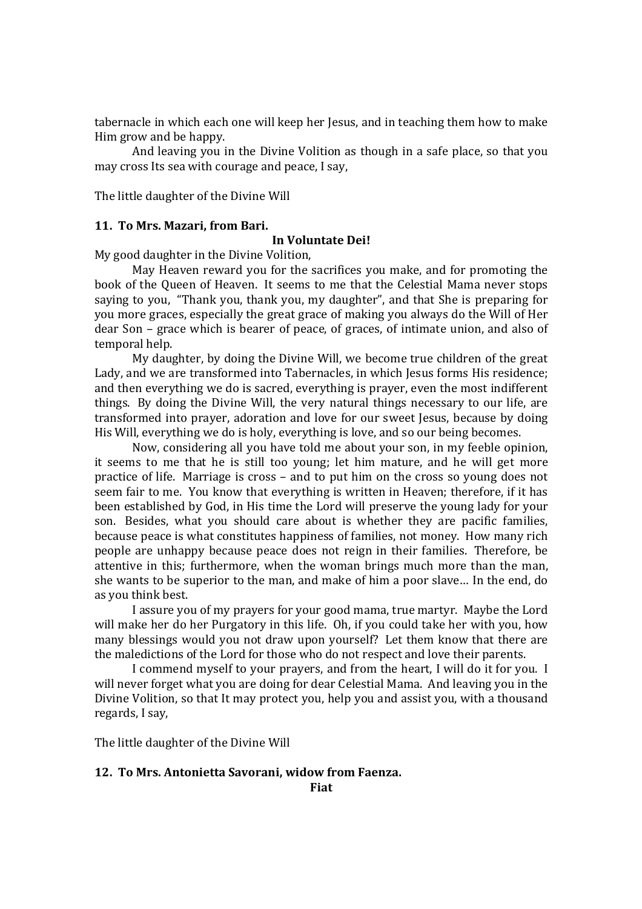tabernacle in which each one will keep her Jesus, and in teaching them how to make Him grow and be happy.

And leaving you in the Divine Volition as though in a safe place, so that you may cross Its sea with courage and peace, I say,

The little daughter of the Divine Will

### 11. To Mrs. Mazari, from Bari.

**In Voluntate Dei!**

My good daughter in the Divine Volition,

May Heaven reward you for the sacrifices you make, and for promoting the book of the Queen of Heaven. It seems to me that the Celestial Mama never stops saying to you, "Thank you, thank you, my daughter", and that She is preparing for you more graces, especially the great grace of making you always do the Will of Her dear Son – grace which is bearer of peace, of graces, of intimate union, and also of temporal help.

My daughter, by doing the Divine Will, we become true children of the great Lady, and we are transformed into Tabernacles, in which Jesus forms His residence; and then everything we do is sacred, everything is prayer, even the most indifferent things. By doing the Divine Will, the very natural things necessary to our life, are transformed into prayer, adoration and love for our sweet Jesus, because by doing His Will, everything we do is holy, everything is love, and so our being becomes.

Now, considering all you have told me about your son, in my feeble opinion, it seems to me that he is still too young; let him mature, and he will get more practice of life. Marriage is cross – and to put him on the cross so young does not seem fair to me. You know that everything is written in Heaven; therefore, if it has been established by God, in His time the Lord will preserve the young lady for your son. Besides, what you should care about is whether they are pacific families, because peace is what constitutes happiness of families, not money. How many rich people are unhappy because peace does not reign in their families. Therefore, be attentive in this; furthermore, when the woman brings much more than the man, she wants to be superior to the man, and make of him a poor slave… In the end, do as you think best.

I assure you of my prayers for your good mama, true martyr. Maybe the Lord will make her do her Purgatory in this life. Oh, if you could take her with you, how many blessings would you not draw upon yourself? Let them know that there are the maledictions of the Lord for those who do not respect and love their parents.

I commend myself to your prayers, and from the heart, I will do it for you. I will never forget what you are doing for dear Celestial Mama. And leaving you in the Divine Volition, so that It may protect you, help you and assist you, with a thousand regards, I say,

The little daughter of the Divine Will

### 12. To Mrs. Antonietta Savorani, widow from Faenza.

**Fiat**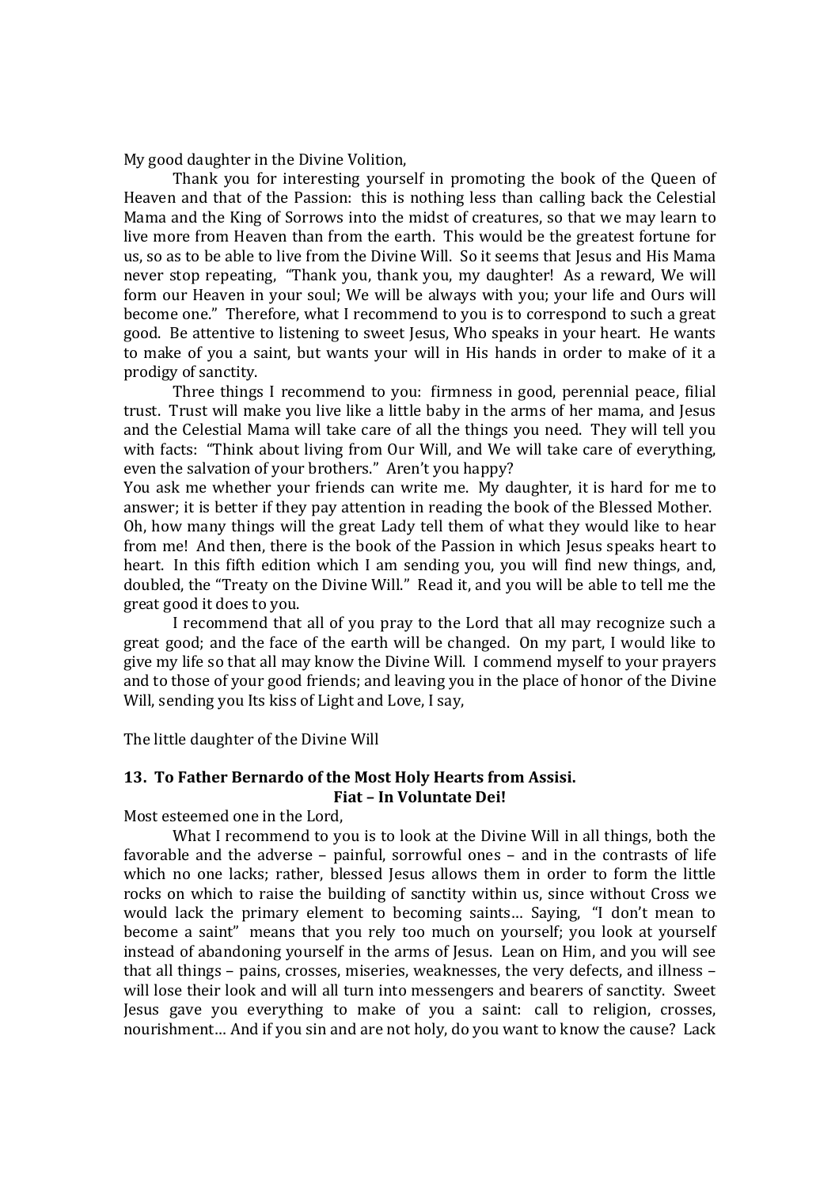My good daughter in the Divine Volition,

Thank you for interesting yourself in promoting the book of the Queen of Heaven and that of the Passion: this is nothing less than calling back the Celestial Mama and the King of Sorrows into the midst of creatures, so that we may learn to live more from Heaven than from the earth. This would be the greatest fortune for us, so as to be able to live from the Divine Will. So it seems that Jesus and His Mama never stop repeating, "Thank you, thank you, my daughter! As a reward, We will form our Heaven in your soul; We will be always with you; your life and Ours will become one." Therefore, what I recommend to you is to correspond to such a great good. Be attentive to listening to sweet Jesus, Who speaks in your heart. He wants to make of you a saint, but wants your will in His hands in order to make of it a prodigy of sanctity.

Three things I recommend to you: firmness in good, perennial peace, filial trust. Trust will make you live like a little baby in the arms of her mama, and Jesus and the Celestial Mama will take care of all the things you need. They will tell you with facts: "Think about living from Our Will, and We will take care of everything, even the salvation of your brothers." Aren't you happy?

You ask me whether your friends can write me. My daughter, it is hard for me to answer; it is better if they pay attention in reading the book of the Blessed Mother. Oh, how many things will the great Lady tell them of what they would like to hear from me! And then, there is the book of the Passion in which Jesus speaks heart to heart. In this fifth edition which I am sending you, you will find new things, and, doubled, the "Treaty on the Divine Will." Read it, and you will be able to tell me the great good it does to you.

I recommend that all of you pray to the Lord that all may recognize such a great good; and the face of the earth will be changed. On my part, I would like to give my life so that all may know the Divine Will. I commend myself to your prayers and to those of your good friends; and leaving you in the place of honor of the Divine Will, sending you Its kiss of Light and Love, I say,

The little daughter of the Divine Will

### 13. To Father Bernardo of the Most Holy Hearts from Assisi.

**Fiat – In Voluntate Dei!**

Most esteemed one in the Lord,

What I recommend to you is to look at the Divine Will in all things, both the favorable and the adverse – painful, sorrowful ones – and in the contrasts of life which no one lacks; rather, blessed Jesus allows them in order to form the little rocks on which to raise the building of sanctity within us, since without Cross we would lack the primary element to becoming saints… Saying, "I don't mean to become a saint" means that you rely too much on yourself; you look at yourself instead of abandoning yourself in the arms of Jesus. Lean on Him, and you will see that all things – pains, crosses, miseries, weaknesses, the very defects, and illness – will lose their look and will all turn into messengers and bearers of sanctity. Sweet Jesus gave you everything to make of you a saint: call to religion, crosses, nourishment… And if you sin and are not holy, do you want to know the cause? Lack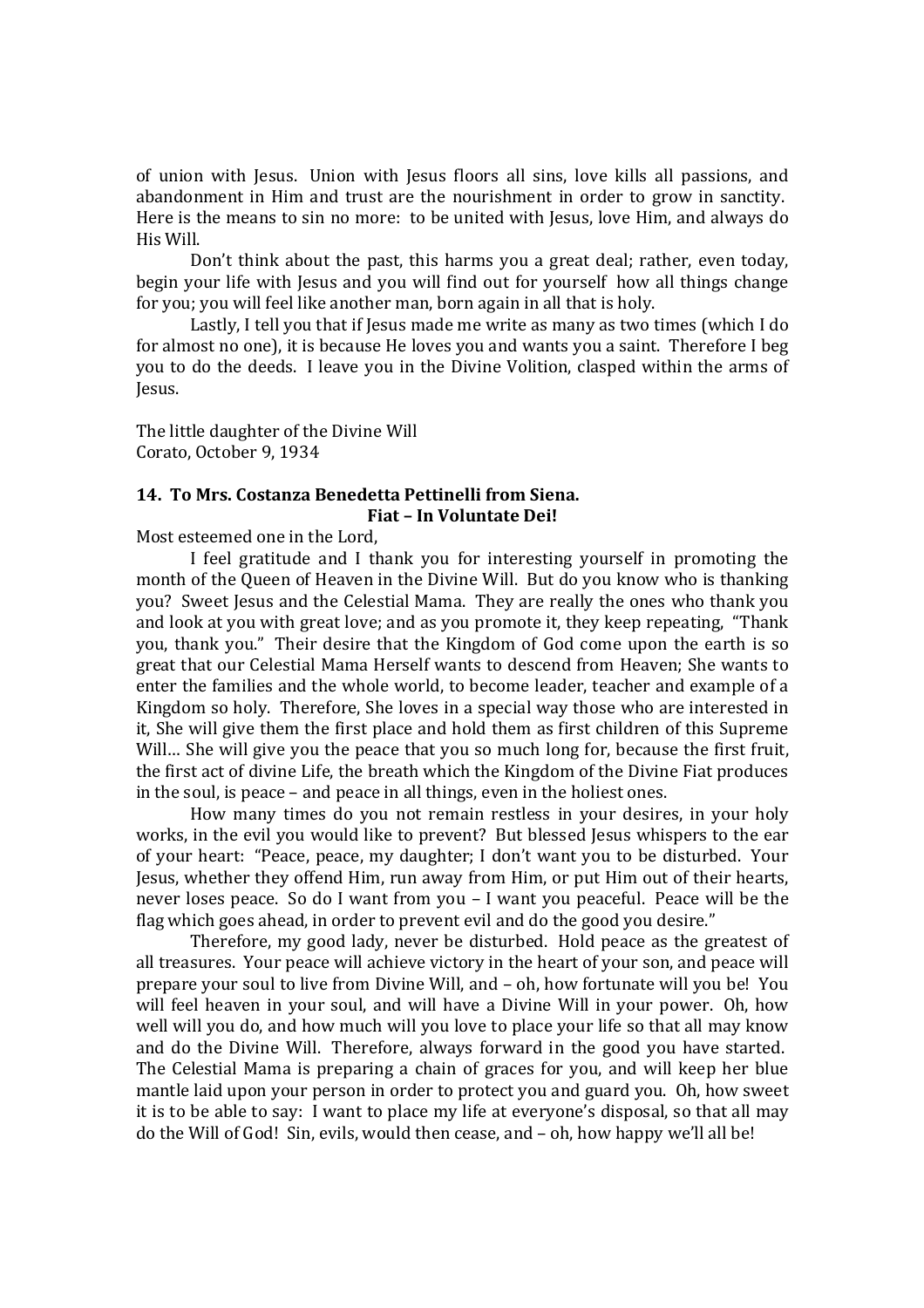of union with Jesus. Union with Jesus floors all sins, love kills all passions, and abandonment in Him and trust are the nourishment in order to grow in sanctity. Here is the means to sin no more: to be united with Jesus, love Him, and always do His Will.

Don't think about the past, this harms you a great deal; rather, even today, begin your life with Jesus and you will find out for yourself how all things change for you; you will feel like another man, born again in all that is holy.

Lastly, I tell you that if Jesus made me write as many as two times (which I do for almost no one), it is because He loves you and wants you a saint. Therefore I beg you to do the deeds. I leave you in the Divine Volition, clasped within the arms of Jesus.

The little daughter of the Divine Will
Corato, October 9, 1934

### 14. To Mrs. Costanza Benedetta Pettinelli from Siena.

**Fiat – In Voluntate Dei!**

Most esteemed one in the Lord,

I feel gratitude and I thank you for interesting yourself in promoting the month of the Queen of Heaven in the Divine Will. But do you know who is thanking you? Sweet Jesus and the Celestial Mama. They are really the ones who thank you and look at you with great love; and as you promote it, they keep repeating, "Thank you, thank you." Their desire that the Kingdom of God come upon the earth is so great that our Celestial Mama Herself wants to descend from Heaven; She wants to enter the families and the whole world, to become leader, teacher and example of a Kingdom so holy. Therefore, She loves in a special way those who are interested in it, She will give them the first place and hold them as first children of this Supreme Will… She will give you the peace that you so much long for, because the first fruit, the first act of divine Life, the breath which the Kingdom of the Divine Fiat produces in the soul, is peace – and peace in all things, even in the holiest ones.

How many times do you not remain restless in your desires, in your holy works, in the evil you would like to prevent? But blessed Jesus whispers to the ear of your heart: "Peace, peace, my daughter; I don't want you to be disturbed. Your Jesus, whether they offend Him, run away from Him, or put Him out of their hearts, never loses peace. So do I want from you – I want you peaceful. Peace will be the flag which goes ahead, in order to prevent evil and do the good you desire."

Therefore, my good lady, never be disturbed. Hold peace as the greatest of all treasures. Your peace will achieve victory in the heart of your son, and peace will prepare your soul to live from Divine Will, and – oh, how fortunate will you be! You will feel heaven in your soul, and will have a Divine Will in your power. Oh, how well will you do, and how much will you love to place your life so that all may know and do the Divine Will. Therefore, always forward in the good you have started. The Celestial Mama is preparing a chain of graces for you, and will keep her blue mantle laid upon your person in order to protect you and guard you. Oh, how sweet it is to be able to say: I want to place my life at everyone's disposal, so that all may do the Will of God! Sin, evils, would then cease, and – oh, how happy we'll all be!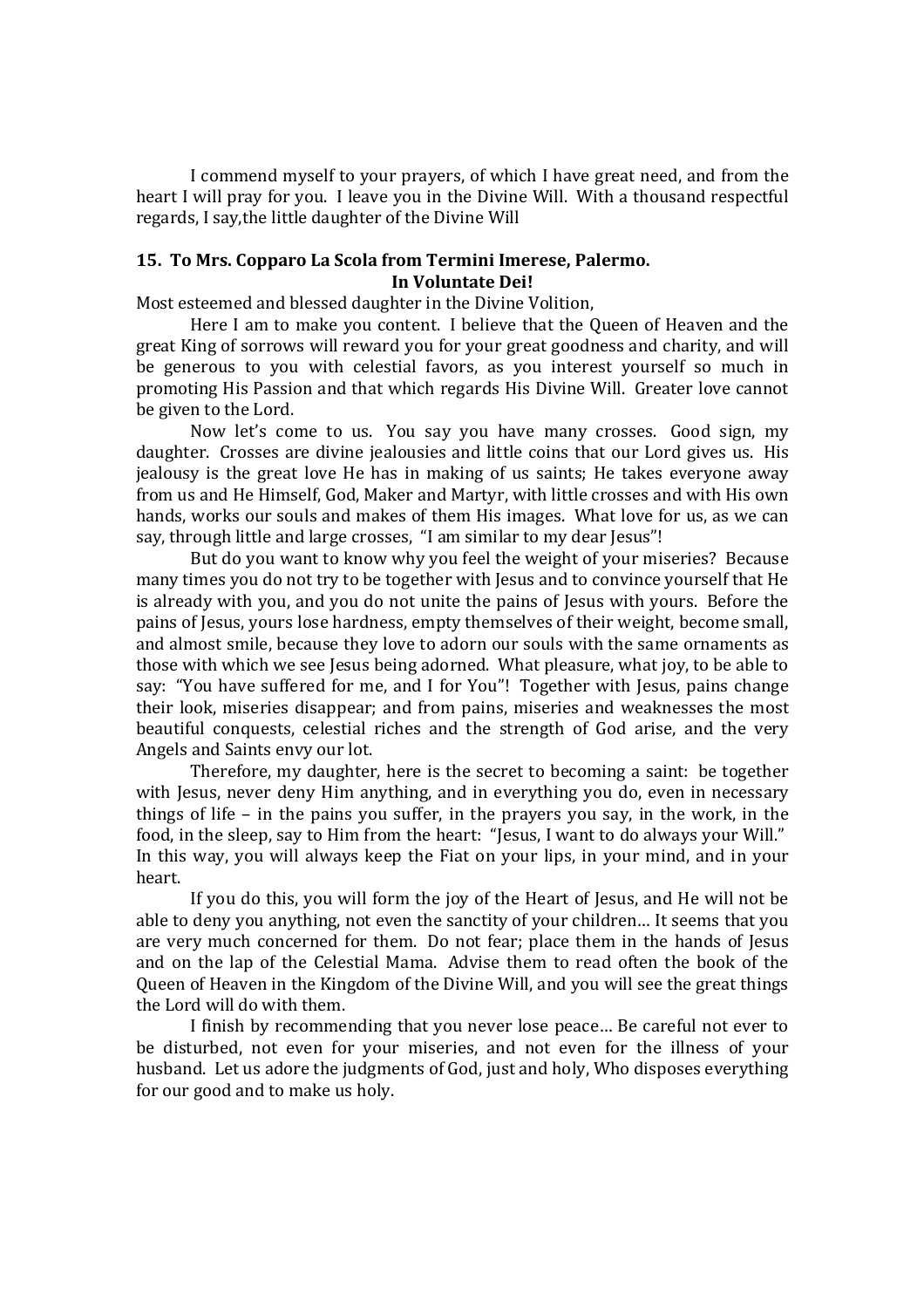I commend myself to your prayers, of which I have great need, and from the heart I will pray for you. I leave you in the Divine Will. With a thousand respectful regards, I say,the little daughter of the Divine Will

### 15. To Mrs. Copparo La Scola from Termini Imerese, Palermo.

**In Voluntate Dei!**

Most esteemed and blessed daughter in the Divine Volition,

Here I am to make you content. I believe that the Queen of Heaven and the great King of sorrows will reward you for your great goodness and charity, and will be generous to you with celestial favors, as you interest yourself so much in promoting His Passion and that which regards His Divine Will. Greater love cannot be given to the Lord.

Now let's come to us. You say you have many crosses. Good sign, my daughter. Crosses are divine jealousies and little coins that our Lord gives us. His jealousy is the great love He has in making of us saints; He takes everyone away from us and He Himself, God, Maker and Martyr, with little crosses and with His own hands, works our souls and makes of them His images. What love for us, as we can say, through little and large crosses, "I am similar to my dear Jesus"!

But do you want to know why you feel the weight of your miseries? Because many times you do not try to be together with Jesus and to convince yourself that He is already with you, and you do not unite the pains of Jesus with yours. Before the pains of Jesus, yours lose hardness, empty themselves of their weight, become small, and almost smile, because they love to adorn our souls with the same ornaments as those with which we see Jesus being adorned. What pleasure, what joy, to be able to say: "You have suffered for me, and I for You"! Together with Jesus, pains change their look, miseries disappear; and from pains, miseries and weaknesses the most beautiful conquests, celestial riches and the strength of God arise, and the very Angels and Saints envy our lot.

Therefore, my daughter, here is the secret to becoming a saint: be together with Jesus, never deny Him anything, and in everything you do, even in necessary things of life – in the pains you suffer, in the prayers you say, in the work, in the food, in the sleep, say to Him from the heart: "Jesus, I want to do always your Will." In this way, you will always keep the Fiat on your lips, in your mind, and in your heart.

If you do this, you will form the joy of the Heart of Jesus, and He will not be able to deny you anything, not even the sanctity of your children… It seems that you are very much concerned for them. Do not fear; place them in the hands of Jesus and on the lap of the Celestial Mama. Advise them to read often the book of the Queen of Heaven in the Kingdom of the Divine Will, and you will see the great things the Lord will do with them.

I finish by recommending that you never lose peace… Be careful not ever to be disturbed, not even for your miseries, and not even for the illness of your husband. Let us adore the judgments of God, just and holy, Who disposes everything for our good and to make us holy.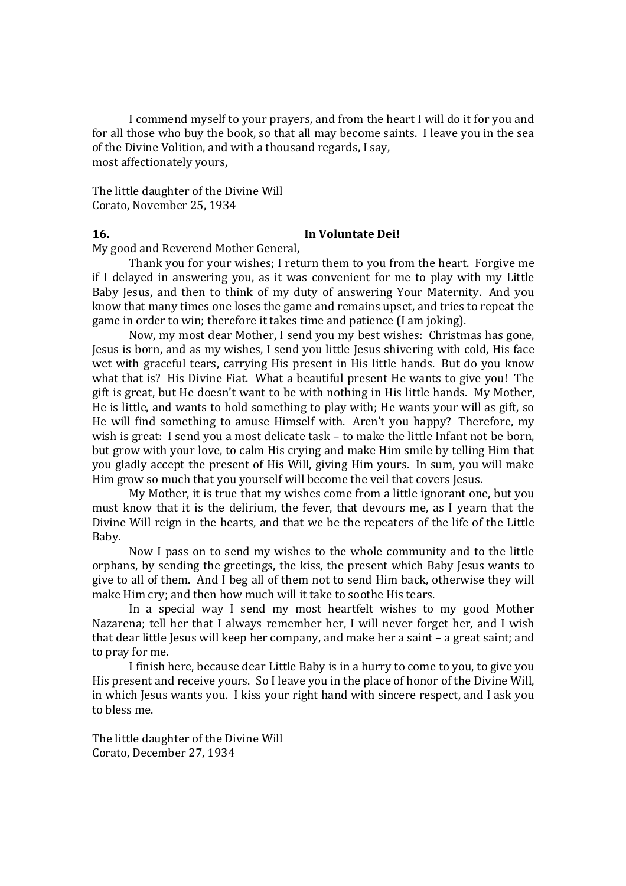I commend myself to your prayers, and from the heart I will do it for you and for all those who buy the book, so that all may become saints. I leave you in the sea of the Divine Volition, and with a thousand regards, I say,
most affectionately yours,

The little daughter of the Divine Will
Corato, November 25, 1934

**16.** **In Voluntate Dei!**

My good and Reverend Mother General,

Thank you for your wishes; I return them to you from the heart. Forgive me if I delayed in answering you, as it was convenient for me to play with my Little Baby Jesus, and then to think of my duty of answering Your Maternity. And you know that many times one loses the game and remains upset, and tries to repeat the game in order to win; therefore it takes time and patience (I am joking).

Now, my most dear Mother, I send you my best wishes: Christmas has gone, Jesus is born, and as my wishes, I send you little Jesus shivering with cold, His face wet with graceful tears, carrying His present in His little hands. But do you know what that is? His Divine Fiat. What a beautiful present He wants to give you! The gift is great, but He doesn't want to be with nothing in His little hands. My Mother, He is little, and wants to hold something to play with; He wants your will as gift, so He will find something to amuse Himself with. Aren't you happy? Therefore, my wish is great: I send you a most delicate task – to make the little Infant not be born, but grow with your love, to calm His crying and make Him smile by telling Him that you gladly accept the present of His Will, giving Him yours. In sum, you will make Him grow so much that you yourself will become the veil that covers Jesus.

My Mother, it is true that my wishes come from a little ignorant one, but you must know that it is the delirium, the fever, that devours me, as I yearn that the Divine Will reign in the hearts, and that we be the repeaters of the life of the Little Baby.

Now I pass on to send my wishes to the whole community and to the little orphans, by sending the greetings, the kiss, the present which Baby Jesus wants to give to all of them. And I beg all of them not to send Him back, otherwise they will make Him cry; and then how much will it take to soothe His tears.

In a special way I send my most heartfelt wishes to my good Mother Nazarena; tell her that I always remember her, I will never forget her, and I wish that dear little Jesus will keep her company, and make her a saint – a great saint; and to pray for me.

I finish here, because dear Little Baby is in a hurry to come to you, to give you His present and receive yours. So I leave you in the place of honor of the Divine Will, in which Jesus wants you. I kiss your right hand with sincere respect, and I ask you to bless me.

The little daughter of the Divine Will
Corato, December 27, 1934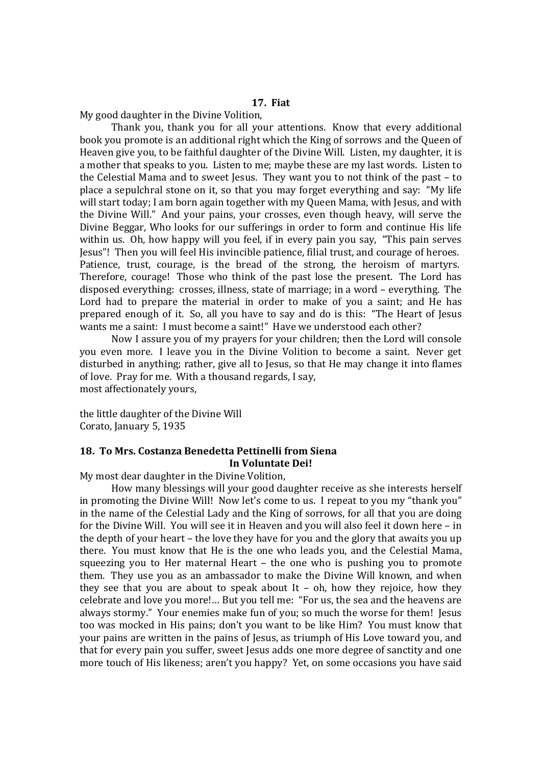## 17. Fiat

My good daughter in the Divine Volition,

Thank you, thank you for all your attentions. Know that every additional book you promote is an additional right which the King of sorrows and the Queen of Heaven give you, to be faithful daughter of the Divine Will. Listen, my daughter, it is a mother that speaks to you. Listen to me; maybe these are my last words. Listen to the Celestial Mama and to sweet Jesus. They want you to not think of the past – to place a sepulchral stone on it, so that you may forget everything and say: "My life will start today; I am born again together with my Queen Mama, with Jesus, and with the Divine Will." And your pains, your crosses, even though heavy, will serve the Divine Beggar, Who looks for our sufferings in order to form and continue His life within us. Oh, how happy will you feel, if in every pain you say, "This pain serves Jesus"! Then you will feel His invincible patience, filial trust, and courage of heroes. Patience, trust, courage, is the bread of the strong, the heroism of martyrs. Therefore, courage! Those who think of the past lose the present. The Lord has disposed everything: crosses, illness, state of marriage; in a word – everything. The Lord had to prepare the material in order to make of you a saint; and He has prepared enough of it. So, all you have to say and do is this: "The Heart of Jesus wants me a saint: I must become a saint!" Have we understood each other?

Now I assure you of my prayers for your children; then the Lord will console you even more. I leave you in the Divine Volition to become a saint. Never get disturbed in anything; rather, give all to Jesus, so that He may change it into flames of love. Pray for me. With a thousand regards, I say,
most affectionately yours,

the little daughter of the Divine Will
Corato, January 5, 1935

## 18. To Mrs. Costanza Benedetta Pettinelli from Siena

**In Voluntate Dei!**

My most dear daughter in the Divine Volition,

How many blessings will your good daughter receive as she interests herself in promoting the Divine Will! Now let's come to us. I repeat to you my "thank you" in the name of the Celestial Lady and the King of sorrows, for all that you are doing for the Divine Will. You will see it in Heaven and you will also feel it down here – in the depth of your heart – the love they have for you and the glory that awaits you up there. You must know that He is the one who leads you, and the Celestial Mama, squeezing you to Her maternal Heart – the one who is pushing you to promote them. They use you as an ambassador to make the Divine Will known, and when they see that you are about to speak about It – oh, how they rejoice, how they celebrate and love you more!... But you tell me: "For us, the sea and the heavens are always stormy." Your enemies make fun of you; so much the worse for them! Jesus too was mocked in His pains; don't you want to be like Him? You must know that your pains are written in the pains of Jesus, as triumph of His Love toward you, and that for every pain you suffer, sweet Jesus adds one more degree of sanctity and one more touch of His likeness; aren't you happy? Yet, on some occasions you have said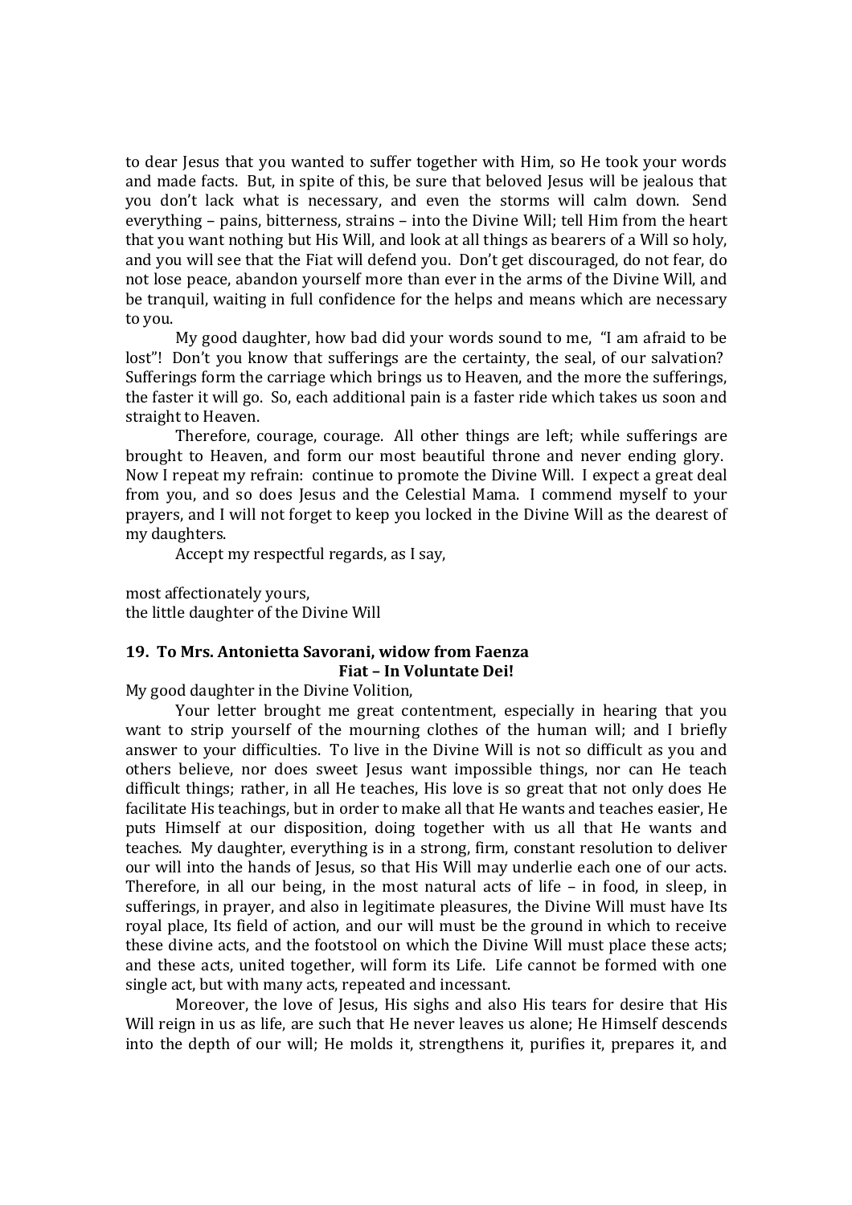to dear Jesus that you wanted to suffer together with Him, so He took your words and made facts. But, in spite of this, be sure that beloved Jesus will be jealous that you don't lack what is necessary, and even the storms will calm down. Send everything – pains, bitterness, strains – into the Divine Will; tell Him from the heart that you want nothing but His Will, and look at all things as bearers of a Will so holy, and you will see that the Fiat will defend you. Don't get discouraged, do not fear, do not lose peace, abandon yourself more than ever in the arms of the Divine Will, and be tranquil, waiting in full confidence for the helps and means which are necessary to you.

My good daughter, how bad did your words sound to me, "I am afraid to be lost"! Don't you know that sufferings are the certainty, the seal, of our salvation? Sufferings form the carriage which brings us to Heaven, and the more the sufferings, the faster it will go. So, each additional pain is a faster ride which takes us soon and straight to Heaven.

Therefore, courage, courage. All other things are left; while sufferings are brought to Heaven, and form our most beautiful throne and never ending glory. Now I repeat my refrain: continue to promote the Divine Will. I expect a great deal from you, and so does Jesus and the Celestial Mama. I commend myself to your prayers, and I will not forget to keep you locked in the Divine Will as the dearest of my daughters.

Accept my respectful regards, as I say,

most affectionately yours,
the little daughter of the Divine Will

### 19. To Mrs. Antonietta Savorani, widow from Faenza

**Fiat – In Voluntate Dei!**

My good daughter in the Divine Volition,

Your letter brought me great contentment, especially in hearing that you want to strip yourself of the mourning clothes of the human will; and I briefly answer to your difficulties. To live in the Divine Will is not so difficult as you and others believe, nor does sweet Jesus want impossible things, nor can He teach difficult things; rather, in all He teaches, His love is so great that not only does He facilitate His teachings, but in order to make all that He wants and teaches easier, He puts Himself at our disposition, doing together with us all that He wants and teaches. My daughter, everything is in a strong, firm, constant resolution to deliver our will into the hands of Jesus, so that His Will may underlie each one of our acts. Therefore, in all our being, in the most natural acts of life – in food, in sleep, in sufferings, in prayer, and also in legitimate pleasures, the Divine Will must have Its royal place, Its field of action, and our will must be the ground in which to receive these divine acts, and the footstool on which the Divine Will must place these acts; and these acts, united together, will form its Life. Life cannot be formed with one single act, but with many acts, repeated and incessant.

Moreover, the love of Jesus, His sighs and also His tears for desire that His Will reign in us as life, are such that He never leaves us alone; He Himself descends into the depth of our will; He molds it, strengthens it, purifies it, prepares it, and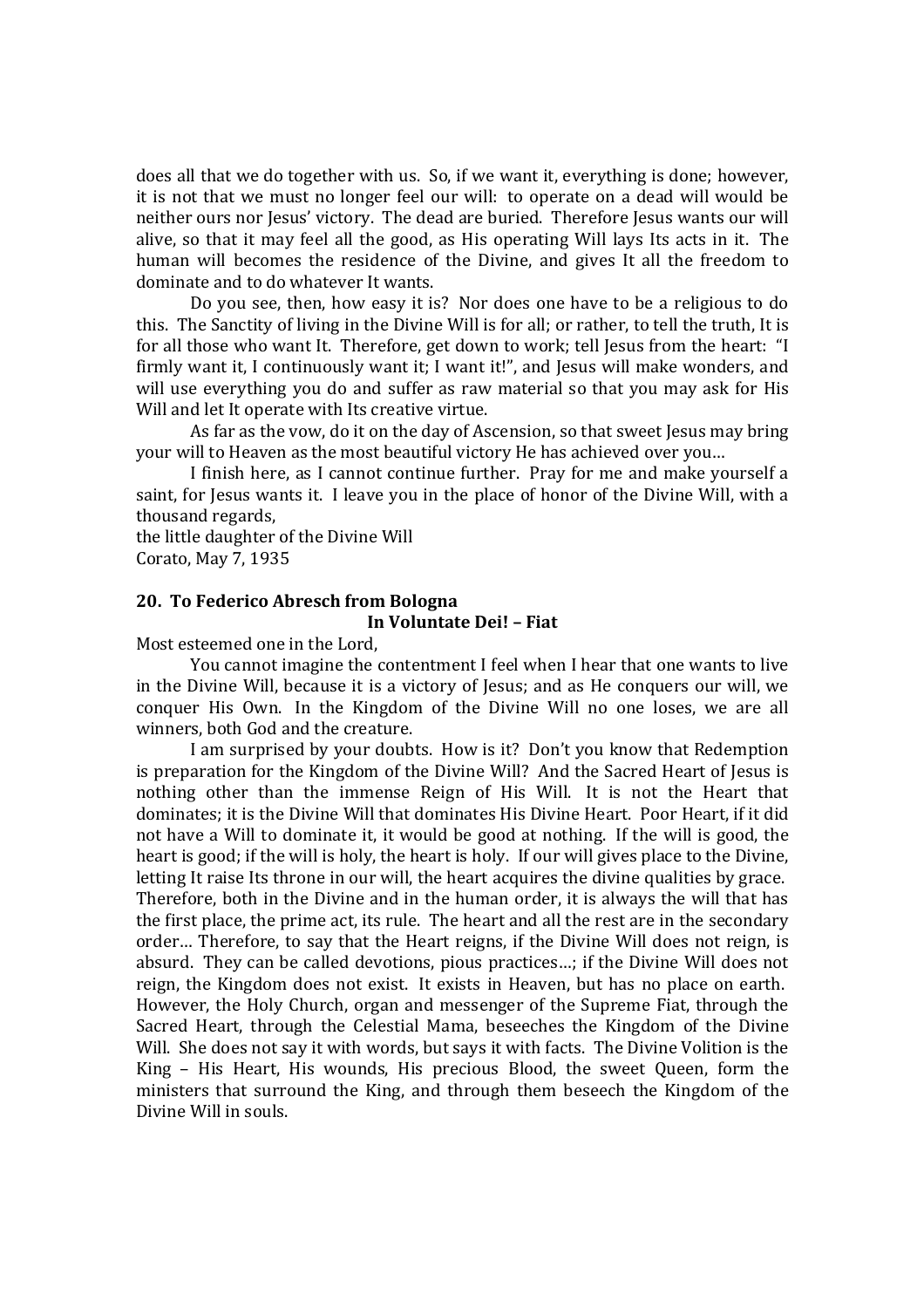does all that we do together with us. So, if we want it, everything is done; however, it is not that we must no longer feel our will: to operate on a dead will would be neither ours nor Jesus' victory. The dead are buried. Therefore Jesus wants our will alive, so that it may feel all the good, as His operating Will lays Its acts in it. The human will becomes the residence of the Divine, and gives It all the freedom to dominate and to do whatever It wants.

Do you see, then, how easy it is? Nor does one have to be a religious to do this. The Sanctity of living in the Divine Will is for all; or rather, to tell the truth, It is for all those who want It. Therefore, get down to work; tell Jesus from the heart: "I firmly want it, I continuously want it; I want it!", and Jesus will make wonders, and will use everything you do and suffer as raw material so that you may ask for His Will and let It operate with Its creative virtue.

As far as the vow, do it on the day of Ascension, so that sweet Jesus may bring your will to Heaven as the most beautiful victory He has achieved over you…

I finish here, as I cannot continue further. Pray for me and make yourself a saint, for Jesus wants it. I leave you in the place of honor of the Divine Will, with a thousand regards,

the little daughter of the Divine Will
Corato, May 7, 1935

### 20. To Federico Abresch from Bologna

**In Voluntate Dei! – Fiat**

Most esteemed one in the Lord,

You cannot imagine the contentment I feel when I hear that one wants to live in the Divine Will, because it is a victory of Jesus; and as He conquers our will, we conquer His Own. In the Kingdom of the Divine Will no one loses, we are all winners, both God and the creature.

I am surprised by your doubts. How is it? Don't you know that Redemption is preparation for the Kingdom of the Divine Will? And the Sacred Heart of Jesus is nothing other than the immense Reign of His Will. It is not the Heart that dominates; it is the Divine Will that dominates His Divine Heart. Poor Heart, if it did not have a Will to dominate it, it would be good at nothing. If the will is good, the heart is good; if the will is holy, the heart is holy. If our will gives place to the Divine, letting It raise Its throne in our will, the heart acquires the divine qualities by grace. Therefore, both in the Divine and in the human order, it is always the will that has the first place, the prime act, its rule. The heart and all the rest are in the secondary order… Therefore, to say that the Heart reigns, if the Divine Will does not reign, is absurd. They can be called devotions, pious practices…; if the Divine Will does not reign, the Kingdom does not exist. It exists in Heaven, but has no place on earth. However, the Holy Church, organ and messenger of the Supreme Fiat, through the Sacred Heart, through the Celestial Mama, beseeches the Kingdom of the Divine Will. She does not say it with words, but says it with facts. The Divine Volition is the King – His Heart, His wounds, His precious Blood, the sweet Queen, form the ministers that surround the King, and through them beseech the Kingdom of the Divine Will in souls.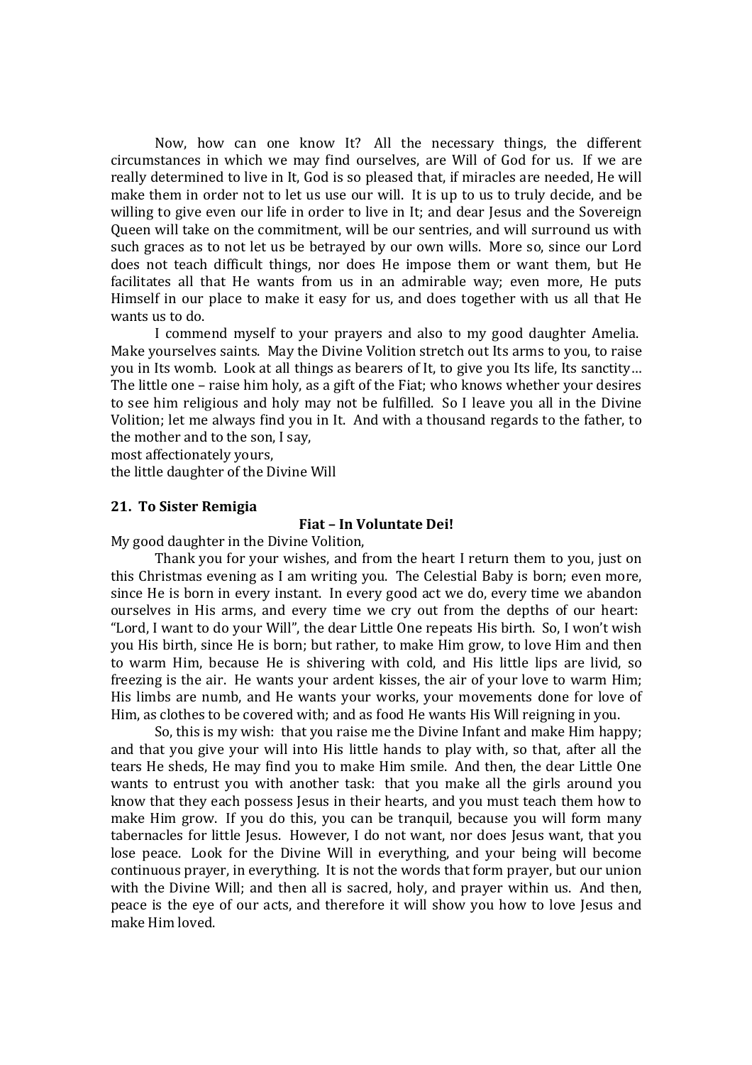Now, how can one know It? All the necessary things, the different circumstances in which we may find ourselves, are Will of God for us. If we are really determined to live in It, God is so pleased that, if miracles are needed, He will make them in order not to let us use our will. It is up to us to truly decide, and be willing to give even our life in order to live in It; and dear Jesus and the Sovereign Queen will take on the commitment, will be our sentries, and will surround us with such graces as to not let us be betrayed by our own wills. More so, since our Lord does not teach difficult things, nor does He impose them or want them, but He facilitates all that He wants from us in an admirable way; even more, He puts Himself in our place to make it easy for us, and does together with us all that He wants us to do.

I commend myself to your prayers and also to my good daughter Amelia. Make yourselves saints. May the Divine Volition stretch out Its arms to you, to raise you in Its womb. Look at all things as bearers of It, to give you Its life, Its sanctity… The little one – raise him holy, as a gift of the Fiat; who knows whether your desires to see him religious and holy may not be fulfilled. So I leave you all in the Divine Volition; let me always find you in It. And with a thousand regards to the father, to the mother and to the son, I say,

most affectionately yours,

the little daughter of the Divine Will

**21. To Sister Remigia**

**Fiat – In Voluntate Dei!**

My good daughter in the Divine Volition,

Thank you for your wishes, and from the heart I return them to you, just on this Christmas evening as I am writing you. The Celestial Baby is born; even more, since He is born in every instant. In every good act we do, every time we abandon ourselves in His arms, and every time we cry out from the depths of our heart: "Lord, I want to do your Will", the dear Little One repeats His birth. So, I won't wish you His birth, since He is born; but rather, to make Him grow, to love Him and then to warm Him, because He is shivering with cold, and His little lips are livid, so freezing is the air. He wants your ardent kisses, the air of your love to warm Him; His limbs are numb, and He wants your works, your movements done for love of Him, as clothes to be covered with; and as food He wants His Will reigning in you.

So, this is my wish: that you raise me the Divine Infant and make Him happy; and that you give your will into His little hands to play with, so that, after all the tears He sheds, He may find you to make Him smile. And then, the dear Little One wants to entrust you with another task: that you make all the girls around you know that they each possess Jesus in their hearts, and you must teach them how to make Him grow. If you do this, you can be tranquil, because you will form many tabernacles for little Jesus. However, I do not want, nor does Jesus want, that you lose peace. Look for the Divine Will in everything, and your being will become continuous prayer, in everything. It is not the words that form prayer, but our union with the Divine Will; and then all is sacred, holy, and prayer within us. And then, peace is the eye of our acts, and therefore it will show you how to love Jesus and make Him loved.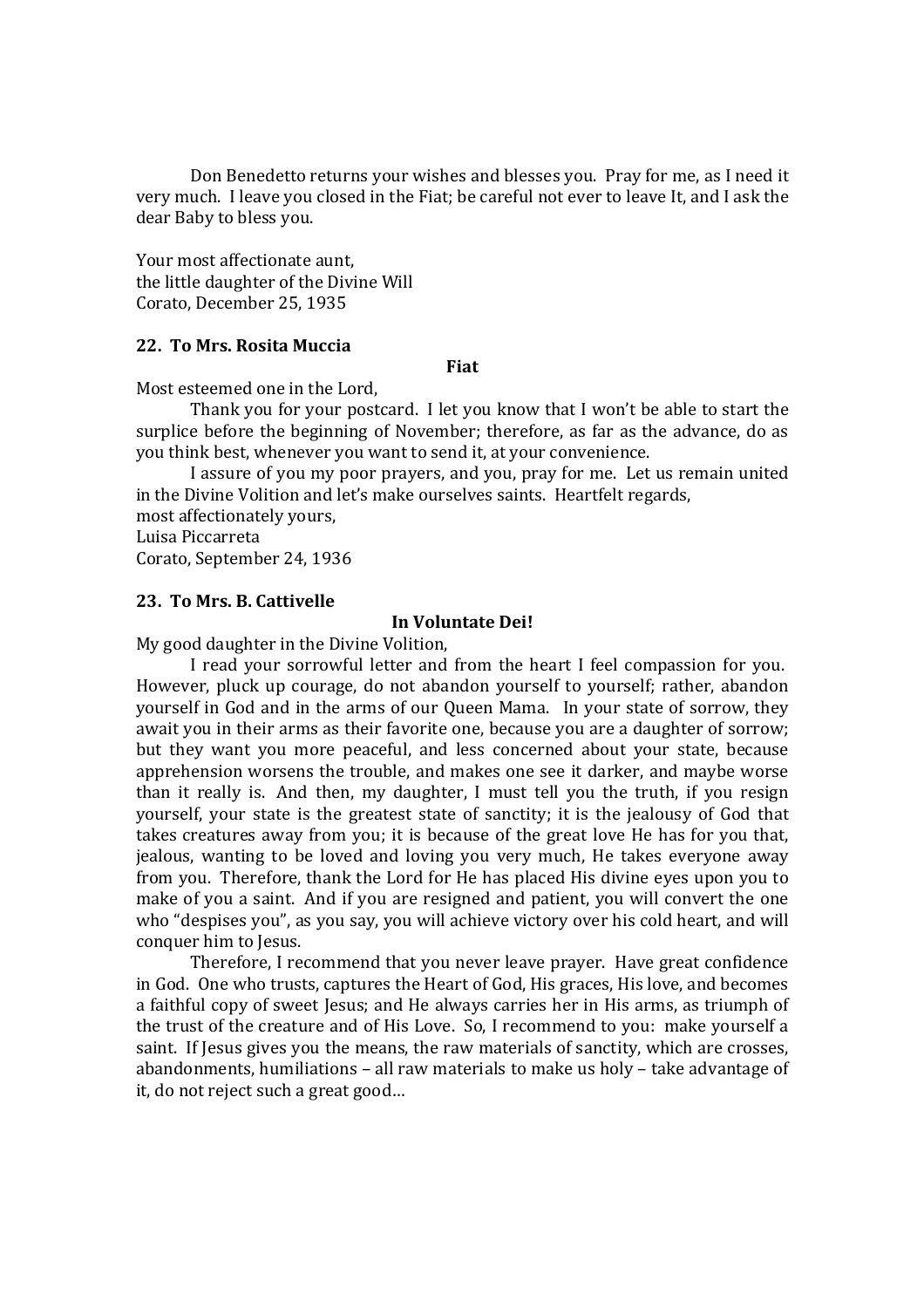Don Benedetto returns your wishes and blesses you. Pray for me, as I need it very much. I leave you closed in the Fiat; be careful not ever to leave It, and I ask the dear Baby to bless you.

Your most affectionate aunt,
the little daughter of the Divine Will
Corato, December 25, 1935

### 22. To Mrs. Rosita Muccia

**Fiat**

Most esteemed one in the Lord,

Thank you for your postcard. I let you know that I won't be able to start the surplice before the beginning of November; therefore, as far as the advance, do as you think best, whenever you want to send it, at your convenience.

I assure of you my poor prayers, and you, pray for me. Let us remain united in the Divine Volition and let's make ourselves saints. Heartfelt regards,
most affectionately yours,
Luisa Piccarreta
Corato, September 24, 1936

### 23. To Mrs. B. Cattivelle

**In Voluntate Dei!**

My good daughter in the Divine Volition,

I read your sorrowful letter and from the heart I feel compassion for you. However, pluck up courage, do not abandon yourself to yourself; rather, abandon yourself in God and in the arms of our Queen Mama. In your state of sorrow, they await you in their arms as their favorite one, because you are a daughter of sorrow; but they want you more peaceful, and less concerned about your state, because apprehension worsens the trouble, and makes one see it darker, and maybe worse than it really is. And then, my daughter, I must tell you the truth, if you resign yourself, your state is the greatest state of sanctity; it is the jealousy of God that takes creatures away from you; it is because of the great love He has for you that, jealous, wanting to be loved and loving you very much, He takes everyone away from you. Therefore, thank the Lord for He has placed His divine eyes upon you to make of you a saint. And if you are resigned and patient, you will convert the one who "despises you", as you say, you will achieve victory over his cold heart, and will conquer him to Jesus.

Therefore, I recommend that you never leave prayer. Have great confidence in God. One who trusts, captures the Heart of God, His graces, His love, and becomes a faithful copy of sweet Jesus; and He always carries her in His arms, as triumph of the trust of the creature and of His Love. So, I recommend to you: make yourself a saint. If Jesus gives you the means, the raw materials of sanctity, which are crosses, abandonments, humiliations – all raw materials to make us holy – take advantage of it, do not reject such a great good…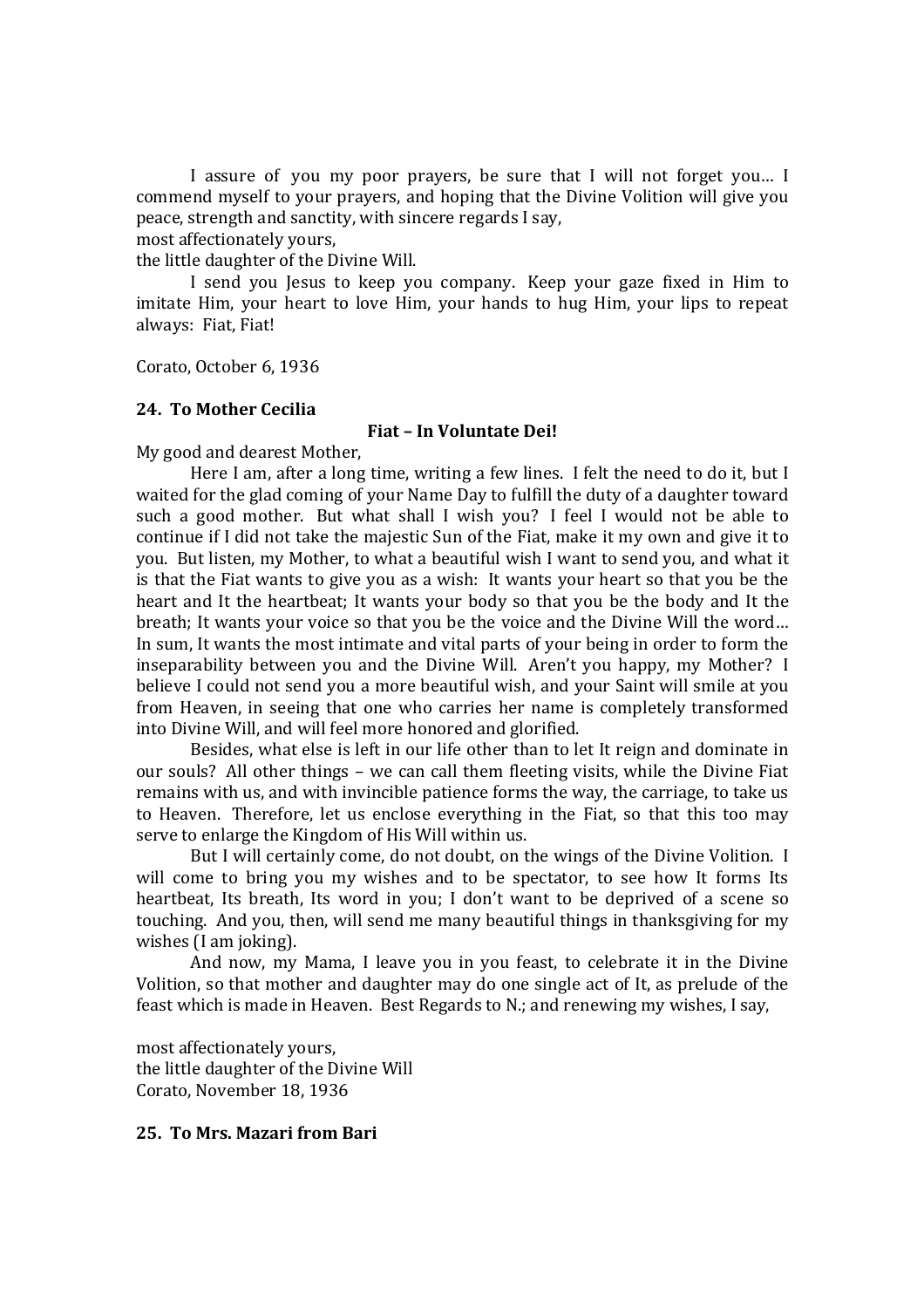I assure of you my poor prayers, be sure that I will not forget you… I commend myself to your prayers, and hoping that the Divine Volition will give you peace, strength and sanctity, with sincere regards I say,

most affectionately yours,
the little daughter of the Divine Will.

I send you Jesus to keep you company. Keep your gaze fixed in Him to imitate Him, your heart to love Him, your hands to hug Him, your lips to repeat always: Fiat, Fiat!

Corato, October 6, 1936

### 24. To Mother Cecilia

**Fiat – In Voluntate Dei!**

My good and dearest Mother,

Here I am, after a long time, writing a few lines. I felt the need to do it, but I waited for the glad coming of your Name Day to fulfill the duty of a daughter toward such a good mother. But what shall I wish you? I feel I would not be able to continue if I did not take the majestic Sun of the Fiat, make it my own and give it to you. But listen, my Mother, to what a beautiful wish I want to send you, and what it is that the Fiat wants to give you as a wish: It wants your heart so that you be the heart and It the heartbeat; It wants your body so that you be the body and It the breath; It wants your voice so that you be the voice and the Divine Will the word… In sum, It wants the most intimate and vital parts of your being in order to form the inseparability between you and the Divine Will. Aren't you happy, my Mother? I believe I could not send you a more beautiful wish, and your Saint will smile at you from Heaven, in seeing that one who carries her name is completely transformed into Divine Will, and will feel more honored and glorified.

Besides, what else is left in our life other than to let It reign and dominate in our souls? All other things – we can call them fleeting visits, while the Divine Fiat remains with us, and with invincible patience forms the way, the carriage, to take us to Heaven. Therefore, let us enclose everything in the Fiat, so that this too may serve to enlarge the Kingdom of His Will within us.

But I will certainly come, do not doubt, on the wings of the Divine Volition. I will come to bring you my wishes and to be spectator, to see how It forms Its heartbeat, Its breath, Its word in you; I don't want to be deprived of a scene so touching. And you, then, will send me many beautiful things in thanksgiving for my wishes (I am joking).

And now, my Mama, I leave you in you feast, to celebrate it in the Divine Volition, so that mother and daughter may do one single act of It, as prelude of the feast which is made in Heaven. Best Regards to N.; and renewing my wishes, I say,

most affectionately yours,
the little daughter of the Divine Will
Corato, November 18, 1936

### 25. To Mrs. Mazari from Bari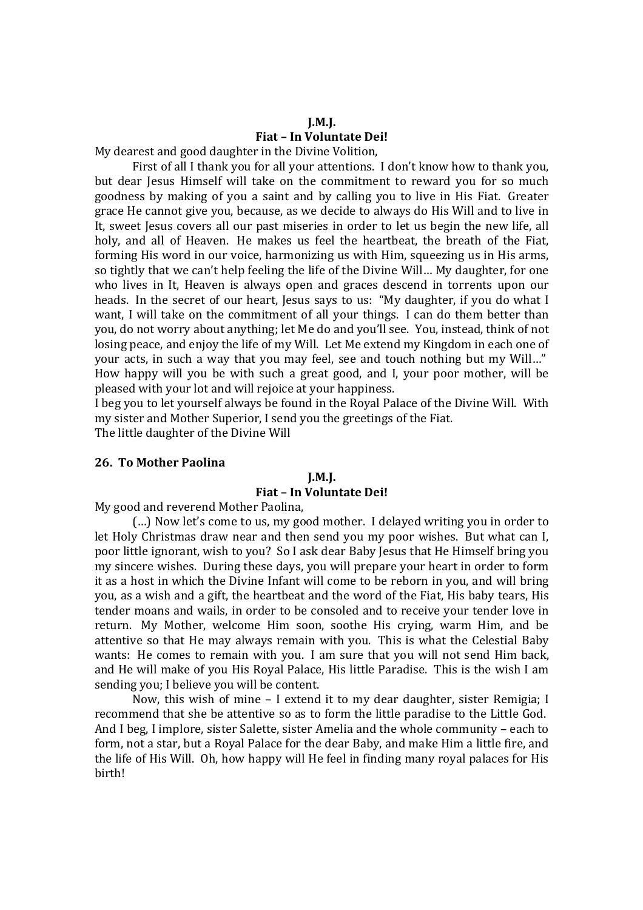**J.M.J.**

**Fiat – In Voluntate Dei!**

My dearest and good daughter in the Divine Volition,

First of all I thank you for all your attentions. I don't know how to thank you, but dear Jesus Himself will take on the commitment to reward you for so much goodness by making of you a saint and by calling you to live in His Fiat. Greater grace He cannot give you, because, as we decide to always do His Will and to live in It, sweet Jesus covers all our past miseries in order to let us begin the new life, all holy, and all of Heaven. He makes us feel the heartbeat, the breath of the Fiat, forming His word in our voice, harmonizing us with Him, squeezing us in His arms, so tightly that we can't help feeling the life of the Divine Will… My daughter, for one who lives in It, Heaven is always open and graces descend in torrents upon our heads. In the secret of our heart, Jesus says to us: "My daughter, if you do what I want, I will take on the commitment of all your things. I can do them better than you, do not worry about anything; let Me do and you'll see. You, instead, think of not losing peace, and enjoy the life of my Will. Let Me extend my Kingdom in each one of your acts, in such a way that you may feel, see and touch nothing but my Will…" How happy will you be with such a great good, and I, your poor mother, will be pleased with your lot and will rejoice at your happiness.

I beg you to let yourself always be found in the Royal Palace of the Divine Will. With my sister and Mother Superior, I send you the greetings of the Fiat.

The little daughter of the Divine Will

### 26. To Mother Paolina

**J.M.J.**

**Fiat – In Voluntate Dei!**

My good and reverend Mother Paolina,

(…) Now let's come to us, my good mother. I delayed writing you in order to let Holy Christmas draw near and then send you my poor wishes. But what can I, poor little ignorant, wish to you? So I ask dear Baby Jesus that He Himself bring you my sincere wishes. During these days, you will prepare your heart in order to form it as a host in which the Divine Infant will come to be reborn in you, and will bring you, as a wish and a gift, the heartbeat and the word of the Fiat, His baby tears, His tender moans and wails, in order to be consoled and to receive your tender love in return. My Mother, welcome Him soon, soothe His crying, warm Him, and be attentive so that He may always remain with you. This is what the Celestial Baby wants: He comes to remain with you. I am sure that you will not send Him back, and He will make of you His Royal Palace, His little Paradise. This is the wish I am sending you; I believe you will be content.

Now, this wish of mine – I extend it to my dear daughter, sister Remigia; I recommend that she be attentive so as to form the little paradise to the Little God. And I beg, I implore, sister Salette, sister Amelia and the whole community – each to form, not a star, but a Royal Palace for the dear Baby, and make Him a little fire, and the life of His Will. Oh, how happy will He feel in finding many royal palaces for His birth!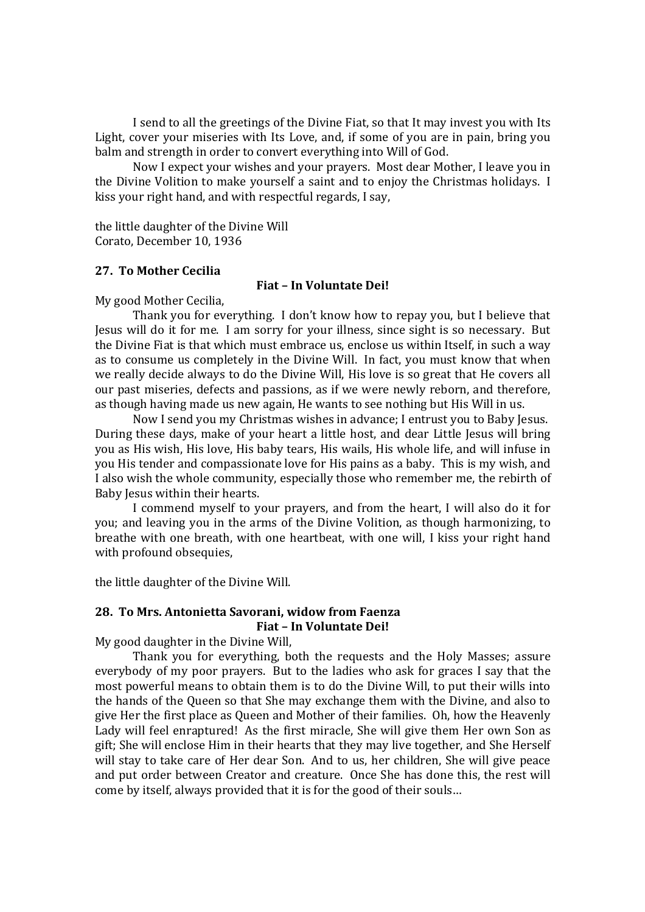I send to all the greetings of the Divine Fiat, so that It may invest you with Its Light, cover your miseries with Its Love, and, if some of you are in pain, bring you balm and strength in order to convert everything into Will of God.

Now I expect your wishes and your prayers. Most dear Mother, I leave you in the Divine Volition to make yourself a saint and to enjoy the Christmas holidays. I kiss your right hand, and with respectful regards, I say,

the little daughter of the Divine Will
Corato, December 10, 1936

**27. To Mother Cecilia**

**Fiat – In Voluntate Dei!**

My good Mother Cecilia,

Thank you for everything. I don't know how to repay you, but I believe that Jesus will do it for me. I am sorry for your illness, since sight is so necessary. But the Divine Fiat is that which must embrace us, enclose us within Itself, in such a way as to consume us completely in the Divine Will. In fact, you must know that when we really decide always to do the Divine Will, His love is so great that He covers all our past miseries, defects and passions, as if we were newly reborn, and therefore, as though having made us new again, He wants to see nothing but His Will in us.

Now I send you my Christmas wishes in advance; I entrust you to Baby Jesus. During these days, make of your heart a little host, and dear Little Jesus will bring you as His wish, His love, His baby tears, His wails, His whole life, and will infuse in you His tender and compassionate love for His pains as a baby. This is my wish, and I also wish the whole community, especially those who remember me, the rebirth of Baby Jesus within their hearts.

I commend myself to your prayers, and from the heart, I will also do it for you; and leaving you in the arms of the Divine Volition, as though harmonizing, to breathe with one breath, with one heartbeat, with one will, I kiss your right hand with profound obsequies,

the little daughter of the Divine Will.

**28. To Mrs. Antonietta Savorani, widow from Faenza**

**Fiat – In Voluntate Dei!**

My good daughter in the Divine Will,

Thank you for everything, both the requests and the Holy Masses; assure everybody of my poor prayers. But to the ladies who ask for graces I say that the most powerful means to obtain them is to do the Divine Will, to put their wills into the hands of the Queen so that She may exchange them with the Divine, and also to give Her the first place as Queen and Mother of their families. Oh, how the Heavenly Lady will feel enraptured! As the first miracle, She will give them Her own Son as gift; She will enclose Him in their hearts that they may live together, and She Herself will stay to take care of Her dear Son. And to us, her children, She will give peace and put order between Creator and creature. Once She has done this, the rest will come by itself, always provided that it is for the good of their souls…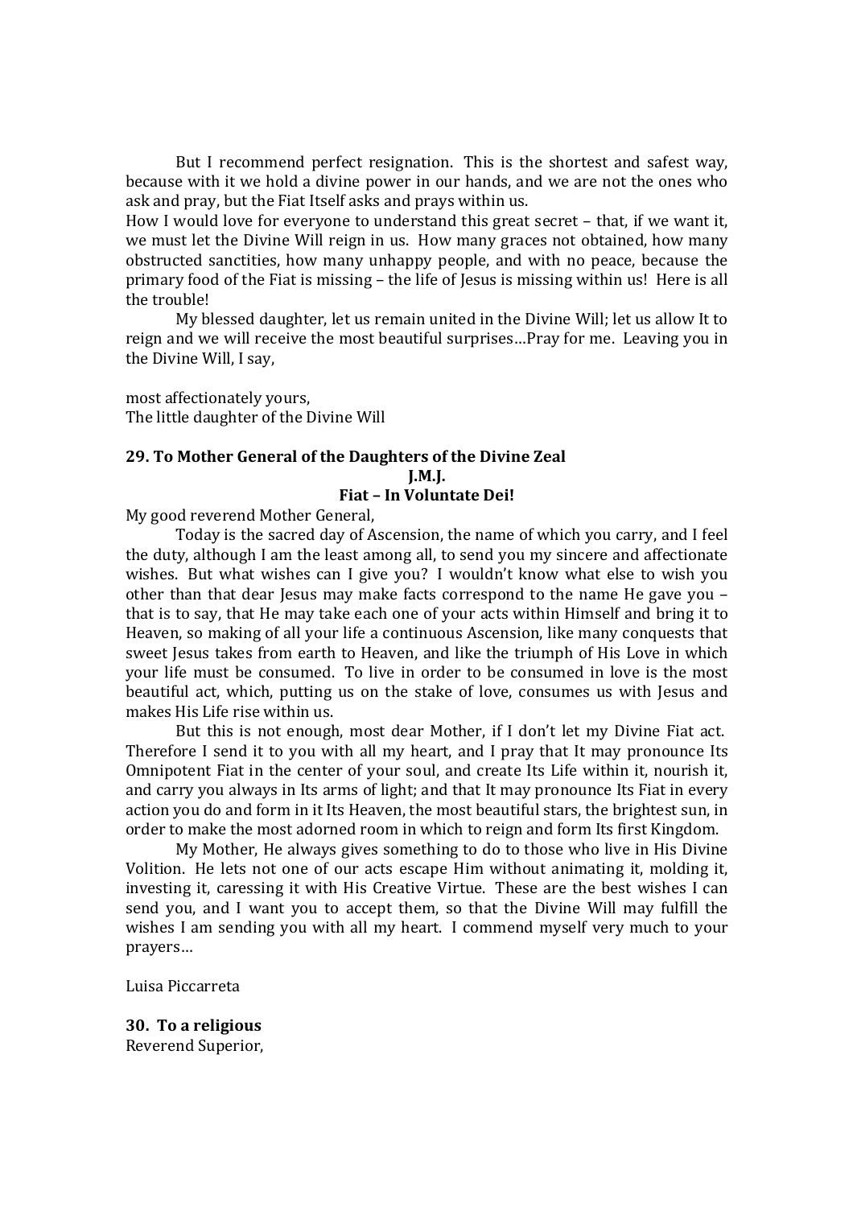But I recommend perfect resignation. This is the shortest and safest way, because with it we hold a divine power in our hands, and we are not the ones who ask and pray, but the Fiat Itself asks and prays within us.

How I would love for everyone to understand this great secret – that, if we want it, we must let the Divine Will reign in us. How many graces not obtained, how many obstructed sanctities, how many unhappy people, and with no peace, because the primary food of the Fiat is missing – the life of Jesus is missing within us! Here is all the trouble!

My blessed daughter, let us remain united in the Divine Will; let us allow It to reign and we will receive the most beautiful surprises…Pray for me. Leaving you in the Divine Will, I say,

most affectionately yours,
The little daughter of the Divine Will

**29. To Mother General of the Daughters of the Divine Zeal**

**J.M.J.**

**Fiat – In Voluntate Dei!**

My good reverend Mother General,

Today is the sacred day of Ascension, the name of which you carry, and I feel the duty, although I am the least among all, to send you my sincere and affectionate wishes. But what wishes can I give you? I wouldn't know what else to wish you other than that dear Jesus may make facts correspond to the name He gave you – that is to say, that He may take each one of your acts within Himself and bring it to Heaven, so making of all your life a continuous Ascension, like many conquests that sweet Jesus takes from earth to Heaven, and like the triumph of His Love in which your life must be consumed. To live in order to be consumed in love is the most beautiful act, which, putting us on the stake of love, consumes us with Jesus and makes His Life rise within us.

But this is not enough, most dear Mother, if I don't let my Divine Fiat act. Therefore I send it to you with all my heart, and I pray that It may pronounce Its Omnipotent Fiat in the center of your soul, and create Its Life within it, nourish it, and carry you always in Its arms of light; and that It may pronounce Its Fiat in every action you do and form in it Its Heaven, the most beautiful stars, the brightest sun, in order to make the most adorned room in which to reign and form Its first Kingdom.

My Mother, He always gives something to do to those who live in His Divine Volition. He lets not one of our acts escape Him without animating it, molding it, investing it, caressing it with His Creative Virtue. These are the best wishes I can send you, and I want you to accept them, so that the Divine Will may fulfill the wishes I am sending you with all my heart. I commend myself very much to your prayers…

Luisa Piccarreta

**30. To a religious**

Reverend Superior,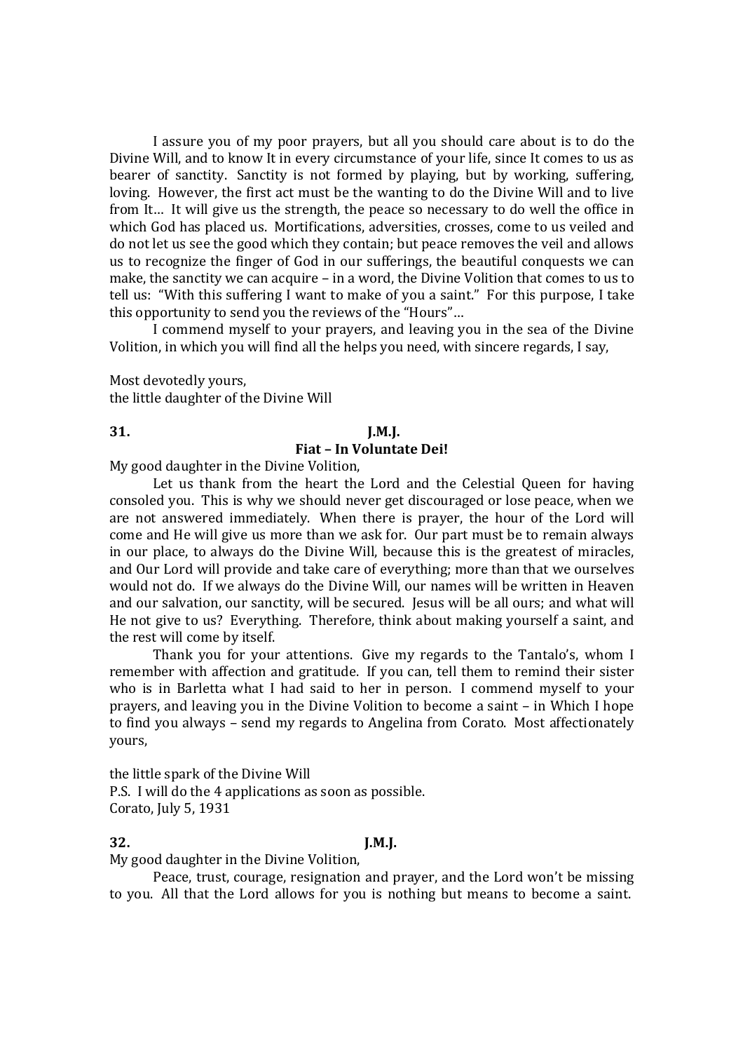I assure you of my poor prayers, but all you should care about is to do the Divine Will, and to know It in every circumstance of your life, since It comes to us as bearer of sanctity. Sanctity is not formed by playing, but by working, suffering, loving. However, the first act must be the wanting to do the Divine Will and to live from It… It will give us the strength, the peace so necessary to do well the office in which God has placed us. Mortifications, adversities, crosses, come to us veiled and do not let us see the good which they contain; but peace removes the veil and allows us to recognize the finger of God in our sufferings, the beautiful conquests we can make, the sanctity we can acquire – in a word, the Divine Volition that comes to us to tell us: "With this suffering I want to make of you a saint." For this purpose, I take this opportunity to send you the reviews of the "Hours"…

I commend myself to your prayers, and leaving you in the sea of the Divine Volition, in which you will find all the helps you need, with sincere regards, I say,

Most devotedly yours,
the little daughter of the Divine Will

**31.** **J.M.J.**

**Fiat – In Voluntate Dei!**

My good daughter in the Divine Volition,

Let us thank from the heart the Lord and the Celestial Queen for having consoled you. This is why we should never get discouraged or lose peace, when we are not answered immediately. When there is prayer, the hour of the Lord will come and He will give us more than we ask for. Our part must be to remain always in our place, to always do the Divine Will, because this is the greatest of miracles, and Our Lord will provide and take care of everything; more than that we ourselves would not do. If we always do the Divine Will, our names will be written in Heaven and our salvation, our sanctity, will be secured. Jesus will be all ours; and what will He not give to us? Everything. Therefore, think about making yourself a saint, and the rest will come by itself.

Thank you for your attentions. Give my regards to the Tantalo's, whom I remember with affection and gratitude. If you can, tell them to remind their sister who is in Barletta what I had said to her in person. I commend myself to your prayers, and leaving you in the Divine Volition to become a saint – in Which I hope to find you always – send my regards to Angelina from Corato. Most affectionately yours,

the little spark of the Divine Will
P.S. I will do the 4 applications as soon as possible.
Corato, July 5, 1931

**32.** **J.M.J.**

My good daughter in the Divine Volition,

Peace, trust, courage, resignation and prayer, and the Lord won't be missing to you. All that the Lord allows for you is nothing but means to become a saint.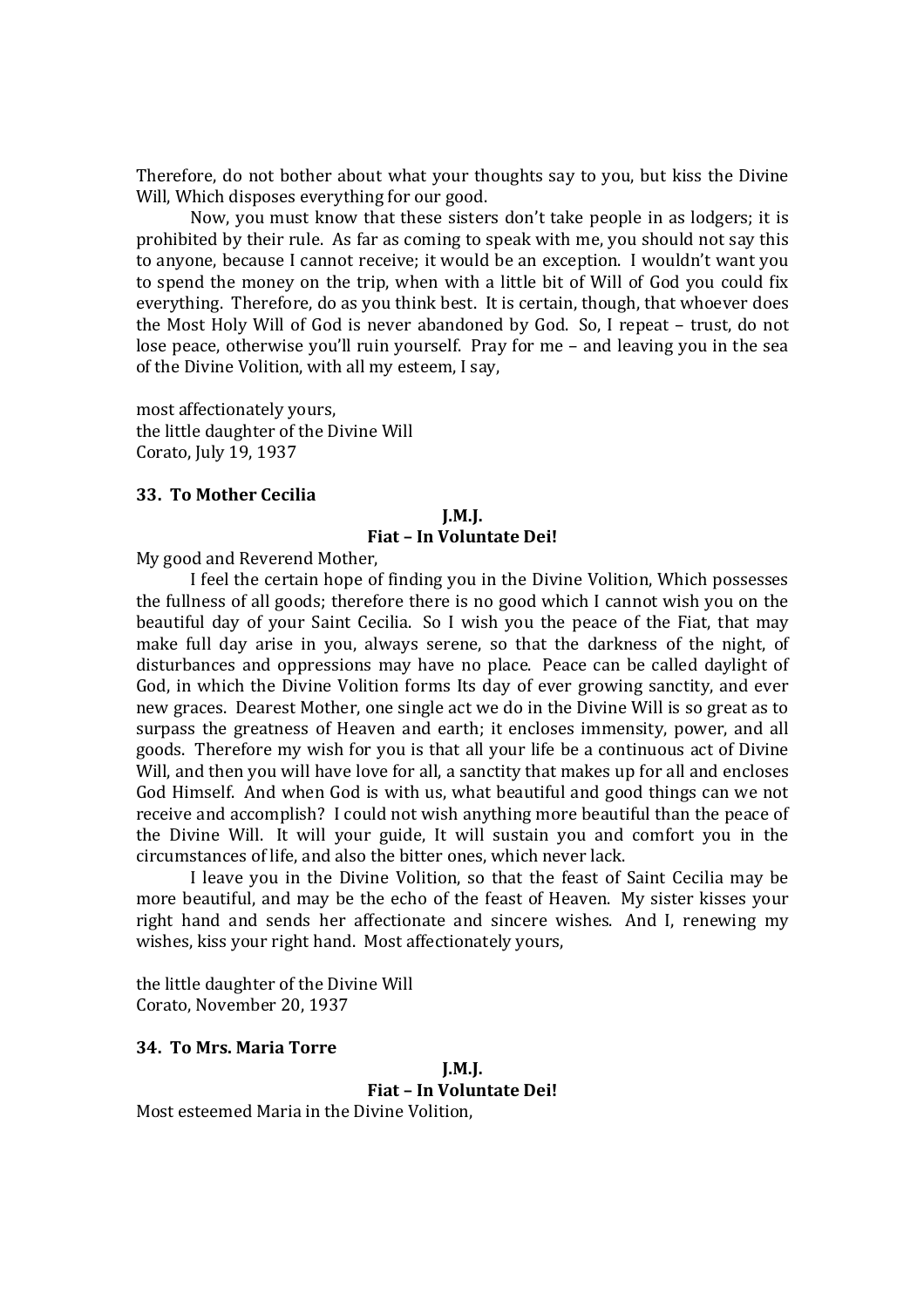Therefore, do not bother about what your thoughts say to you, but kiss the Divine Will, Which disposes everything for our good.

Now, you must know that these sisters don't take people in as lodgers; it is prohibited by their rule. As far as coming to speak with me, you should not say this to anyone, because I cannot receive; it would be an exception. I wouldn't want you to spend the money on the trip, when with a little bit of Will of God you could fix everything. Therefore, do as you think best. It is certain, though, that whoever does the Most Holy Will of God is never abandoned by God. So, I repeat – trust, do not lose peace, otherwise you'll ruin yourself. Pray for me – and leaving you in the sea of the Divine Volition, with all my esteem, I say,

most affectionately yours,
the little daughter of the Divine Will
Corato, July 19, 1937

### 33. To Mother Cecilia

**J.M.J.**
**Fiat – In Voluntate Dei!**

My good and Reverend Mother,

I feel the certain hope of finding you in the Divine Volition, Which possesses the fullness of all goods; therefore there is no good which I cannot wish you on the beautiful day of your Saint Cecilia. So I wish you the peace of the Fiat, that may make full day arise in you, always serene, so that the darkness of the night, of disturbances and oppressions may have no place. Peace can be called daylight of God, in which the Divine Volition forms Its day of ever growing sanctity, and ever new graces. Dearest Mother, one single act we do in the Divine Will is so great as to surpass the greatness of Heaven and earth; it encloses immensity, power, and all goods. Therefore my wish for you is that all your life be a continuous act of Divine Will, and then you will have love for all, a sanctity that makes up for all and encloses God Himself. And when God is with us, what beautiful and good things can we not receive and accomplish? I could not wish anything more beautiful than the peace of the Divine Will. It will your guide, It will sustain you and comfort you in the circumstances of life, and also the bitter ones, which never lack.

I leave you in the Divine Volition, so that the feast of Saint Cecilia may be more beautiful, and may be the echo of the feast of Heaven. My sister kisses your right hand and sends her affectionate and sincere wishes. And I, renewing my wishes, kiss your right hand. Most affectionately yours,

the little daughter of the Divine Will
Corato, November 20, 1937

### 34. To Mrs. Maria Torre

**J.M.J.**
**Fiat – In Voluntate Dei!**

Most esteemed Maria in the Divine Volition,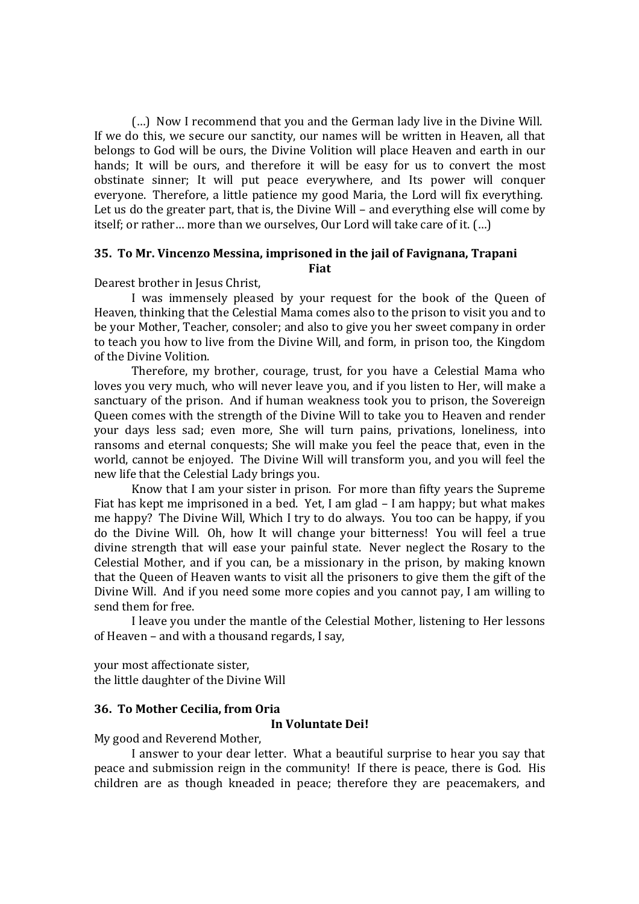(…) Now I recommend that you and the German lady live in the Divine Will. If we do this, we secure our sanctity, our names will be written in Heaven, all that belongs to God will be ours, the Divine Volition will place Heaven and earth in our hands; It will be ours, and therefore it will be easy for us to convert the most obstinate sinner; It will put peace everywhere, and Its power will conquer everyone. Therefore, a little patience my good Maria, the Lord will fix everything. Let us do the greater part, that is, the Divine Will – and everything else will come by itself; or rather… more than we ourselves, Our Lord will take care of it. (…)

### 35. To Mr. Vincenzo Messina, imprisoned in the jail of Favignana, Trapani

**Fiat**

Dearest brother in Jesus Christ,

I was immensely pleased by your request for the book of the Queen of Heaven, thinking that the Celestial Mama comes also to the prison to visit you and to be your Mother, Teacher, consoler; and also to give you her sweet company in order to teach you how to live from the Divine Will, and form, in prison too, the Kingdom of the Divine Volition.

Therefore, my brother, courage, trust, for you have a Celestial Mama who loves you very much, who will never leave you, and if you listen to Her, will make a sanctuary of the prison. And if human weakness took you to prison, the Sovereign Queen comes with the strength of the Divine Will to take you to Heaven and render your days less sad; even more, She will turn pains, privations, loneliness, into ransoms and eternal conquests; She will make you feel the peace that, even in the world, cannot be enjoyed. The Divine Will will transform you, and you will feel the new life that the Celestial Lady brings you.

Know that I am your sister in prison. For more than fifty years the Supreme Fiat has kept me imprisoned in a bed. Yet, I am glad – I am happy; but what makes me happy? The Divine Will, Which I try to do always. You too can be happy, if you do the Divine Will. Oh, how It will change your bitterness! You will feel a true divine strength that will ease your painful state. Never neglect the Rosary to the Celestial Mother, and if you can, be a missionary in the prison, by making known that the Queen of Heaven wants to visit all the prisoners to give them the gift of the Divine Will. And if you need some more copies and you cannot pay, I am willing to send them for free.

I leave you under the mantle of the Celestial Mother, listening to Her lessons of Heaven – and with a thousand regards, I say,

your most affectionate sister,
the little daughter of the Divine Will

### 36. To Mother Cecilia, from Oria

**In Voluntate Dei!**

My good and Reverend Mother,

I answer to your dear letter. What a beautiful surprise to hear you say that peace and submission reign in the community! If there is peace, there is God. His children are as though kneaded in peace; therefore they are peacemakers, and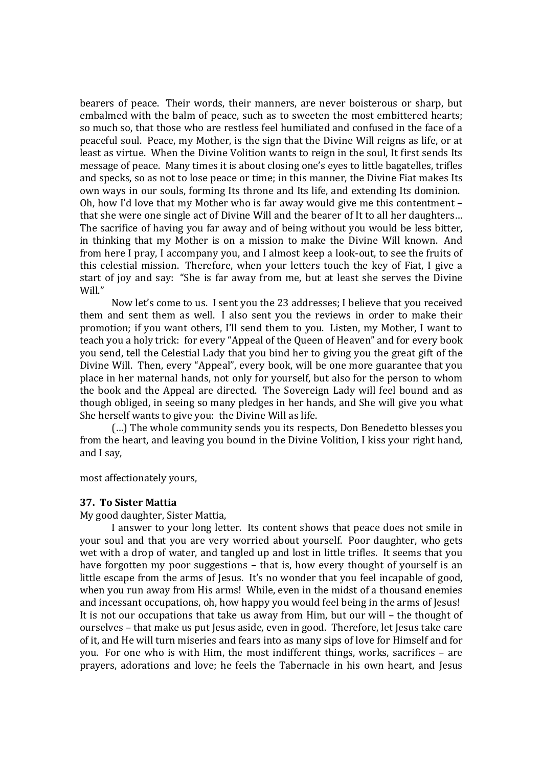bearers of peace. Their words, their manners, are never boisterous or sharp, but embalmed with the balm of peace, such as to sweeten the most embittered hearts; so much so, that those who are restless feel humiliated and confused in the face of a peaceful soul. Peace, my Mother, is the sign that the Divine Will reigns as life, or at least as virtue. When the Divine Volition wants to reign in the soul, It first sends Its message of peace. Many times it is about closing one's eyes to little bagatelles, trifles and specks, so as not to lose peace or time; in this manner, the Divine Fiat makes Its own ways in our souls, forming Its throne and Its life, and extending Its dominion. Oh, how I'd love that my Mother who is far away would give me this contentment – that she were one single act of Divine Will and the bearer of It to all her daughters… The sacrifice of having you far away and of being without you would be less bitter, in thinking that my Mother is on a mission to make the Divine Will known. And from here I pray, I accompany you, and I almost keep a look-out, to see the fruits of this celestial mission. Therefore, when your letters touch the key of Fiat, I give a start of joy and say: "She is far away from me, but at least she serves the Divine Will."

Now let's come to us. I sent you the 23 addresses; I believe that you received them and sent them as well. I also sent you the reviews in order to make their promotion; if you want others, I'll send them to you. Listen, my Mother, I want to teach you a holy trick: for every "Appeal of the Queen of Heaven" and for every book you send, tell the Celestial Lady that you bind her to giving you the great gift of the Divine Will. Then, every "Appeal", every book, will be one more guarantee that you place in her maternal hands, not only for yourself, but also for the person to whom the book and the Appeal are directed. The Sovereign Lady will feel bound and as though obliged, in seeing so many pledges in her hands, and She will give you what She herself wants to give you: the Divine Will as life.

(…) The whole community sends you its respects, Don Benedetto blesses you from the heart, and leaving you bound in the Divine Volition, I kiss your right hand, and I say,

most affectionately yours,

### 37. To Sister Mattia

My good daughter, Sister Mattia,

I answer to your long letter. Its content shows that peace does not smile in your soul and that you are very worried about yourself. Poor daughter, who gets wet with a drop of water, and tangled up and lost in little trifles. It seems that you have forgotten my poor suggestions – that is, how every thought of yourself is an little escape from the arms of Jesus. It's no wonder that you feel incapable of good, when you run away from His arms! While, even in the midst of a thousand enemies and incessant occupations, oh, how happy you would feel being in the arms of Jesus! It is not our occupations that take us away from Him, but our will – the thought of ourselves – that make us put Jesus aside, even in good. Therefore, let Jesus take care of it, and He will turn miseries and fears into as many sips of love for Himself and for you. For one who is with Him, the most indifferent things, works, sacrifices – are prayers, adorations and love; he feels the Tabernacle in his own heart, and Jesus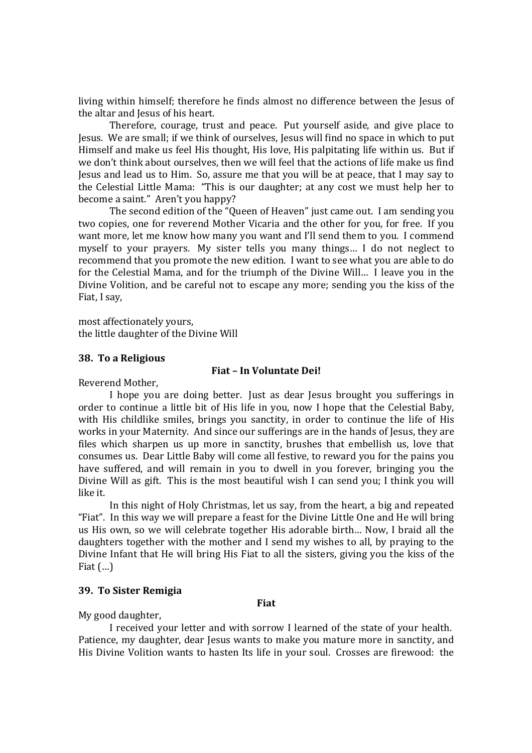living within himself; therefore he finds almost no difference between the Jesus of the altar and Jesus of his heart.

Therefore, courage, trust and peace. Put yourself aside, and give place to Jesus. We are small; if we think of ourselves, Jesus will find no space in which to put Himself and make us feel His thought, His love, His palpitating life within us. But if we don't think about ourselves, then we will feel that the actions of life make us find Jesus and lead us to Him. So, assure me that you will be at peace, that I may say to the Celestial Little Mama: "This is our daughter; at any cost we must help her to become a saint." Aren't you happy?

The second edition of the "Queen of Heaven" just came out. I am sending you two copies, one for reverend Mother Vicaria and the other for you, for free. If you want more, let me know how many you want and I'll send them to you. I commend myself to your prayers. My sister tells you many things… I do not neglect to recommend that you promote the new edition. I want to see what you are able to do for the Celestial Mama, and for the triumph of the Divine Will… I leave you in the Divine Volition, and be careful not to escape any more; sending you the kiss of the Fiat, I say,

most affectionately yours,
the little daughter of the Divine Will

### 38. To a Religious

**Fiat – In Voluntate Dei!**

Reverend Mother,

I hope you are doing better. Just as dear Jesus brought you sufferings in order to continue a little bit of His life in you, now I hope that the Celestial Baby, with His childlike smiles, brings you sanctity, in order to continue the life of His works in your Maternity. And since our sufferings are in the hands of Jesus, they are files which sharpen us up more in sanctity, brushes that embellish us, love that consumes us. Dear Little Baby will come all festive, to reward you for the pains you have suffered, and will remain in you to dwell in you forever, bringing you the Divine Will as gift. This is the most beautiful wish I can send you; I think you will like it.

In this night of Holy Christmas, let us say, from the heart, a big and repeated "Fiat". In this way we will prepare a feast for the Divine Little One and He will bring us His own, so we will celebrate together His adorable birth… Now, I braid all the daughters together with the mother and I send my wishes to all, by praying to the Divine Infant that He will bring His Fiat to all the sisters, giving you the kiss of the Fiat (…)

### 39. To Sister Remigia

**Fiat**

My good daughter,

I received your letter and with sorrow I learned of the state of your health. Patience, my daughter, dear Jesus wants to make you mature more in sanctity, and His Divine Volition wants to hasten Its life in your soul. Crosses are firewood: the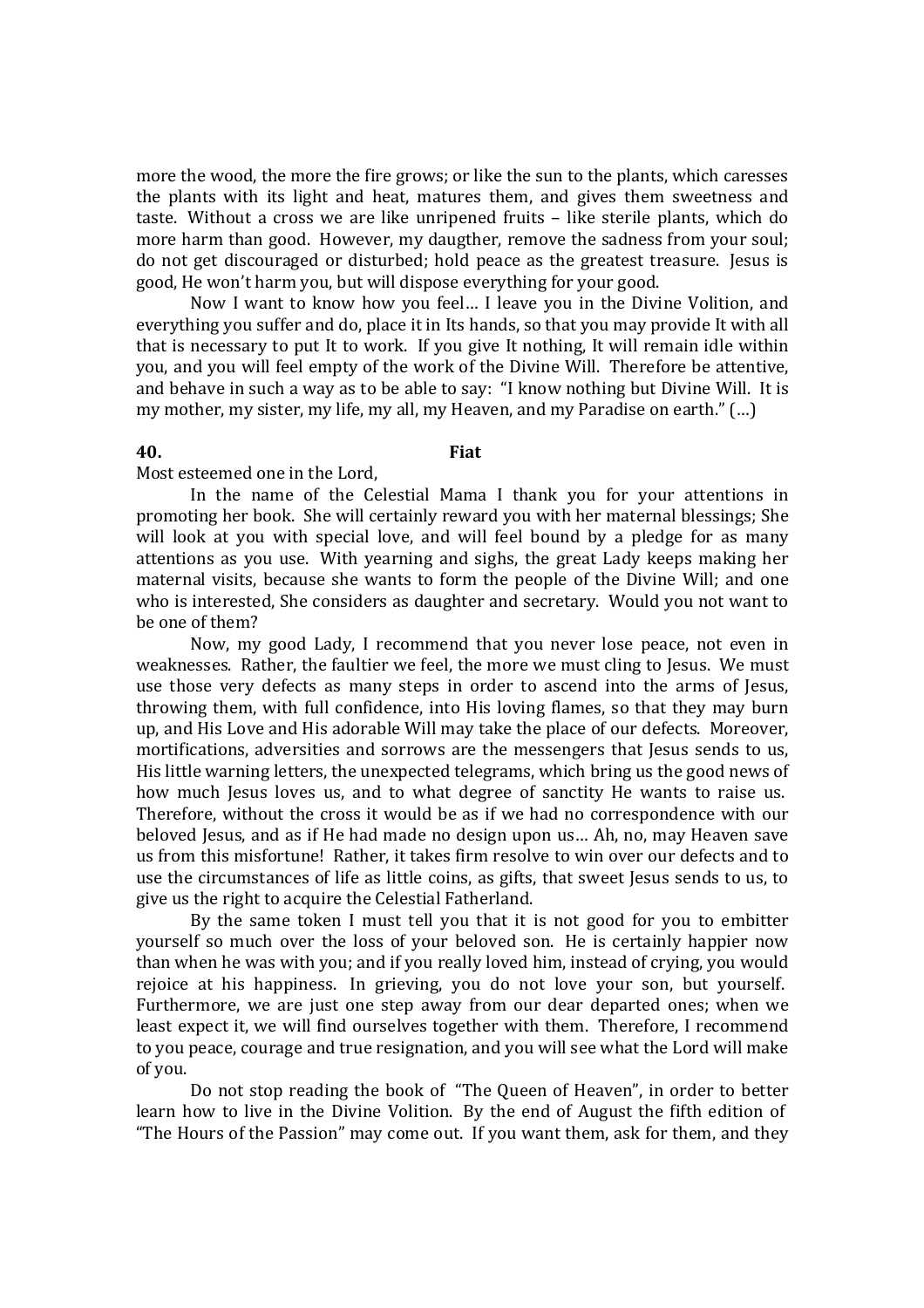more the wood, the more the fire grows; or like the sun to the plants, which caresses the plants with its light and heat, matures them, and gives them sweetness and taste. Without a cross we are like unripened fruits – like sterile plants, which do more harm than good. However, my daugther, remove the sadness from your soul; do not get discouraged or disturbed; hold peace as the greatest treasure. Jesus is good, He won't harm you, but will dispose everything for your good.

Now I want to know how you feel… I leave you in the Divine Volition, and everything you suffer and do, place it in Its hands, so that you may provide It with all that is necessary to put It to work. If you give It nothing, It will remain idle within you, and you will feel empty of the work of the Divine Will. Therefore be attentive, and behave in such a way as to be able to say: "I know nothing but Divine Will. It is my mother, my sister, my life, my all, my Heaven, and my Paradise on earth." (…)

**40. Fiat**

Most esteemed one in the Lord,

In the name of the Celestial Mama I thank you for your attentions in promoting her book. She will certainly reward you with her maternal blessings; She will look at you with special love, and will feel bound by a pledge for as many attentions as you use. With yearning and sighs, the great Lady keeps making her maternal visits, because she wants to form the people of the Divine Will; and one who is interested, She considers as daughter and secretary. Would you not want to be one of them?

Now, my good Lady, I recommend that you never lose peace, not even in weaknesses. Rather, the faultier we feel, the more we must cling to Jesus. We must use those very defects as many steps in order to ascend into the arms of Jesus, throwing them, with full confidence, into His loving flames, so that they may burn up, and His Love and His adorable Will may take the place of our defects. Moreover, mortifications, adversities and sorrows are the messengers that Jesus sends to us, His little warning letters, the unexpected telegrams, which bring us the good news of how much Jesus loves us, and to what degree of sanctity He wants to raise us. Therefore, without the cross it would be as if we had no correspondence with our beloved Jesus, and as if He had made no design upon us… Ah, no, may Heaven save us from this misfortune! Rather, it takes firm resolve to win over our defects and to use the circumstances of life as little coins, as gifts, that sweet Jesus sends to us, to give us the right to acquire the Celestial Fatherland.

By the same token I must tell you that it is not good for you to embitter yourself so much over the loss of your beloved son. He is certainly happier now than when he was with you; and if you really loved him, instead of crying, you would rejoice at his happiness. In grieving, you do not love your son, but yourself. Furthermore, we are just one step away from our dear departed ones; when we least expect it, we will find ourselves together with them. Therefore, I recommend to you peace, courage and true resignation, and you will see what the Lord will make of you.

Do not stop reading the book of "The Queen of Heaven", in order to better learn how to live in the Divine Volition. By the end of August the fifth edition of "The Hours of the Passion" may come out. If you want them, ask for them, and they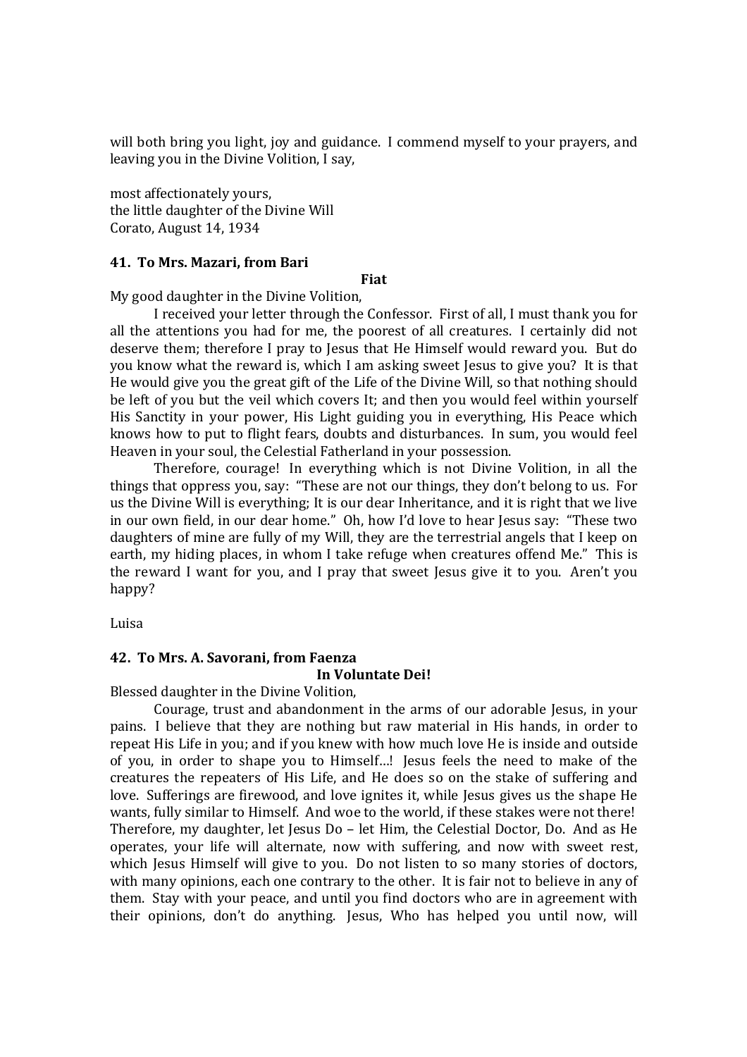will both bring you light, joy and guidance. I commend myself to your prayers, and leaving you in the Divine Volition, I say,

most affectionately yours,
the little daughter of the Divine Will
Corato, August 14, 1934

### 41. To Mrs. Mazari, from Bari

**Fiat**

My good daughter in the Divine Volition,

I received your letter through the Confessor. First of all, I must thank you for all the attentions you had for me, the poorest of all creatures. I certainly did not deserve them; therefore I pray to Jesus that He Himself would reward you. But do you know what the reward is, which I am asking sweet Jesus to give you? It is that He would give you the great gift of the Life of the Divine Will, so that nothing should be left of you but the veil which covers It; and then you would feel within yourself His Sanctity in your power, His Light guiding you in everything, His Peace which knows how to put to flight fears, doubts and disturbances. In sum, you would feel Heaven in your soul, the Celestial Fatherland in your possession.

Therefore, courage! In everything which is not Divine Volition, in all the things that oppress you, say: "These are not our things, they don't belong to us. For us the Divine Will is everything; It is our dear Inheritance, and it is right that we live in our own field, in our dear home." Oh, how I'd love to hear Jesus say: "These two daughters of mine are fully of my Will, they are the terrestrial angels that I keep on earth, my hiding places, in whom I take refuge when creatures offend Me." This is the reward I want for you, and I pray that sweet Jesus give it to you. Aren't you happy?

Luisa

### 42. To Mrs. A. Savorani, from Faenza

**In Voluntate Dei!**

Blessed daughter in the Divine Volition,

Courage, trust and abandonment in the arms of our adorable Jesus, in your pains. I believe that they are nothing but raw material in His hands, in order to repeat His Life in you; and if you knew with how much love He is inside and outside of you, in order to shape you to Himself...! Jesus feels the need to make of the creatures the repeaters of His Life, and He does so on the stake of suffering and love. Sufferings are firewood, and love ignites it, while Jesus gives us the shape He wants, fully similar to Himself. And woe to the world, if these stakes were not there! Therefore, my daughter, let Jesus Do – let Him, the Celestial Doctor, Do. And as He operates, your life will alternate, now with suffering, and now with sweet rest, which Jesus Himself will give to you. Do not listen to so many stories of doctors, with many opinions, each one contrary to the other. It is fair not to believe in any of them. Stay with your peace, and until you find doctors who are in agreement with their opinions, don't do anything. Jesus, Who has helped you until now, will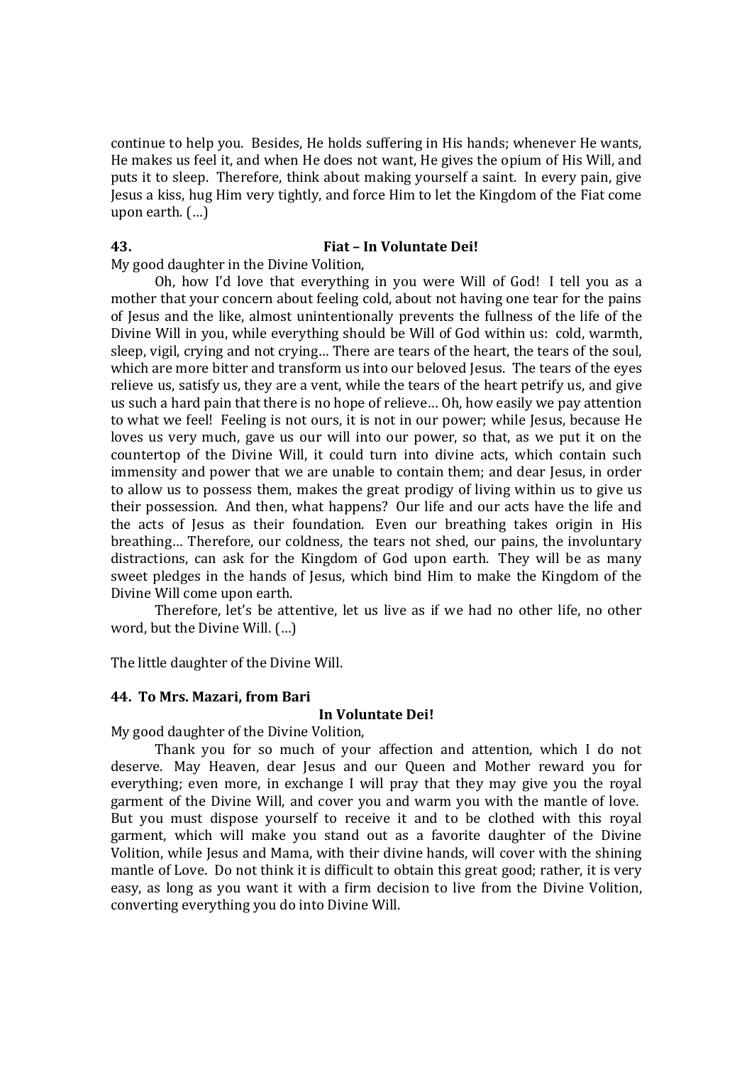continue to help you. Besides, He holds suffering in His hands; whenever He wants, He makes us feel it, and when He does not want, He gives the opium of His Will, and puts it to sleep. Therefore, think about making yourself a saint. In every pain, give Jesus a kiss, hug Him very tightly, and force Him to let the Kingdom of the Fiat come upon earth. (…)

**43. Fiat – In Voluntate Dei!**

My good daughter in the Divine Volition,

Oh, how I'd love that everything in you were Will of God! I tell you as a mother that your concern about feeling cold, about not having one tear for the pains of Jesus and the like, almost unintentionally prevents the fullness of the life of the Divine Will in you, while everything should be Will of God within us: cold, warmth, sleep, vigil, crying and not crying… There are tears of the heart, the tears of the soul, which are more bitter and transform us into our beloved Jesus. The tears of the eyes relieve us, satisfy us, they are a vent, while the tears of the heart petrify us, and give us such a hard pain that there is no hope of relieve… Oh, how easily we pay attention to what we feel! Feeling is not ours, it is not in our power; while Jesus, because He loves us very much, gave us our will into our power, so that, as we put it on the countertop of the Divine Will, it could turn into divine acts, which contain such immensity and power that we are unable to contain them; and dear Jesus, in order to allow us to possess them, makes the great prodigy of living within us to give us their possession. And then, what happens? Our life and our acts have the life and the acts of Jesus as their foundation. Even our breathing takes origin in His breathing… Therefore, our coldness, the tears not shed, our pains, the involuntary distractions, can ask for the Kingdom of God upon earth. They will be as many sweet pledges in the hands of Jesus, which bind Him to make the Kingdom of the Divine Will come upon earth.

Therefore, let's be attentive, let us live as if we had no other life, no other word, but the Divine Will. (…)

The little daughter of the Divine Will.

**44. To Mrs. Mazari, from Bari**

**In Voluntate Dei!**

My good daughter of the Divine Volition,

Thank you for so much of your affection and attention, which I do not deserve. May Heaven, dear Jesus and our Queen and Mother reward you for everything; even more, in exchange I will pray that they may give you the royal garment of the Divine Will, and cover you and warm you with the mantle of love. But you must dispose yourself to receive it and to be clothed with this royal garment, which will make you stand out as a favorite daughter of the Divine Volition, while Jesus and Mama, with their divine hands, will cover with the shining mantle of Love. Do not think it is difficult to obtain this great good; rather, it is very easy, as long as you want it with a firm decision to live from the Divine Volition, converting everything you do into Divine Will.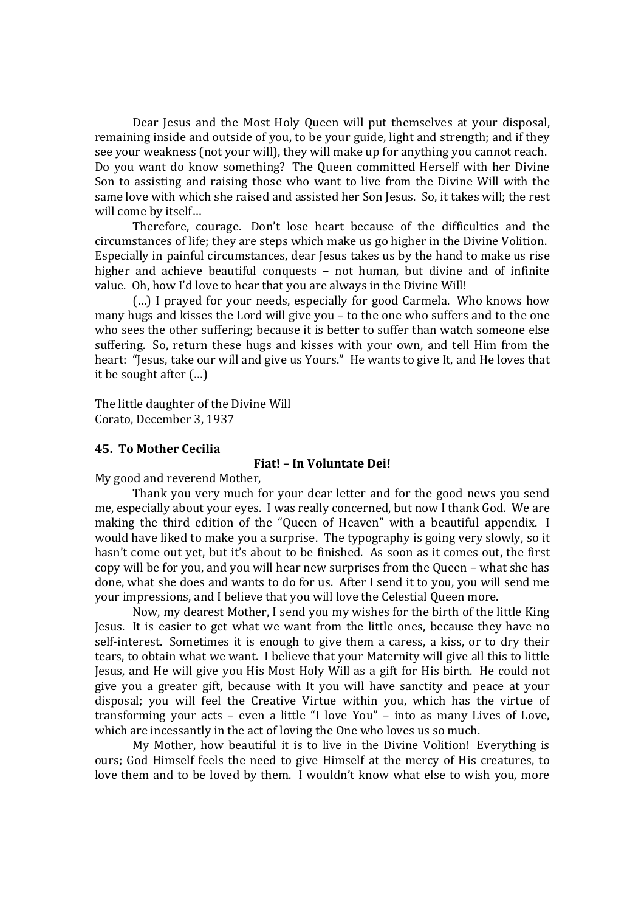Dear Jesus and the Most Holy Queen will put themselves at your disposal, remaining inside and outside of you, to be your guide, light and strength; and if they see your weakness (not your will), they will make up for anything you cannot reach. Do you want do know something? The Queen committed Herself with her Divine Son to assisting and raising those who want to live from the Divine Will with the same love with which she raised and assisted her Son Jesus. So, it takes will; the rest will come by itself…

Therefore, courage. Don't lose heart because of the difficulties and the circumstances of life; they are steps which make us go higher in the Divine Volition. Especially in painful circumstances, dear Jesus takes us by the hand to make us rise higher and achieve beautiful conquests – not human, but divine and of infinite value. Oh, how I'd love to hear that you are always in the Divine Will!

(…) I prayed for your needs, especially for good Carmela. Who knows how many hugs and kisses the Lord will give you – to the one who suffers and to the one who sees the other suffering; because it is better to suffer than watch someone else suffering. So, return these hugs and kisses with your own, and tell Him from the heart: "Jesus, take our will and give us Yours." He wants to give It, and He loves that it be sought after (…)

The little daughter of the Divine Will
Corato, December 3, 1937

### 45. To Mother Cecilia

**Fiat! – In Voluntate Dei!**

My good and reverend Mother,

Thank you very much for your dear letter and for the good news you send me, especially about your eyes. I was really concerned, but now I thank God. We are making the third edition of the "Queen of Heaven" with a beautiful appendix. I would have liked to make you a surprise. The typography is going very slowly, so it hasn't come out yet, but it's about to be finished. As soon as it comes out, the first copy will be for you, and you will hear new surprises from the Queen – what she has done, what she does and wants to do for us. After I send it to you, you will send me your impressions, and I believe that you will love the Celestial Queen more.

Now, my dearest Mother, I send you my wishes for the birth of the little King Jesus. It is easier to get what we want from the little ones, because they have no self-interest. Sometimes it is enough to give them a caress, a kiss, or to dry their tears, to obtain what we want. I believe that your Maternity will give all this to little Jesus, and He will give you His Most Holy Will as a gift for His birth. He could not give you a greater gift, because with It you will have sanctity and peace at your disposal; you will feel the Creative Virtue within you, which has the virtue of transforming your acts – even a little "I love You" – into as many Lives of Love, which are incessantly in the act of loving the One who loves us so much.

My Mother, how beautiful it is to live in the Divine Volition! Everything is ours; God Himself feels the need to give Himself at the mercy of His creatures, to love them and to be loved by them. I wouldn't know what else to wish you, more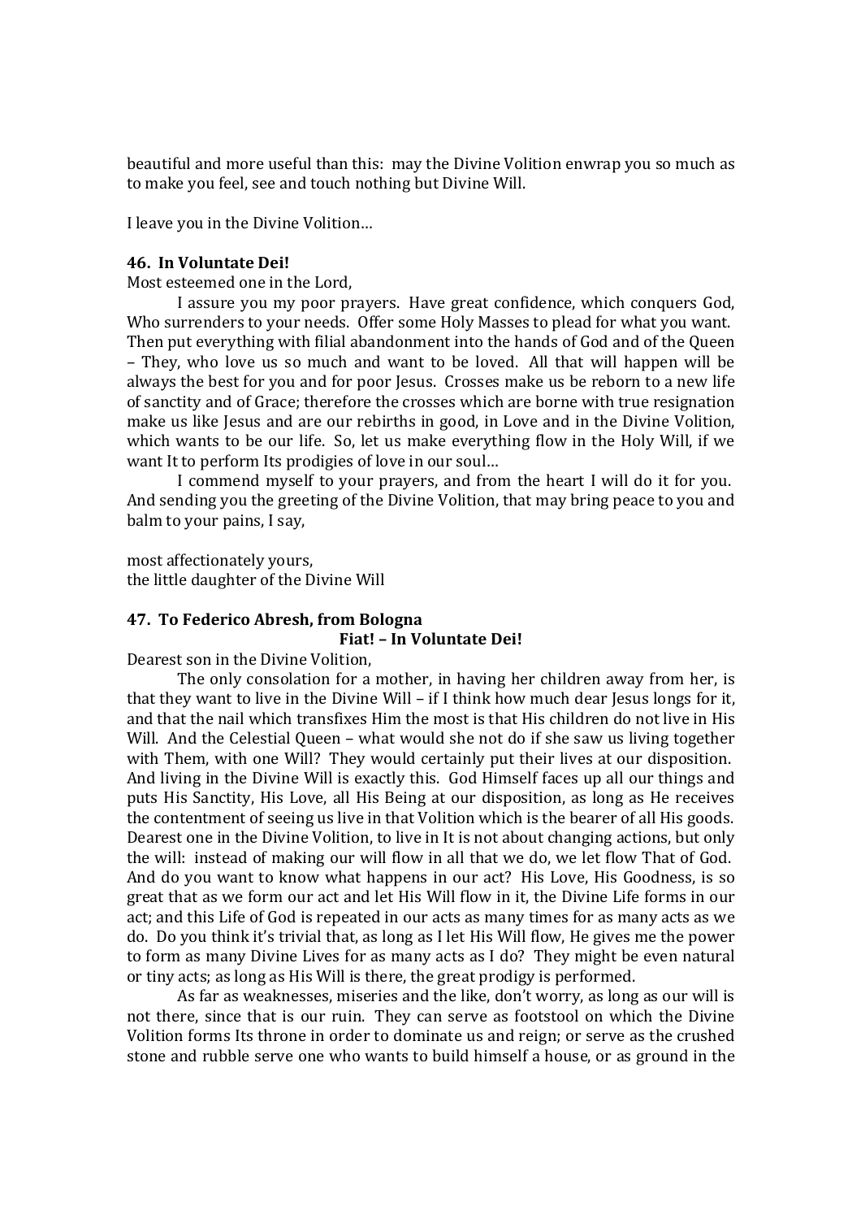beautiful and more useful than this: may the Divine Volition enwrap you so much as to make you feel, see and touch nothing but Divine Will.

I leave you in the Divine Volition…

### 46. In Voluntate Dei!

Most esteemed one in the Lord,

I assure you my poor prayers. Have great confidence, which conquers God, Who surrenders to your needs. Offer some Holy Masses to plead for what you want. Then put everything with filial abandonment into the hands of God and of the Queen – They, who love us so much and want to be loved. All that will happen will be always the best for you and for poor Jesus. Crosses make us be reborn to a new life of sanctity and of Grace; therefore the crosses which are borne with true resignation make us like Jesus and are our rebirths in good, in Love and in the Divine Volition, which wants to be our life. So, let us make everything flow in the Holy Will, if we want It to perform Its prodigies of love in our soul…

I commend myself to your prayers, and from the heart I will do it for you. And sending you the greeting of the Divine Volition, that may bring peace to you and balm to your pains, I say,

most affectionately yours,
the little daughter of the Divine Will

### 47. To Federico Abresh, from Bologna

**Fiat! – In Voluntate Dei!**

Dearest son in the Divine Volition,

The only consolation for a mother, in having her children away from her, is that they want to live in the Divine Will – if I think how much dear Jesus longs for it, and that the nail which transfixes Him the most is that His children do not live in His Will. And the Celestial Queen – what would she not do if she saw us living together with Them, with one Will? They would certainly put their lives at our disposition. And living in the Divine Will is exactly this. God Himself faces up all our things and puts His Sanctity, His Love, all His Being at our disposition, as long as He receives the contentment of seeing us live in that Volition which is the bearer of all His goods. Dearest one in the Divine Volition, to live in It is not about changing actions, but only the will: instead of making our will flow in all that we do, we let flow That of God. And do you want to know what happens in our act? His Love, His Goodness, is so great that as we form our act and let His Will flow in it, the Divine Life forms in our act; and this Life of God is repeated in our acts as many times for as many acts as we do. Do you think it's trivial that, as long as I let His Will flow, He gives me the power to form as many Divine Lives for as many acts as I do? They might be even natural or tiny acts; as long as His Will is there, the great prodigy is performed.

As far as weaknesses, miseries and the like, don't worry, as long as our will is not there, since that is our ruin. They can serve as footstool on which the Divine Volition forms Its throne in order to dominate us and reign; or serve as the crushed stone and rubble serve one who wants to build himself a house, or as ground in the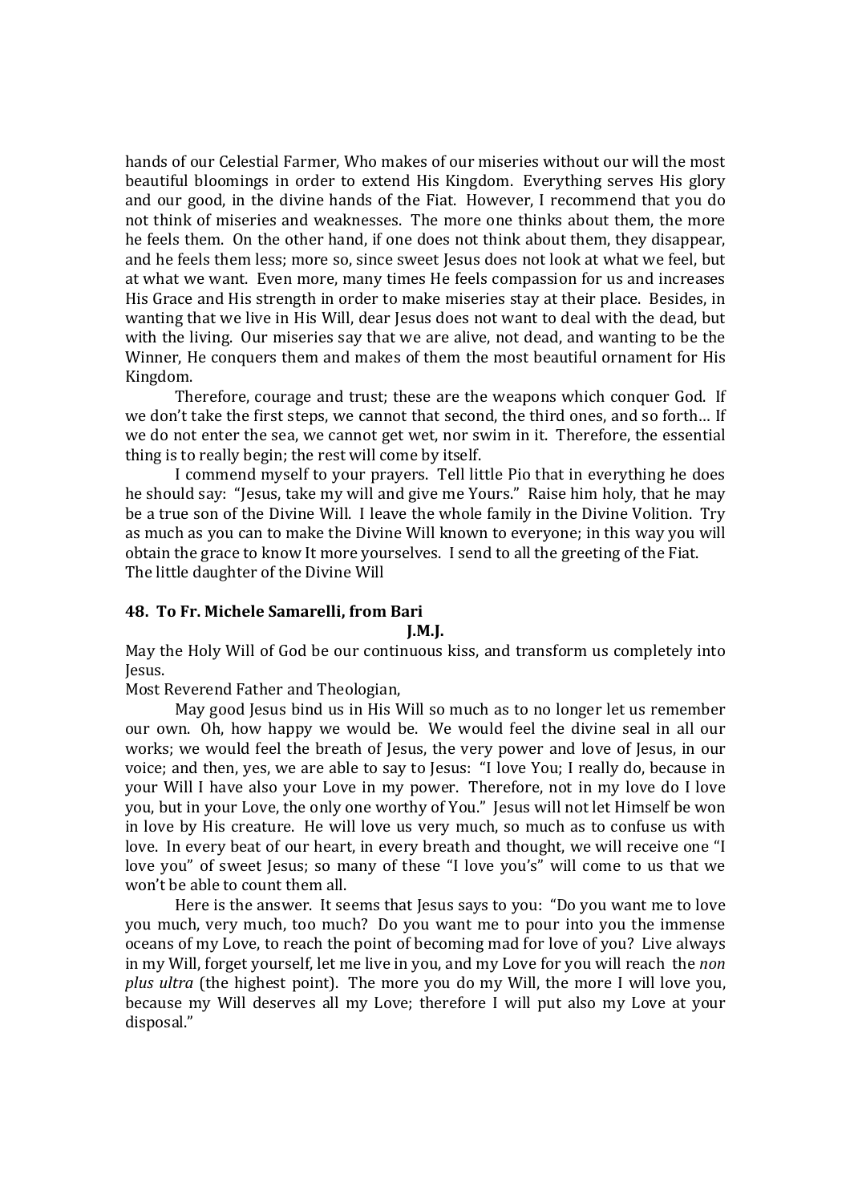hands of our Celestial Farmer, Who makes of our miseries without our will the most beautiful bloomings in order to extend His Kingdom. Everything serves His glory and our good, in the divine hands of the Fiat. However, I recommend that you do not think of miseries and weaknesses. The more one thinks about them, the more he feels them. On the other hand, if one does not think about them, they disappear, and he feels them less; more so, since sweet Jesus does not look at what we feel, but at what we want. Even more, many times He feels compassion for us and increases His Grace and His strength in order to make miseries stay at their place. Besides, in wanting that we live in His Will, dear Jesus does not want to deal with the dead, but with the living. Our miseries say that we are alive, not dead, and wanting to be the Winner, He conquers them and makes of them the most beautiful ornament for His Kingdom.

Therefore, courage and trust; these are the weapons which conquer God. If we don't take the first steps, we cannot that second, the third ones, and so forth… If we do not enter the sea, we cannot get wet, nor swim in it. Therefore, the essential thing is to really begin; the rest will come by itself.

I commend myself to your prayers. Tell little Pio that in everything he does he should say: "Jesus, take my will and give me Yours." Raise him holy, that he may be a true son of the Divine Will. I leave the whole family in the Divine Volition. Try as much as you can to make the Divine Will known to everyone; in this way you will obtain the grace to know It more yourselves. I send to all the greeting of the Fiat.
The little daughter of the Divine Will

### 48. To Fr. Michele Samarelli, from Bari

**J.M.J.**

May the Holy Will of God be our continuous kiss, and transform us completely into Jesus.

Most Reverend Father and Theologian,

May good Jesus bind us in His Will so much as to no longer let us remember our own. Oh, how happy we would be. We would feel the divine seal in all our works; we would feel the breath of Jesus, the very power and love of Jesus, in our voice; and then, yes, we are able to say to Jesus: "I love You; I really do, because in your Will I have also your Love in my power. Therefore, not in my love do I love you, but in your Love, the only one worthy of You." Jesus will not let Himself be won in love by His creature. He will love us very much, so much as to confuse us with love. In every beat of our heart, in every breath and thought, we will receive one "I love you" of sweet Jesus; so many of these "I love you's" will come to us that we won't be able to count them all.

Here is the answer. It seems that Jesus says to you: "Do you want me to love you much, very much, too much? Do you want me to pour into you the immense oceans of my Love, to reach the point of becoming mad for love of you? Live always in my Will, forget yourself, let me live in you, and my Love for you will reach the *non plus ultra* (the highest point). The more you do my Will, the more I will love you, because my Will deserves all my Love; therefore I will put also my Love at your disposal."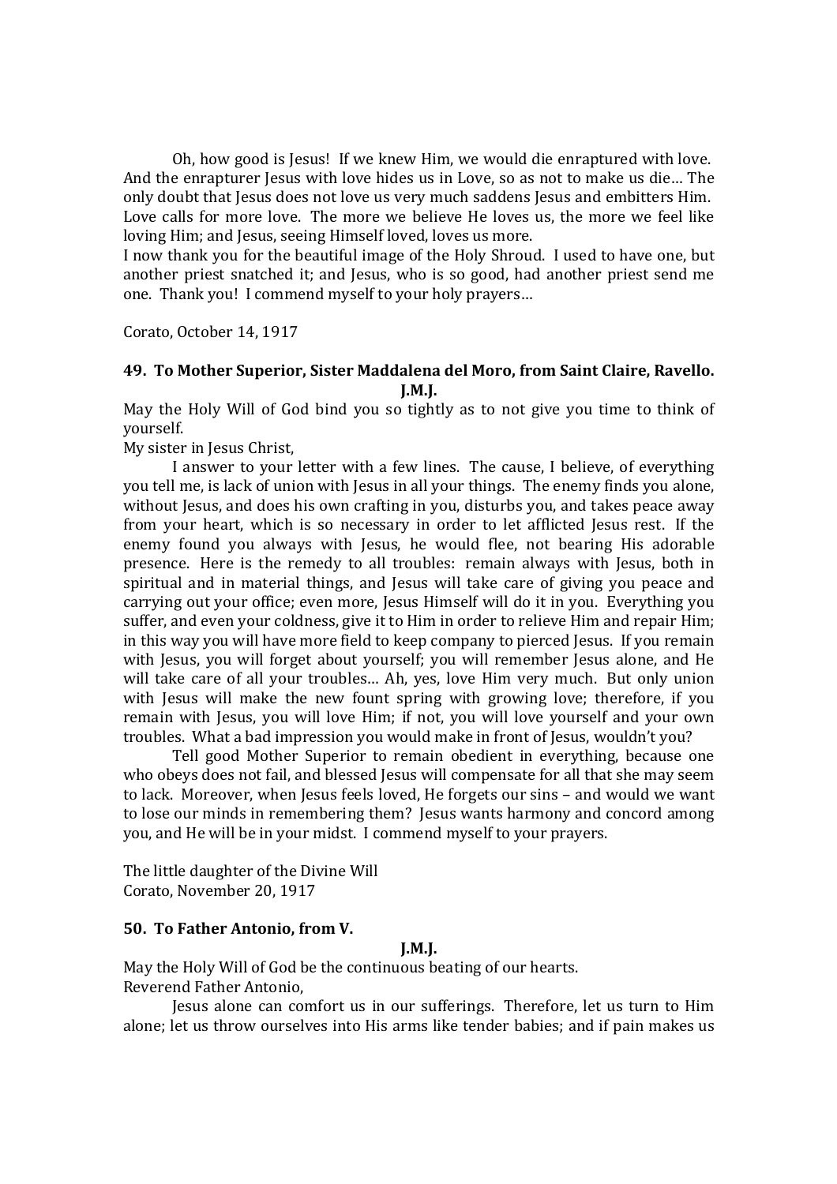Oh, how good is Jesus! If we knew Him, we would die enraptured with love. And the enrapturer Jesus with love hides us in Love, so as not to make us die… The only doubt that Jesus does not love us very much saddens Jesus and embitters Him. Love calls for more love. The more we believe He loves us, the more we feel like loving Him; and Jesus, seeing Himself loved, loves us more.

I now thank you for the beautiful image of the Holy Shroud. I used to have one, but another priest snatched it; and Jesus, who is so good, had another priest send me one. Thank you! I commend myself to your holy prayers…

Corato, October 14, 1917

### 49. To Mother Superior, Sister Maddalena del Moro, from Saint Claire, Ravello.

**J.M.J.**

May the Holy Will of God bind you so tightly as to not give you time to think of yourself.

My sister in Jesus Christ,

I answer to your letter with a few lines. The cause, I believe, of everything you tell me, is lack of union with Jesus in all your things. The enemy finds you alone, without Jesus, and does his own crafting in you, disturbs you, and takes peace away from your heart, which is so necessary in order to let afflicted Jesus rest. If the enemy found you always with Jesus, he would flee, not bearing His adorable presence. Here is the remedy to all troubles: remain always with Jesus, both in spiritual and in material things, and Jesus will take care of giving you peace and carrying out your office; even more, Jesus Himself will do it in you. Everything you suffer, and even your coldness, give it to Him in order to relieve Him and repair Him; in this way you will have more field to keep company to pierced Jesus. If you remain with Jesus, you will forget about yourself; you will remember Jesus alone, and He will take care of all your troubles… Ah, yes, love Him very much. But only union with Jesus will make the new fount spring with growing love; therefore, if you remain with Jesus, you will love Him; if not, you will love yourself and your own troubles. What a bad impression you would make in front of Jesus, wouldn't you?

Tell good Mother Superior to remain obedient in everything, because one who obeys does not fail, and blessed Jesus will compensate for all that she may seem to lack. Moreover, when Jesus feels loved, He forgets our sins – and would we want to lose our minds in remembering them? Jesus wants harmony and concord among you, and He will be in your midst. I commend myself to your prayers.

The little daughter of the Divine Will
Corato, November 20, 1917

### 50. To Father Antonio, from V.

**J.M.J.**

May the Holy Will of God be the continuous beating of our hearts.

Reverend Father Antonio,

Jesus alone can comfort us in our sufferings. Therefore, let us turn to Him alone; let us throw ourselves into His arms like tender babies; and if pain makes us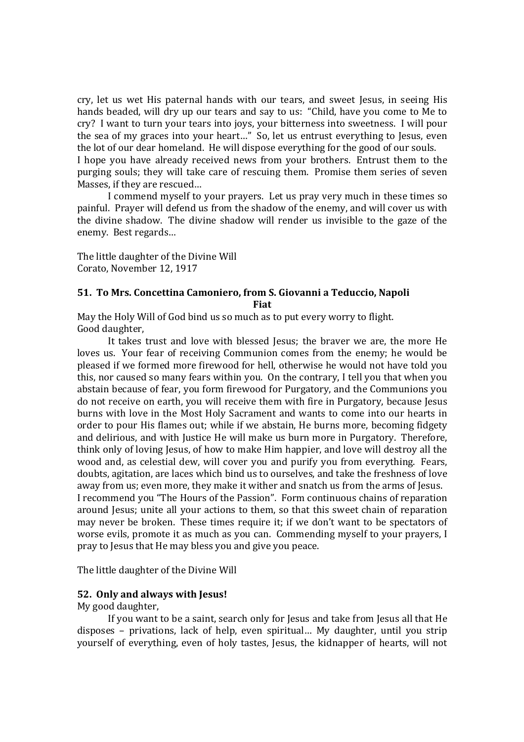cry, let us wet His paternal hands with our tears, and sweet Jesus, in seeing His hands beaded, will dry up our tears and say to us: "Child, have you come to Me to cry? I want to turn your tears into joys, your bitterness into sweetness. I will pour the sea of my graces into your heart…" So, let us entrust everything to Jesus, even the lot of our dear homeland. He will dispose everything for the good of our souls.
I hope you have already received news from your brothers. Entrust them to the purging souls; they will take care of rescuing them. Promise them series of seven Masses, if they are rescued…

I commend myself to your prayers. Let us pray very much in these times so painful. Prayer will defend us from the shadow of the enemy, and will cover us with the divine shadow. The divine shadow will render us invisible to the gaze of the enemy. Best regards…

The little daughter of the Divine Will
Corato, November 12, 1917

### 51. To Mrs. Concettina Camoniero, from S. Giovanni a Teduccio, Napoli

**Fiat**

May the Holy Will of God bind us so much as to put every worry to flight.
Good daughter,

It takes trust and love with blessed Jesus; the braver we are, the more He loves us. Your fear of receiving Communion comes from the enemy; he would be pleased if we formed more firewood for hell, otherwise he would not have told you this, nor caused so many fears within you. On the contrary, I tell you that when you abstain because of fear, you form firewood for Purgatory, and the Communions you do not receive on earth, you will receive them with fire in Purgatory, because Jesus burns with love in the Most Holy Sacrament and wants to come into our hearts in order to pour His flames out; while if we abstain, He burns more, becoming fidgety and delirious, and with Justice He will make us burn more in Purgatory. Therefore, think only of loving Jesus, of how to make Him happier, and love will destroy all the wood and, as celestial dew, will cover you and purify you from everything. Fears, doubts, agitation, are laces which bind us to ourselves, and take the freshness of love away from us; even more, they make it wither and snatch us from the arms of Jesus.
I recommend you "The Hours of the Passion". Form continuous chains of reparation around Jesus; unite all your actions to them, so that this sweet chain of reparation may never be broken. These times require it; if we don't want to be spectators of worse evils, promote it as much as you can. Commending myself to your prayers, I pray to Jesus that He may bless you and give you peace.

The little daughter of the Divine Will

### 52. Only and always with Jesus!

My good daughter,

If you want to be a saint, search only for Jesus and take from Jesus all that He disposes – privations, lack of help, even spiritual… My daughter, until you strip yourself of everything, even of holy tastes, Jesus, the kidnapper of hearts, will not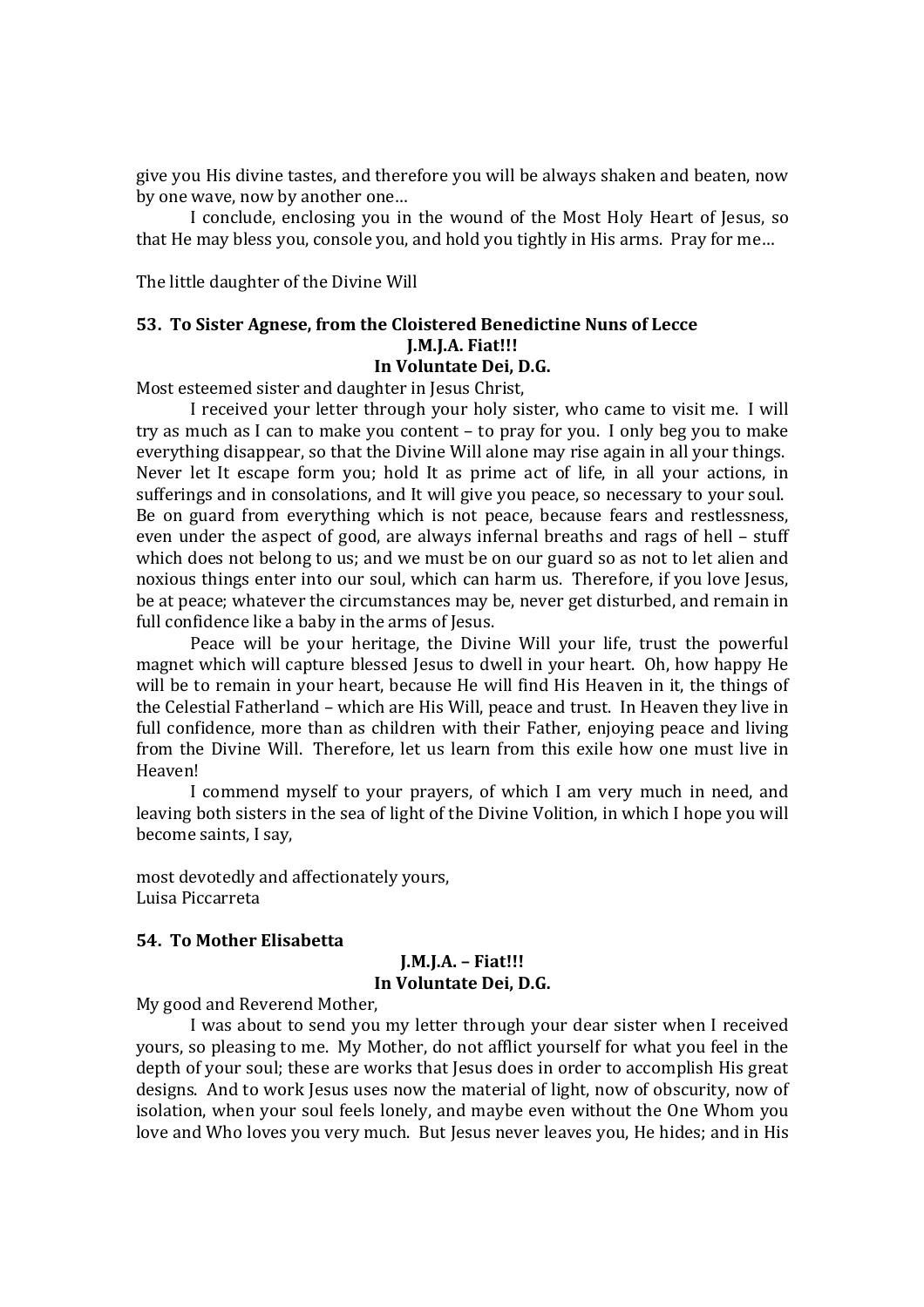give you His divine tastes, and therefore you will be always shaken and beaten, now by one wave, now by another one…

I conclude, enclosing you in the wound of the Most Holy Heart of Jesus, so that He may bless you, console you, and hold you tightly in His arms. Pray for me…

The little daughter of the Divine Will

**53. To Sister Agnese, from the Cloistered Benedictine Nuns of Lecce**

**J.M.J.A. Fiat!!!**

**In Voluntate Dei, D.G.**

Most esteemed sister and daughter in Jesus Christ,

I received your letter through your holy sister, who came to visit me. I will try as much as I can to make you content – to pray for you. I only beg you to make everything disappear, so that the Divine Will alone may rise again in all your things. Never let It escape form you; hold It as prime act of life, in all your actions, in sufferings and in consolations, and It will give you peace, so necessary to your soul. Be on guard from everything which is not peace, because fears and restlessness, even under the aspect of good, are always infernal breaths and rags of hell – stuff which does not belong to us; and we must be on our guard so as not to let alien and noxious things enter into our soul, which can harm us. Therefore, if you love Jesus, be at peace; whatever the circumstances may be, never get disturbed, and remain in full confidence like a baby in the arms of Jesus.

Peace will be your heritage, the Divine Will your life, trust the powerful magnet which will capture blessed Jesus to dwell in your heart. Oh, how happy He will be to remain in your heart, because He will find His Heaven in it, the things of the Celestial Fatherland – which are His Will, peace and trust. In Heaven they live in full confidence, more than as children with their Father, enjoying peace and living from the Divine Will. Therefore, let us learn from this exile how one must live in Heaven!

I commend myself to your prayers, of which I am very much in need, and leaving both sisters in the sea of light of the Divine Volition, in which I hope you will become saints, I say,

most devotedly and affectionately yours,
Luisa Piccarreta

**54. To Mother Elisabetta**

**J.M.J.A. – Fiat!!!**

**In Voluntate Dei, D.G.**

My good and Reverend Mother,

I was about to send you my letter through your dear sister when I received yours, so pleasing to me. My Mother, do not afflict yourself for what you feel in the depth of your soul; these are works that Jesus does in order to accomplish His great designs. And to work Jesus uses now the material of light, now of obscurity, now of isolation, when your soul feels lonely, and maybe even without the One Whom you love and Who loves you very much. But Jesus never leaves you, He hides; and in His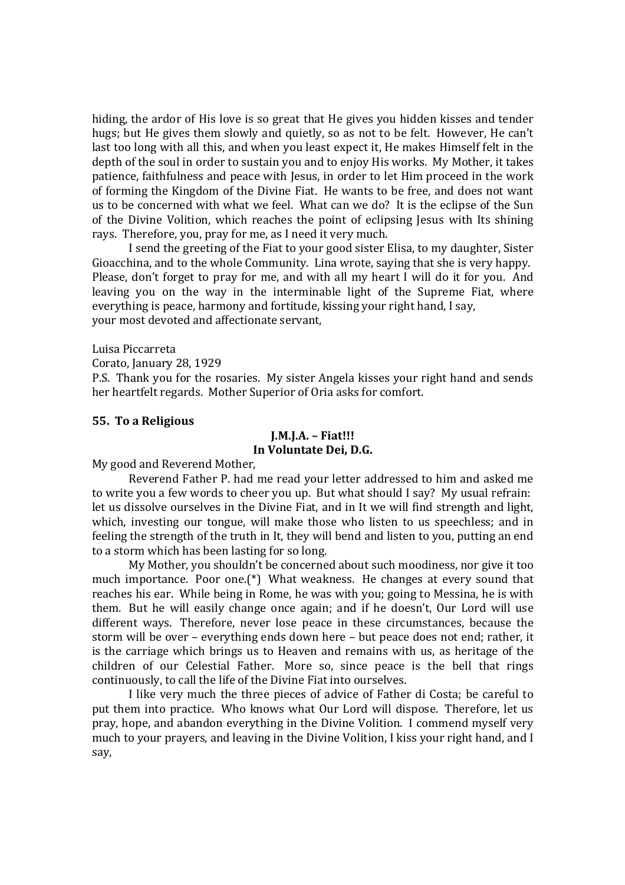hiding, the ardor of His love is so great that He gives you hidden kisses and tender hugs; but He gives them slowly and quietly, so as not to be felt. However, He can't last too long with all this, and when you least expect it, He makes Himself felt in the depth of the soul in order to sustain you and to enjoy His works. My Mother, it takes patience, faithfulness and peace with Jesus, in order to let Him proceed in the work of forming the Kingdom of the Divine Fiat. He wants to be free, and does not want us to be concerned with what we feel. What can we do? It is the eclipse of the Sun of the Divine Volition, which reaches the point of eclipsing Jesus with Its shining rays. Therefore, you, pray for me, as I need it very much.

I send the greeting of the Fiat to your good sister Elisa, to my daughter, Sister Gioacchina, and to the whole Community. Lina wrote, saying that she is very happy. Please, don't forget to pray for me, and with all my heart I will do it for you. And leaving you on the way in the interminable light of the Supreme Fiat, where everything is peace, harmony and fortitude, kissing your right hand, I say,
your most devoted and affectionate servant,

Luisa Piccarreta
Corato, January 28, 1929
P.S. Thank you for the rosaries. My sister Angela kisses your right hand and sends her heartfelt regards. Mother Superior of Oria asks for comfort.

### 55. To a Religious

**J.M.J.A. – Fiat!!!**
**In Voluntate Dei, D.G.**

My good and Reverend Mother,

Reverend Father P. had me read your letter addressed to him and asked me to write you a few words to cheer you up. But what should I say? My usual refrain: let us dissolve ourselves in the Divine Fiat, and in It we will find strength and light, which, investing our tongue, will make those who listen to us speechless; and in feeling the strength of the truth in It, they will bend and listen to you, putting an end to a storm which has been lasting for so long.

My Mother, you shouldn't be concerned about such moodiness, nor give it too much importance. Poor one.(*) What weakness. He changes at every sound that reaches his ear. While being in Rome, he was with you; going to Messina, he is with them. But he will easily change once again; and if he doesn't, Our Lord will use different ways. Therefore, never lose peace in these circumstances, because the storm will be over – everything ends down here – but peace does not end; rather, it is the carriage which brings us to Heaven and remains with us, as heritage of the children of our Celestial Father. More so, since peace is the bell that rings continuously, to call the life of the Divine Fiat into ourselves.

I like very much the three pieces of advice of Father di Costa; be careful to put them into practice. Who knows what Our Lord will dispose. Therefore, let us pray, hope, and abandon everything in the Divine Volition. I commend myself very much to your prayers, and leaving in the Divine Volition, I kiss your right hand, and I say,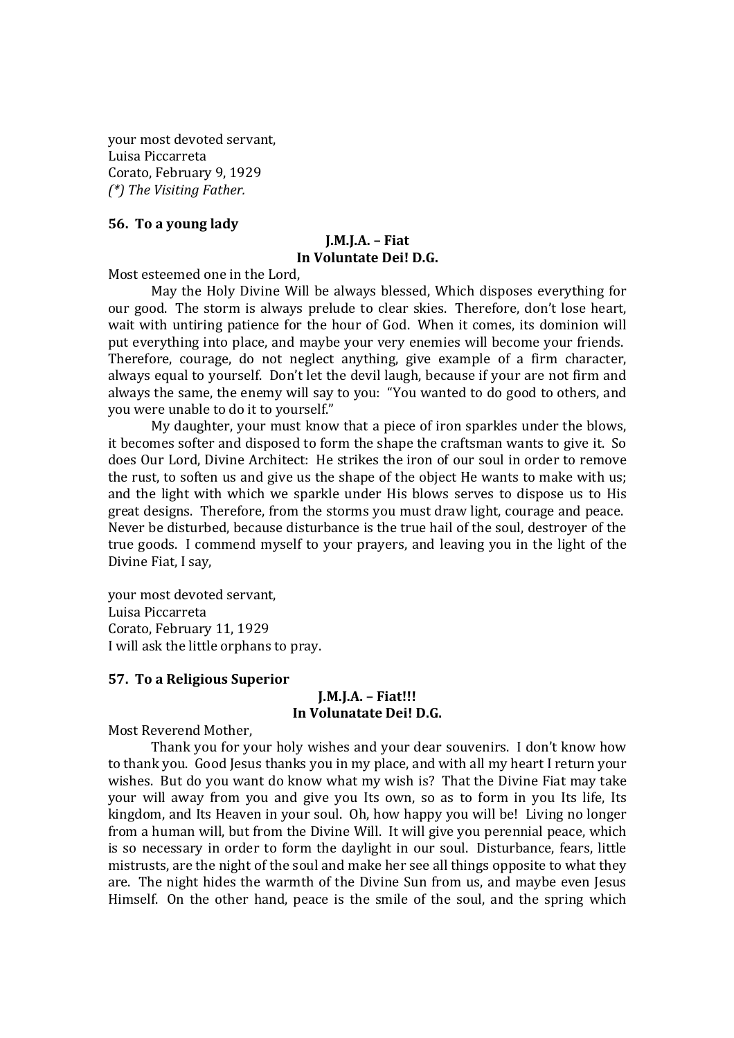your most devoted servant,
Luisa Piccarreta
Corato, February 9, 1929
*(\*) The Visiting Father.*

**56. To a young lady**

**J.M.J.A. – Fiat**
**In Voluntate Dei! D.G.**

Most esteemed one in the Lord,

May the Holy Divine Will be always blessed, Which disposes everything for our good. The storm is always prelude to clear skies. Therefore, don't lose heart, wait with untiring patience for the hour of God. When it comes, its dominion will put everything into place, and maybe your very enemies will become your friends. Therefore, courage, do not neglect anything, give example of a firm character, always equal to yourself. Don't let the devil laugh, because if your are not firm and always the same, the enemy will say to you: "You wanted to do good to others, and you were unable to do it to yourself."

My daughter, your must know that a piece of iron sparkles under the blows, it becomes softer and disposed to form the shape the craftsman wants to give it. So does Our Lord, Divine Architect: He strikes the iron of our soul in order to remove the rust, to soften us and give us the shape of the object He wants to make with us; and the light with which we sparkle under His blows serves to dispose us to His great designs. Therefore, from the storms you must draw light, courage and peace. Never be disturbed, because disturbance is the true hail of the soul, destroyer of the true goods. I commend myself to your prayers, and leaving you in the light of the Divine Fiat, I say,

your most devoted servant,
Luisa Piccarreta
Corato, February 11, 1929
I will ask the little orphans to pray.

**57. To a Religious Superior**

**J.M.J.A. – Fiat!!!**
**In Volunatate Dei! D.G.**

Most Reverend Mother,

Thank you for your holy wishes and your dear souvenirs. I don't know how to thank you. Good Jesus thanks you in my place, and with all my heart I return your wishes. But do you want do know what my wish is? That the Divine Fiat may take your will away from you and give you Its own, so as to form in you Its life, Its kingdom, and Its Heaven in your soul. Oh, how happy you will be! Living no longer from a human will, but from the Divine Will. It will give you perennial peace, which is so necessary in order to form the daylight in our soul. Disturbance, fears, little mistrusts, are the night of the soul and make her see all things opposite to what they are. The night hides the warmth of the Divine Sun from us, and maybe even Jesus Himself. On the other hand, peace is the smile of the soul, and the spring which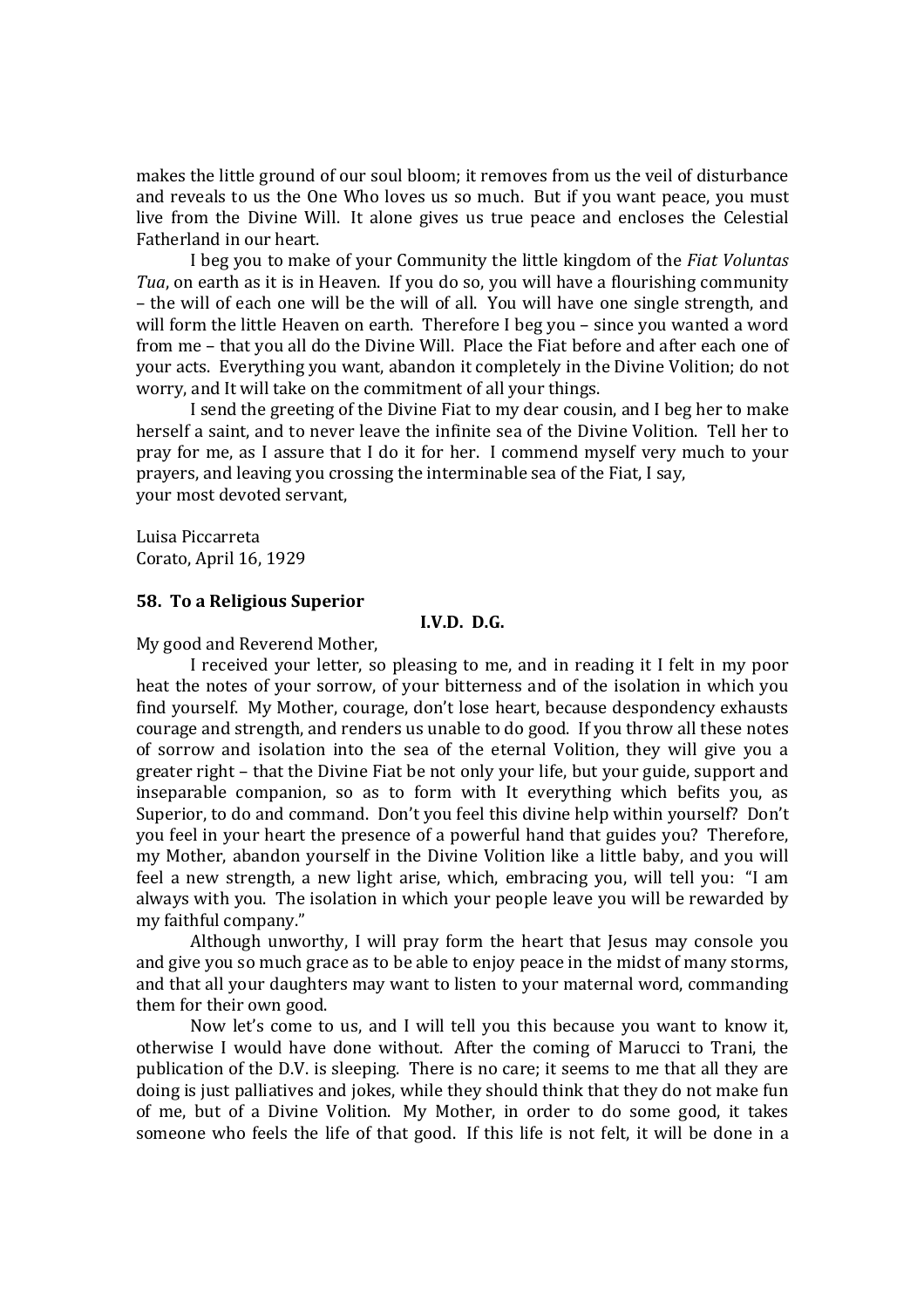makes the little ground of our soul bloom; it removes from us the veil of disturbance and reveals to us the One Who loves us so much. But if you want peace, you must live from the Divine Will. It alone gives us true peace and encloses the Celestial Fatherland in our heart.

I beg you to make of your Community the little kingdom of the *Fiat Voluntas Tua*, on earth as it is in Heaven. If you do so, you will have a flourishing community – the will of each one will be the will of all. You will have one single strength, and will form the little Heaven on earth. Therefore I beg you – since you wanted a word from me – that you all do the Divine Will. Place the Fiat before and after each one of your acts. Everything you want, abandon it completely in the Divine Volition; do not worry, and It will take on the commitment of all your things.

I send the greeting of the Divine Fiat to my dear cousin, and I beg her to make herself a saint, and to never leave the infinite sea of the Divine Volition. Tell her to pray for me, as I assure that I do it for her. I commend myself very much to your prayers, and leaving you crossing the interminable sea of the Fiat, I say,
your most devoted servant,

Luisa Piccarreta
Corato, April 16, 1929

### 58. To a Religious Superior

**I.V.D. D.G.**

My good and Reverend Mother,

I received your letter, so pleasing to me, and in reading it I felt in my poor heat the notes of your sorrow, of your bitterness and of the isolation in which you find yourself. My Mother, courage, don't lose heart, because despondency exhausts courage and strength, and renders us unable to do good. If you throw all these notes of sorrow and isolation into the sea of the eternal Volition, they will give you a greater right – that the Divine Fiat be not only your life, but your guide, support and inseparable companion, so as to form with It everything which befits you, as Superior, to do and command. Don't you feel this divine help within yourself? Don't you feel in your heart the presence of a powerful hand that guides you? Therefore, my Mother, abandon yourself in the Divine Volition like a little baby, and you will feel a new strength, a new light arise, which, embracing you, will tell you: "I am always with you. The isolation in which your people leave you will be rewarded by my faithful company."

Although unworthy, I will pray form the heart that Jesus may console you and give you so much grace as to be able to enjoy peace in the midst of many storms, and that all your daughters may want to listen to your maternal word, commanding them for their own good.

Now let's come to us, and I will tell you this because you want to know it, otherwise I would have done without. After the coming of Marucci to Trani, the publication of the D.V. is sleeping. There is no care; it seems to me that all they are doing is just palliatives and jokes, while they should think that they do not make fun of me, but of a Divine Volition. My Mother, in order to do some good, it takes someone who feels the life of that good. If this life is not felt, it will be done in a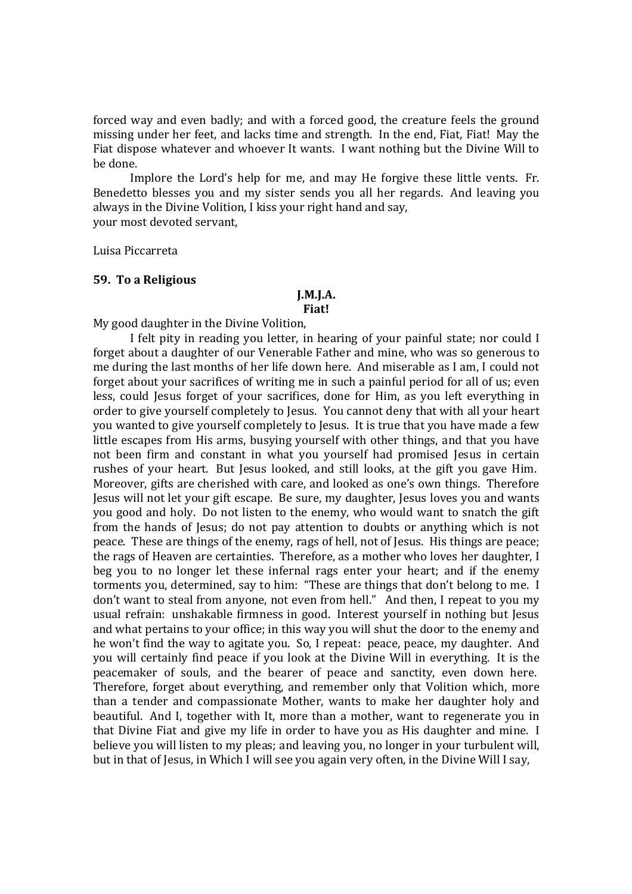forced way and even badly; and with a forced good, the creature feels the ground missing under her feet, and lacks time and strength. In the end, Fiat, Fiat! May the Fiat dispose whatever and whoever It wants. I want nothing but the Divine Will to be done.

Implore the Lord's help for me, and may He forgive these little vents. Fr. Benedetto blesses you and my sister sends you all her regards. And leaving you always in the Divine Volition, I kiss your right hand and say,
your most devoted servant,

Luisa Piccarreta

**59. To a Religious**

**J.M.J.A.**
**Fiat!**

My good daughter in the Divine Volition,

I felt pity in reading you letter, in hearing of your painful state; nor could I forget about a daughter of our Venerable Father and mine, who was so generous to me during the last months of her life down here. And miserable as I am, I could not forget about your sacrifices of writing me in such a painful period for all of us; even less, could Jesus forget of your sacrifices, done for Him, as you left everything in order to give yourself completely to Jesus. You cannot deny that with all your heart you wanted to give yourself completely to Jesus. It is true that you have made a few little escapes from His arms, busying yourself with other things, and that you have not been firm and constant in what you yourself had promised Jesus in certain rushes of your heart. But Jesus looked, and still looks, at the gift you gave Him. Moreover, gifts are cherished with care, and looked as one's own things. Therefore Jesus will not let your gift escape. Be sure, my daughter, Jesus loves you and wants you good and holy. Do not listen to the enemy, who would want to snatch the gift from the hands of Jesus; do not pay attention to doubts or anything which is not peace. These are things of the enemy, rags of hell, not of Jesus. His things are peace; the rags of Heaven are certainties. Therefore, as a mother who loves her daughter, I beg you to no longer let these infernal rags enter your heart; and if the enemy torments you, determined, say to him: "These are things that don't belong to me. I don't want to steal from anyone, not even from hell." And then, I repeat to you my usual refrain: unshakable firmness in good. Interest yourself in nothing but Jesus and what pertains to your office; in this way you will shut the door to the enemy and he won't find the way to agitate you. So, I repeat: peace, peace, my daughter. And you will certainly find peace if you look at the Divine Will in everything. It is the peacemaker of souls, and the bearer of peace and sanctity, even down here. Therefore, forget about everything, and remember only that Volition which, more than a tender and compassionate Mother, wants to make her daughter holy and beautiful. And I, together with It, more than a mother, want to regenerate you in that Divine Fiat and give my life in order to have you as His daughter and mine. I believe you will listen to my pleas; and leaving you, no longer in your turbulent will, but in that of Jesus, in Which I will see you again very often, in the Divine Will I say,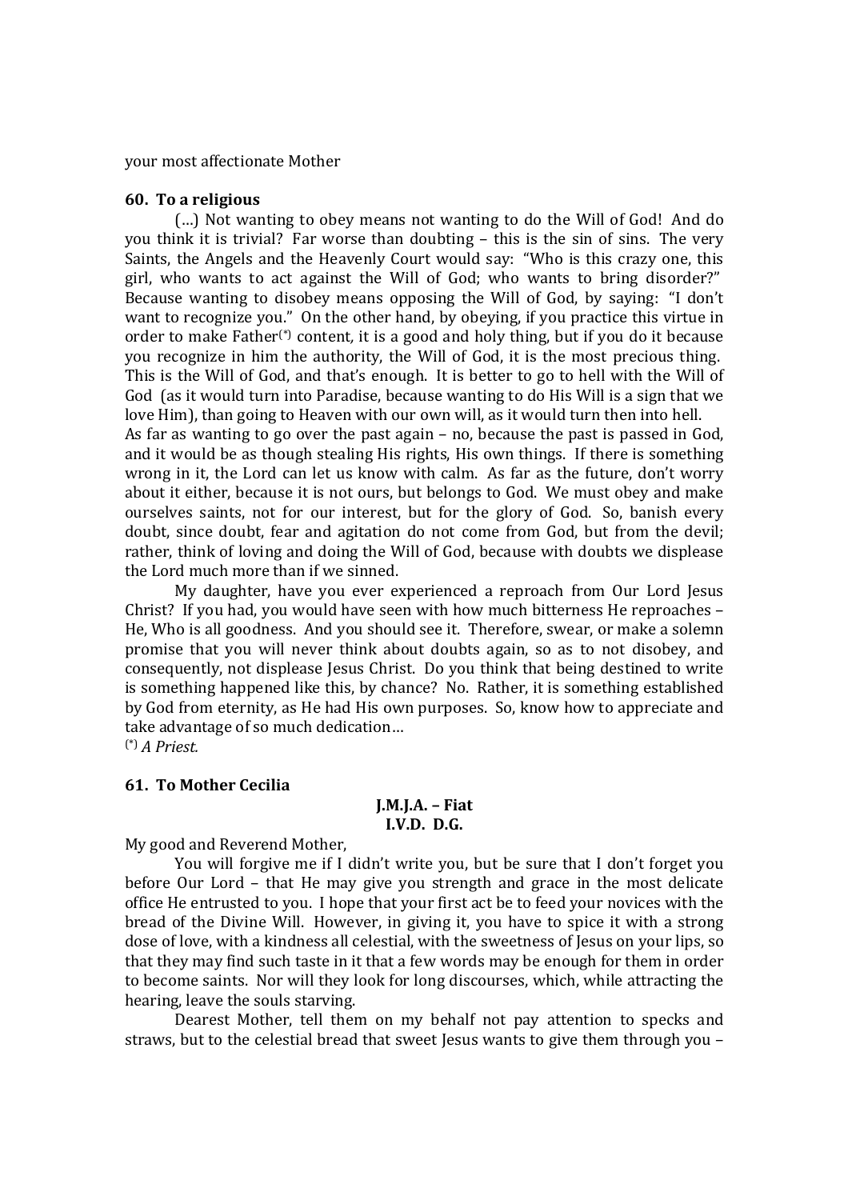your most affectionate Mother

**60. To a religious**

(…) Not wanting to obey means not wanting to do the Will of God! And do you think it is trivial? Far worse than doubting – this is the sin of sins. The very Saints, the Angels and the Heavenly Court would say: "Who is this crazy one, this girl, who wants to act against the Will of God; who wants to bring disorder?" Because wanting to disobey means opposing the Will of God, by saying: "I don't want to recognize you." On the other hand, by obeying, if you practice this virtue in order to make Father[*] content, it is a good and holy thing, but if you do it because you recognize in him the authority, the Will of God, it is the most precious thing. This is the Will of God, and that's enough. It is better to go to hell with the Will of God (as it would turn into Paradise, because wanting to do His Will is a sign that we love Him), than going to Heaven with our own will, as it would turn then into hell.
As far as wanting to go over the past again – no, because the past is passed in God, and it would be as though stealing His rights, His own things. If there is something wrong in it, the Lord can let us know with calm. As far as the future, don't worry about it either, because it is not ours, but belongs to God. We must obey and make ourselves saints, not for our interest, but for the glory of God. So, banish every doubt, since doubt, fear and agitation do not come from God, but from the devil; rather, think of loving and doing the Will of God, because with doubts we displease the Lord much more than if we sinned.

My daughter, have you ever experienced a reproach from Our Lord Jesus Christ? If you had, you would have seen with how much bitterness He reproaches – He, Who is all goodness. And you should see it. Therefore, swear, or make a solemn promise that you will never think about doubts again, so as to not disobey, and consequently, not displease Jesus Christ. Do you think that being destined to write is something happened like this, by chance? No. Rather, it is something established by God from eternity, as He had His own purposes. So, know how to appreciate and take advantage of so much dedication…

[*] *A Priest.*

**61. To Mother Cecilia**

**J.M.J.A. – Fiat**
**I.V.D. D.G.**

My good and Reverend Mother,

You will forgive me if I didn't write you, but be sure that I don't forget you before Our Lord – that He may give you strength and grace in the most delicate office He entrusted to you. I hope that your first act be to feed your novices with the bread of the Divine Will. However, in giving it, you have to spice it with a strong dose of love, with a kindness all celestial, with the sweetness of Jesus on your lips, so that they may find such taste in it that a few words may be enough for them in order to become saints. Nor will they look for long discourses, which, while attracting the hearing, leave the souls starving.

Dearest Mother, tell them on my behalf not pay attention to specks and straws, but to the celestial bread that sweet Jesus wants to give them through you –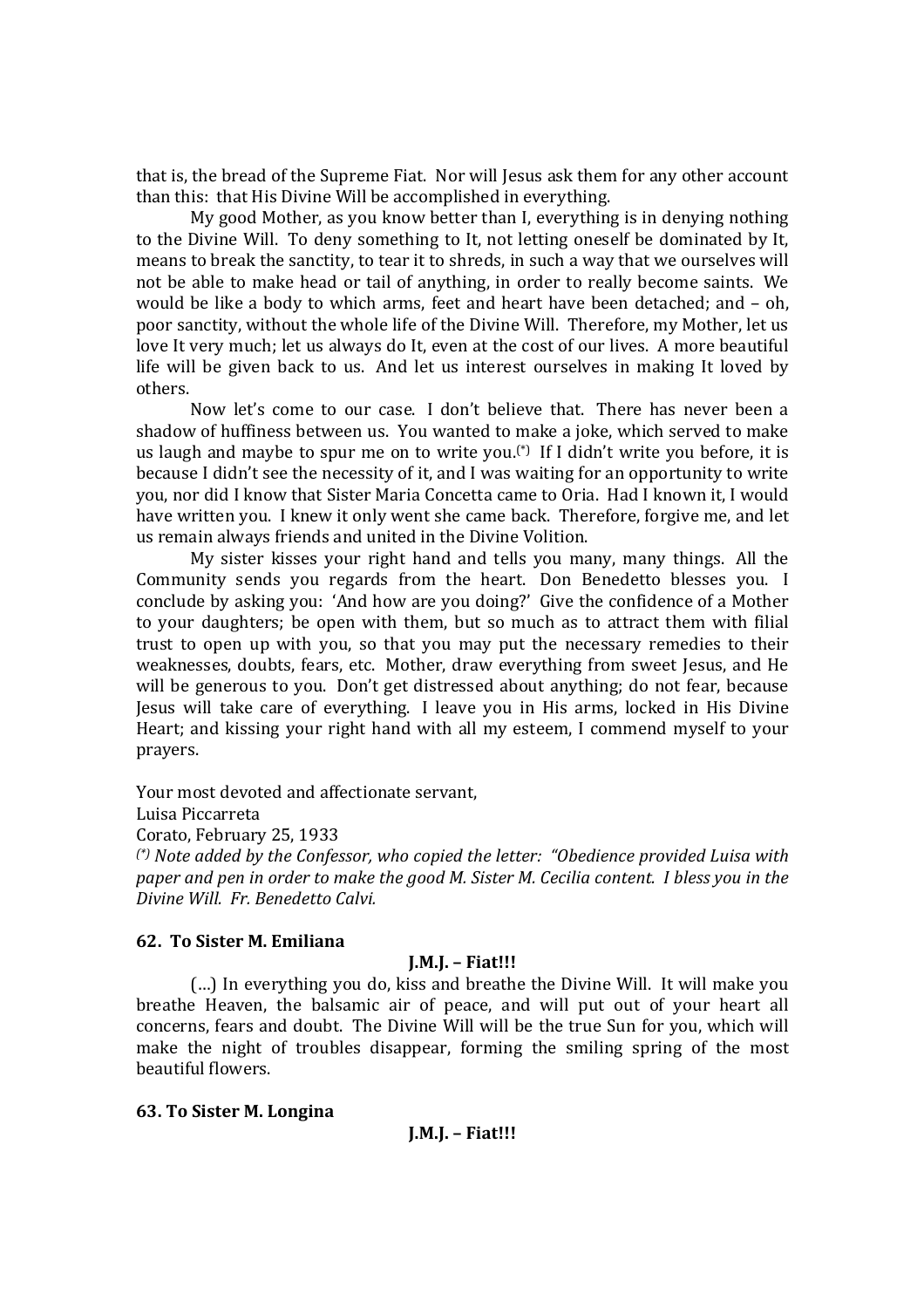that is, the bread of the Supreme Fiat. Nor will Jesus ask them for any other account than this: that His Divine Will be accomplished in everything.

My good Mother, as you know better than I, everything is in denying nothing to the Divine Will. To deny something to It, not letting oneself be dominated by It, means to break the sanctity, to tear it to shreds, in such a way that we ourselves will not be able to make head or tail of anything, in order to really become saints. We would be like a body to which arms, feet and heart have been detached; and – oh, poor sanctity, without the whole life of the Divine Will. Therefore, my Mother, let us love It very much; let us always do It, even at the cost of our lives. A more beautiful life will be given back to us. And let us interest ourselves in making It loved by others.

Now let's come to our case. I don't believe that. There has never been a shadow of huffiness between us. You wanted to make a joke, which served to make us laugh and maybe to spur me on to write you.(*) If I didn't write you before, it is because I didn't see the necessity of it, and I was waiting for an opportunity to write you, nor did I know that Sister Maria Concetta came to Oria. Had I known it, I would have written you. I knew it only went she came back. Therefore, forgive me, and let us remain always friends and united in the Divine Volition.

My sister kisses your right hand and tells you many, many things. All the Community sends you regards from the heart. Don Benedetto blesses you. I conclude by asking you: 'And how are you doing?' Give the confidence of a Mother to your daughters; be open with them, but so much as to attract them with filial trust to open up with you, so that you may put the necessary remedies to their weaknesses, doubts, fears, etc. Mother, draw everything from sweet Jesus, and He will be generous to you. Don't get distressed about anything; do not fear, because Jesus will take care of everything. I leave you in His arms, locked in His Divine Heart; and kissing your right hand with all my esteem, I commend myself to your prayers.

Your most devoted and affectionate servant,
Luisa Piccarreta
Corato, February 25, 1933

(*) *Note added by the Confessor, who copied the letter: "Obedience provided Luisa with paper and pen in order to make the good M. Sister M. Cecilia content. I bless you in the Divine Will. Fr. Benedetto Calvi.*

#### 62. To Sister M. Emiliana

**J.M.J. – Fiat!!!**

(…) In everything you do, kiss and breathe the Divine Will. It will make you breathe Heaven, the balsamic air of peace, and will put out of your heart all concerns, fears and doubt. The Divine Will will be the true Sun for you, which will make the night of troubles disappear, forming the smiling spring of the most beautiful flowers.

#### 63. To Sister M. Longina

**J.M.J. – Fiat!!!**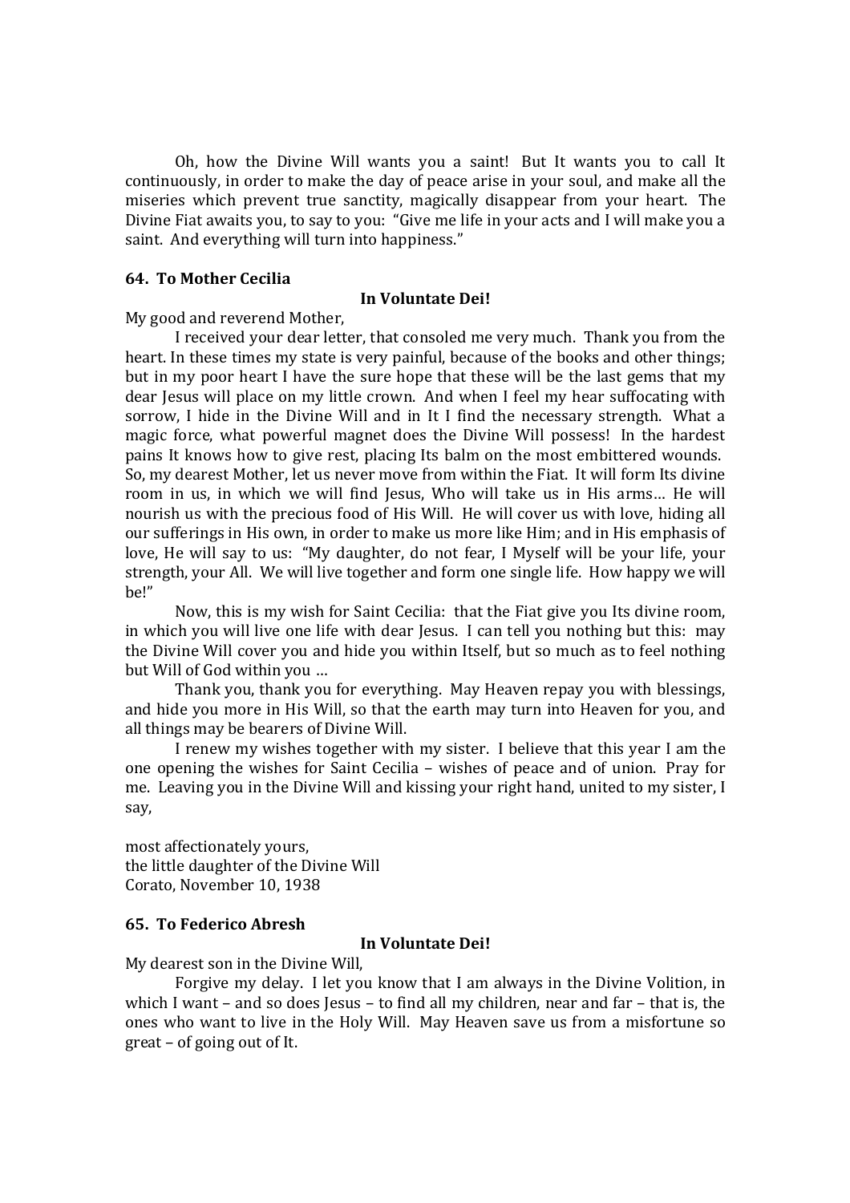Oh, how the Divine Will wants you a saint! But It wants you to call It continuously, in order to make the day of peace arise in your soul, and make all the miseries which prevent true sanctity, magically disappear from your heart. The Divine Fiat awaits you, to say to you: "Give me life in your acts and I will make you a saint. And everything will turn into happiness."

### 64. To Mother Cecilia

**In Voluntate Dei!**

My good and reverend Mother,

I received your dear letter, that consoled me very much. Thank you from the heart. In these times my state is very painful, because of the books and other things; but in my poor heart I have the sure hope that these will be the last gems that my dear Jesus will place on my little crown. And when I feel my hear suffocating with sorrow, I hide in the Divine Will and in It I find the necessary strength. What a magic force, what powerful magnet does the Divine Will possess! In the hardest pains It knows how to give rest, placing Its balm on the most embittered wounds. So, my dearest Mother, let us never move from within the Fiat. It will form Its divine room in us, in which we will find Jesus, Who will take us in His arms… He will nourish us with the precious food of His Will. He will cover us with love, hiding all our sufferings in His own, in order to make us more like Him; and in His emphasis of love, He will say to us: "My daughter, do not fear, I Myself will be your life, your strength, your All. We will live together and form one single life. How happy we will be!"

Now, this is my wish for Saint Cecilia: that the Fiat give you Its divine room, in which you will live one life with dear Jesus. I can tell you nothing but this: may the Divine Will cover you and hide you within Itself, but so much as to feel nothing but Will of God within you …

Thank you, thank you for everything. May Heaven repay you with blessings, and hide you more in His Will, so that the earth may turn into Heaven for you, and all things may be bearers of Divine Will.

I renew my wishes together with my sister. I believe that this year I am the one opening the wishes for Saint Cecilia – wishes of peace and of union. Pray for me. Leaving you in the Divine Will and kissing your right hand, united to my sister, I say,

most affectionately yours,
the little daughter of the Divine Will
Corato, November 10, 1938

### 65. To Federico Abresh

**In Voluntate Dei!**

My dearest son in the Divine Will,

Forgive my delay. I let you know that I am always in the Divine Volition, in which I want – and so does Jesus – to find all my children, near and far – that is, the ones who want to live in the Holy Will. May Heaven save us from a misfortune so great – of going out of It.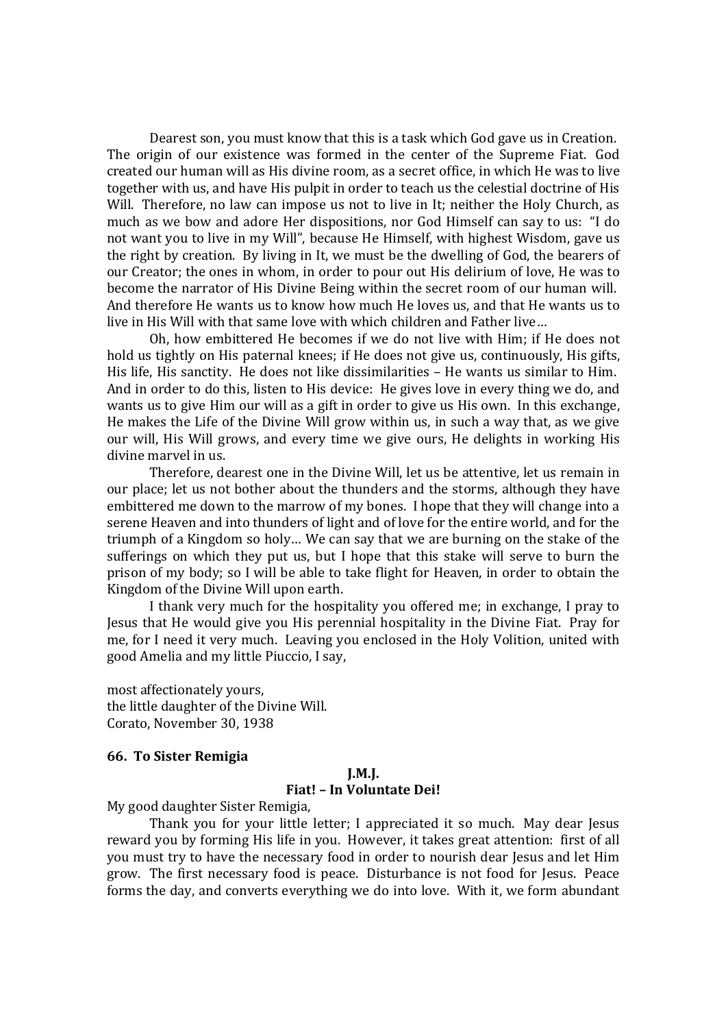Dearest son, you must know that this is a task which God gave us in Creation. The origin of our existence was formed in the center of the Supreme Fiat. God created our human will as His divine room, as a secret office, in which He was to live together with us, and have His pulpit in order to teach us the celestial doctrine of His Will. Therefore, no law can impose us not to live in It; neither the Holy Church, as much as we bow and adore Her dispositions, nor God Himself can say to us: "I do not want you to live in my Will", because He Himself, with highest Wisdom, gave us the right by creation. By living in It, we must be the dwelling of God, the bearers of our Creator; the ones in whom, in order to pour out His delirium of love, He was to become the narrator of His Divine Being within the secret room of our human will. And therefore He wants us to know how much He loves us, and that He wants us to live in His Will with that same love with which children and Father live…

Oh, how embittered He becomes if we do not live with Him; if He does not hold us tightly on His paternal knees; if He does not give us, continuously, His gifts, His life, His sanctity. He does not like dissimilarities – He wants us similar to Him. And in order to do this, listen to His device: He gives love in every thing we do, and wants us to give Him our will as a gift in order to give us His own. In this exchange, He makes the Life of the Divine Will grow within us, in such a way that, as we give our will, His Will grows, and every time we give ours, He delights in working His divine marvel in us.

Therefore, dearest one in the Divine Will, let us be attentive, let us remain in our place; let us not bother about the thunders and the storms, although they have embittered me down to the marrow of my bones. I hope that they will change into a serene Heaven and into thunders of light and of love for the entire world, and for the triumph of a Kingdom so holy… We can say that we are burning on the stake of the sufferings on which they put us, but I hope that this stake will serve to burn the prison of my body; so I will be able to take flight for Heaven, in order to obtain the Kingdom of the Divine Will upon earth.

I thank very much for the hospitality you offered me; in exchange, I pray to Jesus that He would give you His perennial hospitality in the Divine Fiat. Pray for me, for I need it very much. Leaving you enclosed in the Holy Volition, united with good Amelia and my little Piuccio, I say,

most affectionately yours,
the little daughter of the Divine Will.
Corato, November 30, 1938

**66. To Sister Remigia**

**J.M.J.**
**Fiat! – In Voluntate Dei!**

My good daughter Sister Remigia,

Thank you for your little letter; I appreciated it so much. May dear Jesus reward you by forming His life in you. However, it takes great attention: first of all you must try to have the necessary food in order to nourish dear Jesus and let Him grow. The first necessary food is peace. Disturbance is not food for Jesus. Peace forms the day, and converts everything we do into love. With it, we form abundant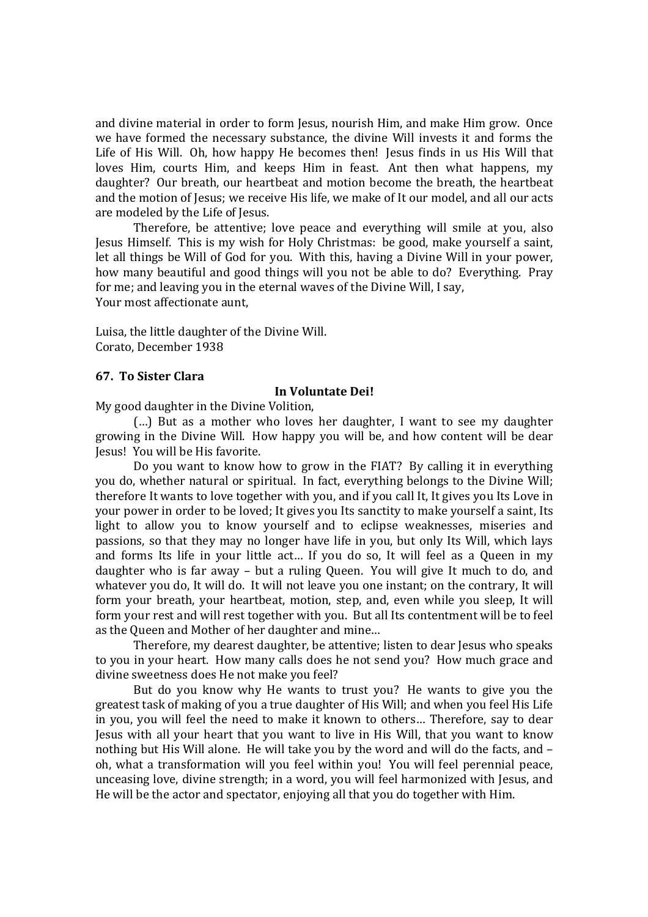and divine material in order to form Jesus, nourish Him, and make Him grow. Once we have formed the necessary substance, the divine Will invests it and forms the Life of His Will. Oh, how happy He becomes then! Jesus finds in us His Will that loves Him, courts Him, and keeps Him in feast. Ant then what happens, my daughter? Our breath, our heartbeat and motion become the breath, the heartbeat and the motion of Jesus; we receive His life, we make of It our model, and all our acts are modeled by the Life of Jesus.

Therefore, be attentive; love peace and everything will smile at you, also Jesus Himself. This is my wish for Holy Christmas: be good, make yourself a saint, let all things be Will of God for you. With this, having a Divine Will in your power, how many beautiful and good things will you not be able to do? Everything. Pray for me; and leaving you in the eternal waves of the Divine Will, I say,
Your most affectionate aunt,

Luisa, the little daughter of the Divine Will.
Corato, December 1938

### 67. To Sister Clara

**In Voluntate Dei!**

My good daughter in the Divine Volition,

(…) But as a mother who loves her daughter, I want to see my daughter growing in the Divine Will. How happy you will be, and how content will be dear Jesus! You will be His favorite.

Do you want to know how to grow in the FIAT? By calling it in everything you do, whether natural or spiritual. In fact, everything belongs to the Divine Will; therefore It wants to love together with you, and if you call It, It gives you Its Love in your power in order to be loved; It gives you Its sanctity to make yourself a saint, Its light to allow you to know yourself and to eclipse weaknesses, miseries and passions, so that they may no longer have life in you, but only Its Will, which lays and forms Its life in your little act… If you do so, It will feel as a Queen in my daughter who is far away – but a ruling Queen. You will give It much to do, and whatever you do, It will do. It will not leave you one instant; on the contrary, It will form your breath, your heartbeat, motion, step, and, even while you sleep, It will form your rest and will rest together with you. But all Its contentment will be to feel as the Queen and Mother of her daughter and mine…

Therefore, my dearest daughter, be attentive; listen to dear Jesus who speaks to you in your heart. How many calls does he not send you? How much grace and divine sweetness does He not make you feel?

But do you know why He wants to trust you? He wants to give you the greatest task of making of you a true daughter of His Will; and when you feel His Life in you, you will feel the need to make it known to others… Therefore, say to dear Jesus with all your heart that you want to live in His Will, that you want to know nothing but His Will alone. He will take you by the word and will do the facts, and – oh, what a transformation will you feel within you! You will feel perennial peace, unceasing love, divine strength; in a word, you will feel harmonized with Jesus, and He will be the actor and spectator, enjoying all that you do together with Him.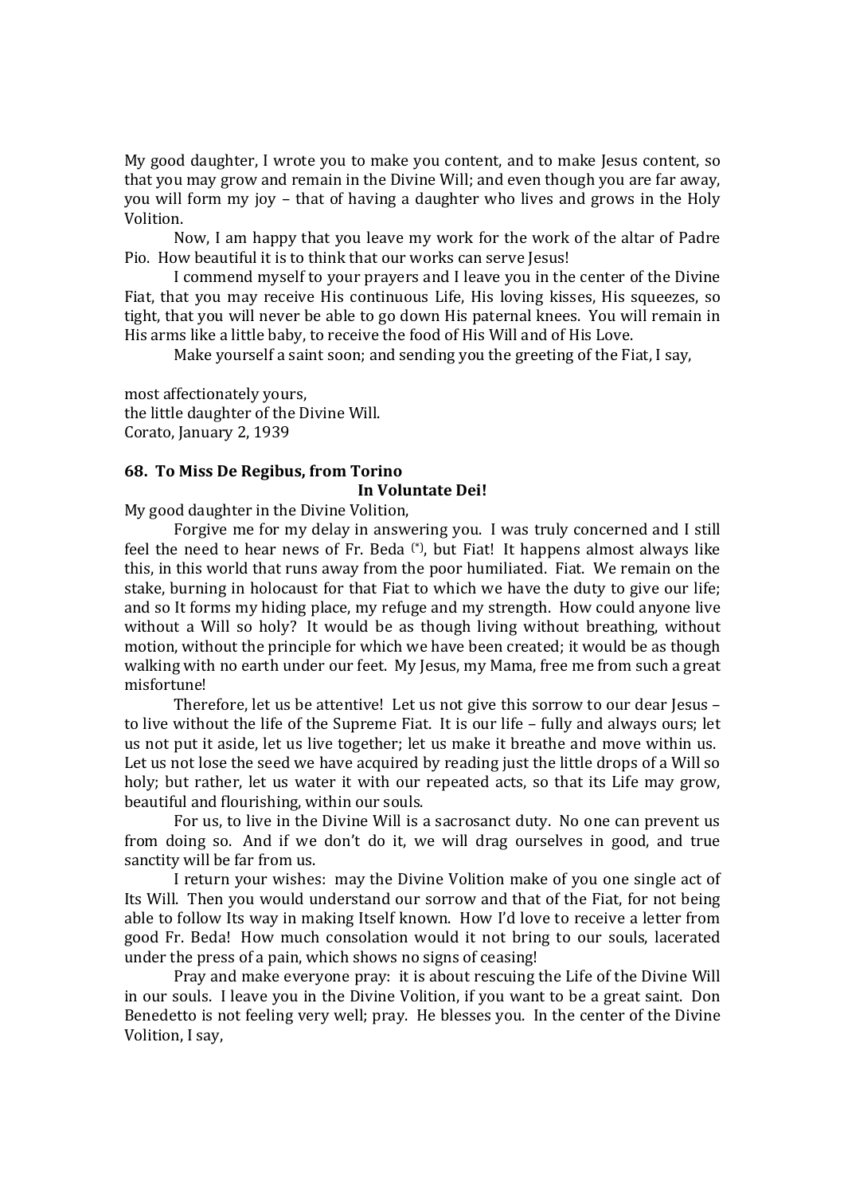My good daughter, I wrote you to make you content, and to make Jesus content, so that you may grow and remain in the Divine Will; and even though you are far away, you will form my joy – that of having a daughter who lives and grows in the Holy Volition.

Now, I am happy that you leave my work for the work of the altar of Padre Pio. How beautiful it is to think that our works can serve Jesus!

I commend myself to your prayers and I leave you in the center of the Divine Fiat, that you may receive His continuous Life, His loving kisses, His squeezes, so tight, that you will never be able to go down His paternal knees. You will remain in His arms like a little baby, to receive the food of His Will and of His Love.

Make yourself a saint soon; and sending you the greeting of the Fiat, I say,

most affectionately yours,
the little daughter of the Divine Will.
Corato, January 2, 1939

**68. To Miss De Regibus, from Torino**

**In Voluntate Dei!**

My good daughter in the Divine Volition,

Forgive me for my delay in answering you. I was truly concerned and I still feel the need to hear news of Fr. Beda (*), but Fiat! It happens almost always like this, in this world that runs away from the poor humiliated. Fiat. We remain on the stake, burning in holocaust for that Fiat to which we have the duty to give our life; and so It forms my hiding place, my refuge and my strength. How could anyone live without a Will so holy? It would be as though living without breathing, without motion, without the principle for which we have been created; it would be as though walking with no earth under our feet. My Jesus, my Mama, free me from such a great misfortune!

Therefore, let us be attentive! Let us not give this sorrow to our dear Jesus – to live without the life of the Supreme Fiat. It is our life – fully and always ours; let us not put it aside, let us live together; let us make it breathe and move within us. Let us not lose the seed we have acquired by reading just the little drops of a Will so holy; but rather, let us water it with our repeated acts, so that its Life may grow, beautiful and flourishing, within our souls.

For us, to live in the Divine Will is a sacrosanct duty. No one can prevent us from doing so. And if we don't do it, we will drag ourselves in good, and true sanctity will be far from us.

I return your wishes: may the Divine Volition make of you one single act of Its Will. Then you would understand our sorrow and that of the Fiat, for not being able to follow Its way in making Itself known. How I'd love to receive a letter from good Fr. Beda! How much consolation would it not bring to our souls, lacerated under the press of a pain, which shows no signs of ceasing!

Pray and make everyone pray: it is about rescuing the Life of the Divine Will in our souls. I leave you in the Divine Volition, if you want to be a great saint. Don Benedetto is not feeling very well; pray. He blesses you. In the center of the Divine Volition, I say,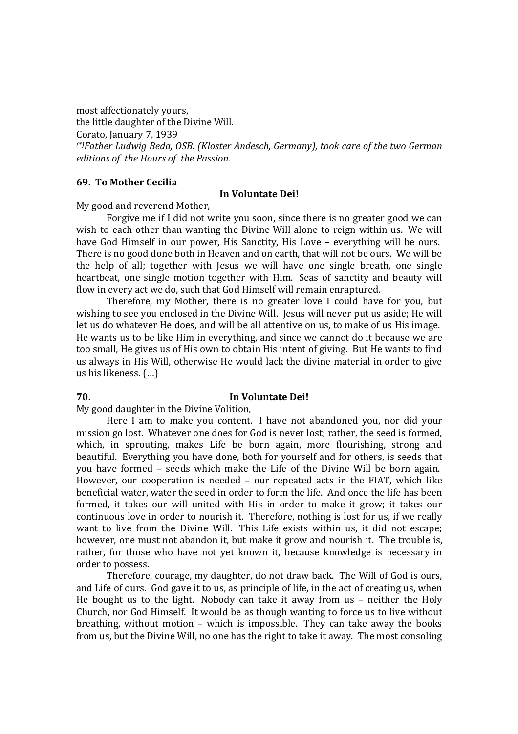most affectionately yours,
the little daughter of the Divine Will.
Corato, January 7, 1939

*(\*)Father Ludwig Beda, OSB. (Kloster Andesch, Germany), took care of the two German editions of the Hours of the Passion.*

**69. To Mother Cecilia**

**In Voluntate Dei!**

My good and reverend Mother,

Forgive me if I did not write you soon, since there is no greater good we can wish to each other than wanting the Divine Will alone to reign within us. We will have God Himself in our power, His Sanctity, His Love – everything will be ours. There is no good done both in Heaven and on earth, that will not be ours. We will be the help of all; together with Jesus we will have one single breath, one single heartbeat, one single motion together with Him. Seas of sanctity and beauty will flow in every act we do, such that God Himself will remain enraptured.

Therefore, my Mother, there is no greater love I could have for you, but wishing to see you enclosed in the Divine Will. Jesus will never put us aside; He will let us do whatever He does, and will be all attentive on us, to make of us His image. He wants us to be like Him in everything, and since we cannot do it because we are too small, He gives us of His own to obtain His intent of giving. But He wants to find us always in His Will, otherwise He would lack the divine material in order to give us his likeness. (…)

**70. In Voluntate Dei!**

My good daughter in the Divine Volition,

Here I am to make you content. I have not abandoned you, nor did your mission go lost. Whatever one does for God is never lost; rather, the seed is formed, which, in sprouting, makes Life be born again, more flourishing, strong and beautiful. Everything you have done, both for yourself and for others, is seeds that you have formed – seeds which make the Life of the Divine Will be born again. However, our cooperation is needed – our repeated acts in the FIAT, which like beneficial water, water the seed in order to form the life. And once the life has been formed, it takes our will united with His in order to make it grow; it takes our continuous love in order to nourish it. Therefore, nothing is lost for us, if we really want to live from the Divine Will. This Life exists within us, it did not escape; however, one must not abandon it, but make it grow and nourish it. The trouble is, rather, for those who have not yet known it, because knowledge is necessary in order to possess.

Therefore, courage, my daughter, do not draw back. The Will of God is ours, and Life of ours. God gave it to us, as principle of life, in the act of creating us, when He bought us to the light. Nobody can take it away from us – neither the Holy Church, nor God Himself. It would be as though wanting to force us to live without breathing, without motion – which is impossible. They can take away the books from us, but the Divine Will, no one has the right to take it away. The most consoling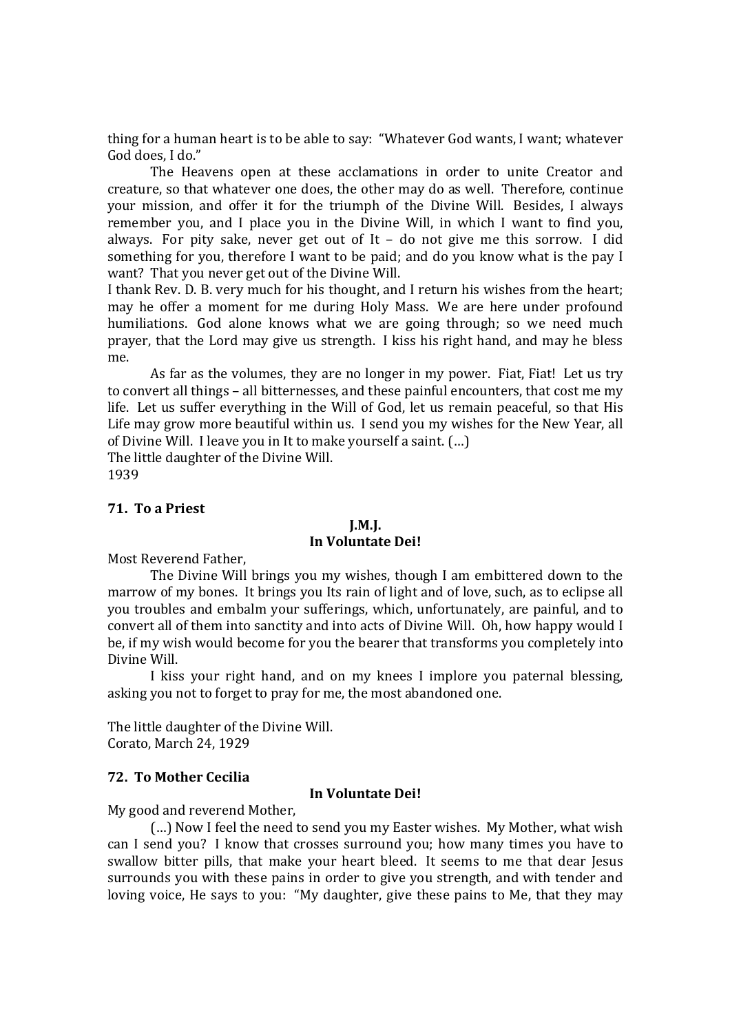thing for a human heart is to be able to say: "Whatever God wants, I want; whatever God does, I do."

The Heavens open at these acclamations in order to unite Creator and creature, so that whatever one does, the other may do as well. Therefore, continue your mission, and offer it for the triumph of the Divine Will. Besides, I always remember you, and I place you in the Divine Will, in which I want to find you, always. For pity sake, never get out of It – do not give me this sorrow. I did something for you, therefore I want to be paid; and do you know what is the pay I want? That you never get out of the Divine Will.

I thank Rev. D. B. very much for his thought, and I return his wishes from the heart; may he offer a moment for me during Holy Mass. We are here under profound humiliations. God alone knows what we are going through; so we need much prayer, that the Lord may give us strength. I kiss his right hand, and may he bless me.

As far as the volumes, they are no longer in my power. Fiat, Fiat! Let us try to convert all things – all bitternesses, and these painful encounters, that cost me my life. Let us suffer everything in the Will of God, let us remain peaceful, so that His Life may grow more beautiful within us. I send you my wishes for the New Year, all of Divine Will. I leave you in It to make yourself a saint. (…)

The little daughter of the Divine Will.
1939

### 71. To a Priest

**J.M.J.**
**In Voluntate Dei!**

Most Reverend Father,

The Divine Will brings you my wishes, though I am embittered down to the marrow of my bones. It brings you Its rain of light and of love, such, as to eclipse all you troubles and embalm your sufferings, which, unfortunately, are painful, and to convert all of them into sanctity and into acts of Divine Will. Oh, how happy would I be, if my wish would become for you the bearer that transforms you completely into Divine Will.

I kiss your right hand, and on my knees I implore you paternal blessing, asking you not to forget to pray for me, the most abandoned one.

The little daughter of the Divine Will.
Corato, March 24, 1929

### 72. To Mother Cecilia

**In Voluntate Dei!**

My good and reverend Mother,

(…) Now I feel the need to send you my Easter wishes. My Mother, what wish can I send you? I know that crosses surround you; how many times you have to swallow bitter pills, that make your heart bleed. It seems to me that dear Jesus surrounds you with these pains in order to give you strength, and with tender and loving voice, He says to you: "My daughter, give these pains to Me, that they may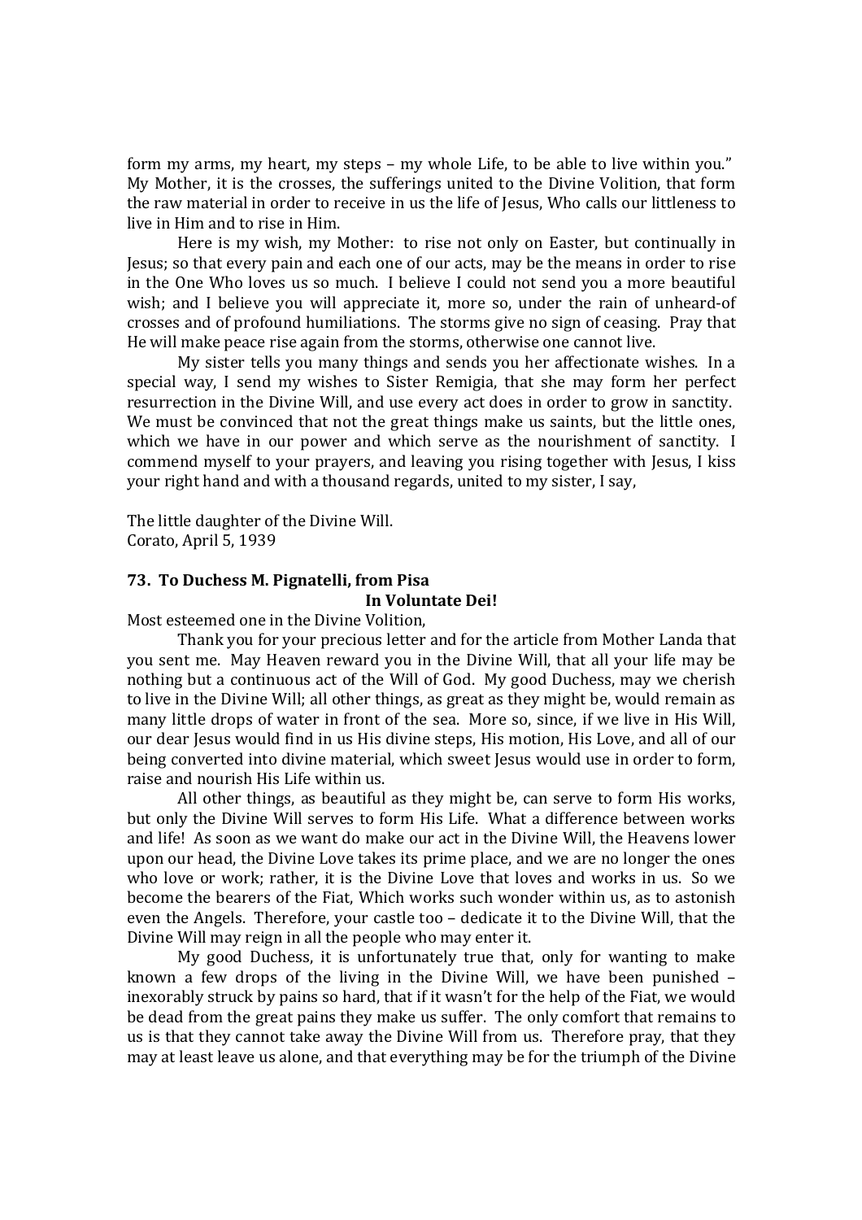form my arms, my heart, my steps – my whole Life, to be able to live within you." My Mother, it is the crosses, the sufferings united to the Divine Volition, that form the raw material in order to receive in us the life of Jesus, Who calls our littleness to live in Him and to rise in Him.

Here is my wish, my Mother: to rise not only on Easter, but continually in Jesus; so that every pain and each one of our acts, may be the means in order to rise in the One Who loves us so much. I believe I could not send you a more beautiful wish; and I believe you will appreciate it, more so, under the rain of unheard-of crosses and of profound humiliations. The storms give no sign of ceasing. Pray that He will make peace rise again from the storms, otherwise one cannot live.

My sister tells you many things and sends you her affectionate wishes. In a special way, I send my wishes to Sister Remigia, that she may form her perfect resurrection in the Divine Will, and use every act does in order to grow in sanctity. We must be convinced that not the great things make us saints, but the little ones, which we have in our power and which serve as the nourishment of sanctity. I commend myself to your prayers, and leaving you rising together with Jesus, I kiss your right hand and with a thousand regards, united to my sister, I say,

The little daughter of the Divine Will.
Corato, April 5, 1939

### 73. To Duchess M. Pignatelli, from Pisa

**In Voluntate Dei!**

Most esteemed one in the Divine Volition,

Thank you for your precious letter and for the article from Mother Landa that you sent me. May Heaven reward you in the Divine Will, that all your life may be nothing but a continuous act of the Will of God. My good Duchess, may we cherish to live in the Divine Will; all other things, as great as they might be, would remain as many little drops of water in front of the sea. More so, since, if we live in His Will, our dear Jesus would find in us His divine steps, His motion, His Love, and all of our being converted into divine material, which sweet Jesus would use in order to form, raise and nourish His Life within us.

All other things, as beautiful as they might be, can serve to form His works, but only the Divine Will serves to form His Life. What a difference between works and life! As soon as we want do make our act in the Divine Will, the Heavens lower upon our head, the Divine Love takes its prime place, and we are no longer the ones who love or work; rather, it is the Divine Love that loves and works in us. So we become the bearers of the Fiat, Which works such wonder within us, as to astonish even the Angels. Therefore, your castle too – dedicate it to the Divine Will, that the Divine Will may reign in all the people who may enter it.

My good Duchess, it is unfortunately true that, only for wanting to make known a few drops of the living in the Divine Will, we have been punished – inexorably struck by pains so hard, that if it wasn't for the help of the Fiat, we would be dead from the great pains they make us suffer. The only comfort that remains to us is that they cannot take away the Divine Will from us. Therefore pray, that they may at least leave us alone, and that everything may be for the triumph of the Divine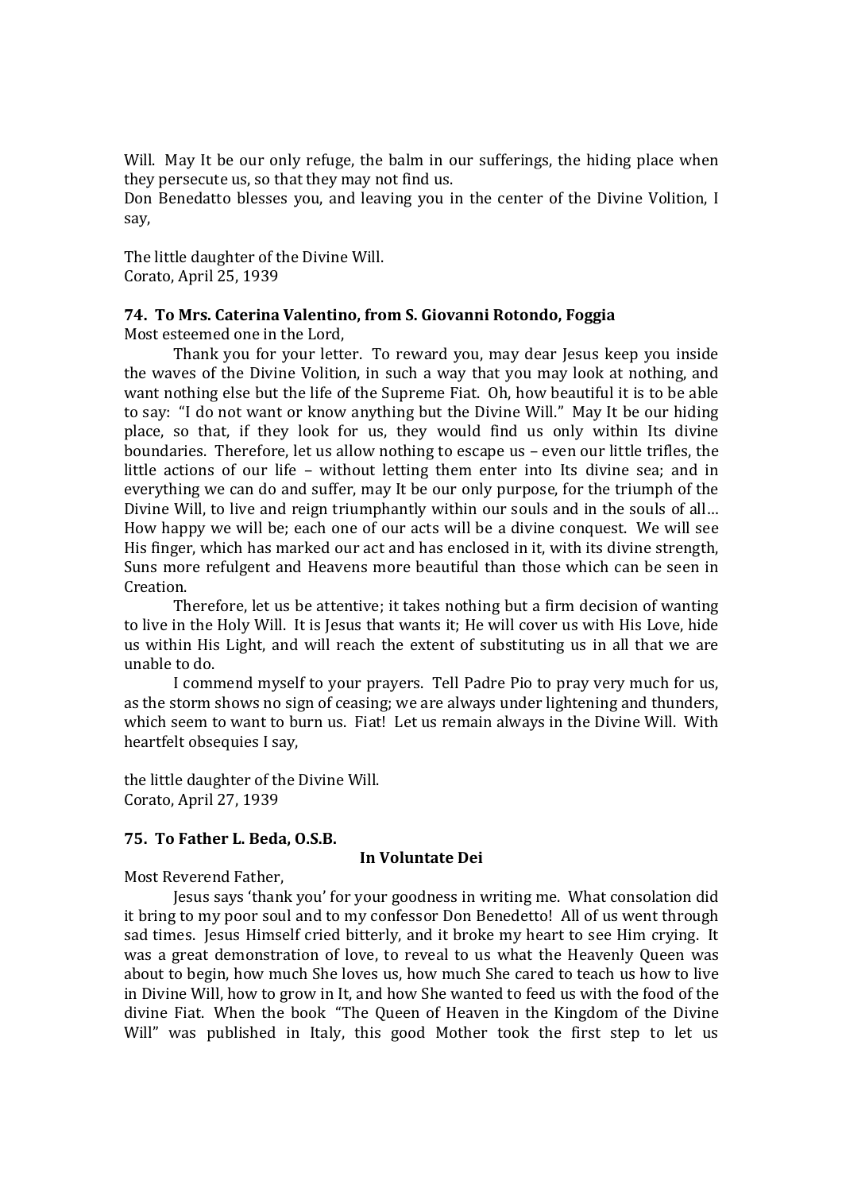Will. May It be our only refuge, the balm in our sufferings, the hiding place when they persecute us, so that they may not find us.

Don Benedatto blesses you, and leaving you in the center of the Divine Volition, I say,

The little daughter of the Divine Will.
Corato, April 25, 1939

### 74. To Mrs. Caterina Valentino, from S. Giovanni Rotondo, Foggia

Most esteemed one in the Lord,

Thank you for your letter. To reward you, may dear Jesus keep you inside the waves of the Divine Volition, in such a way that you may look at nothing, and want nothing else but the life of the Supreme Fiat. Oh, how beautiful it is to be able to say: "I do not want or know anything but the Divine Will." May It be our hiding place, so that, if they look for us, they would find us only within Its divine boundaries. Therefore, let us allow nothing to escape us – even our little trifles, the little actions of our life – without letting them enter into Its divine sea; and in everything we can do and suffer, may It be our only purpose, for the triumph of the Divine Will, to live and reign triumphantly within our souls and in the souls of all… How happy we will be; each one of our acts will be a divine conquest. We will see His finger, which has marked our act and has enclosed in it, with its divine strength, Suns more refulgent and Heavens more beautiful than those which can be seen in Creation.

Therefore, let us be attentive; it takes nothing but a firm decision of wanting to live in the Holy Will. It is Jesus that wants it; He will cover us with His Love, hide us within His Light, and will reach the extent of substituting us in all that we are unable to do.

I commend myself to your prayers. Tell Padre Pio to pray very much for us, as the storm shows no sign of ceasing; we are always under lightening and thunders, which seem to want to burn us. Fiat! Let us remain always in the Divine Will. With heartfelt obsequies I say,

the little daughter of the Divine Will.
Corato, April 27, 1939

### 75. To Father L. Beda, O.S.B.

**In Voluntate Dei**

Most Reverend Father,

Jesus says 'thank you' for your goodness in writing me. What consolation did it bring to my poor soul and to my confessor Don Benedetto! All of us went through sad times. Jesus Himself cried bitterly, and it broke my heart to see Him crying. It was a great demonstration of love, to reveal to us what the Heavenly Queen was about to begin, how much She loves us, how much She cared to teach us how to live in Divine Will, how to grow in It, and how She wanted to feed us with the food of the divine Fiat. When the book "The Queen of Heaven in the Kingdom of the Divine Will" was published in Italy, this good Mother took the first step to let us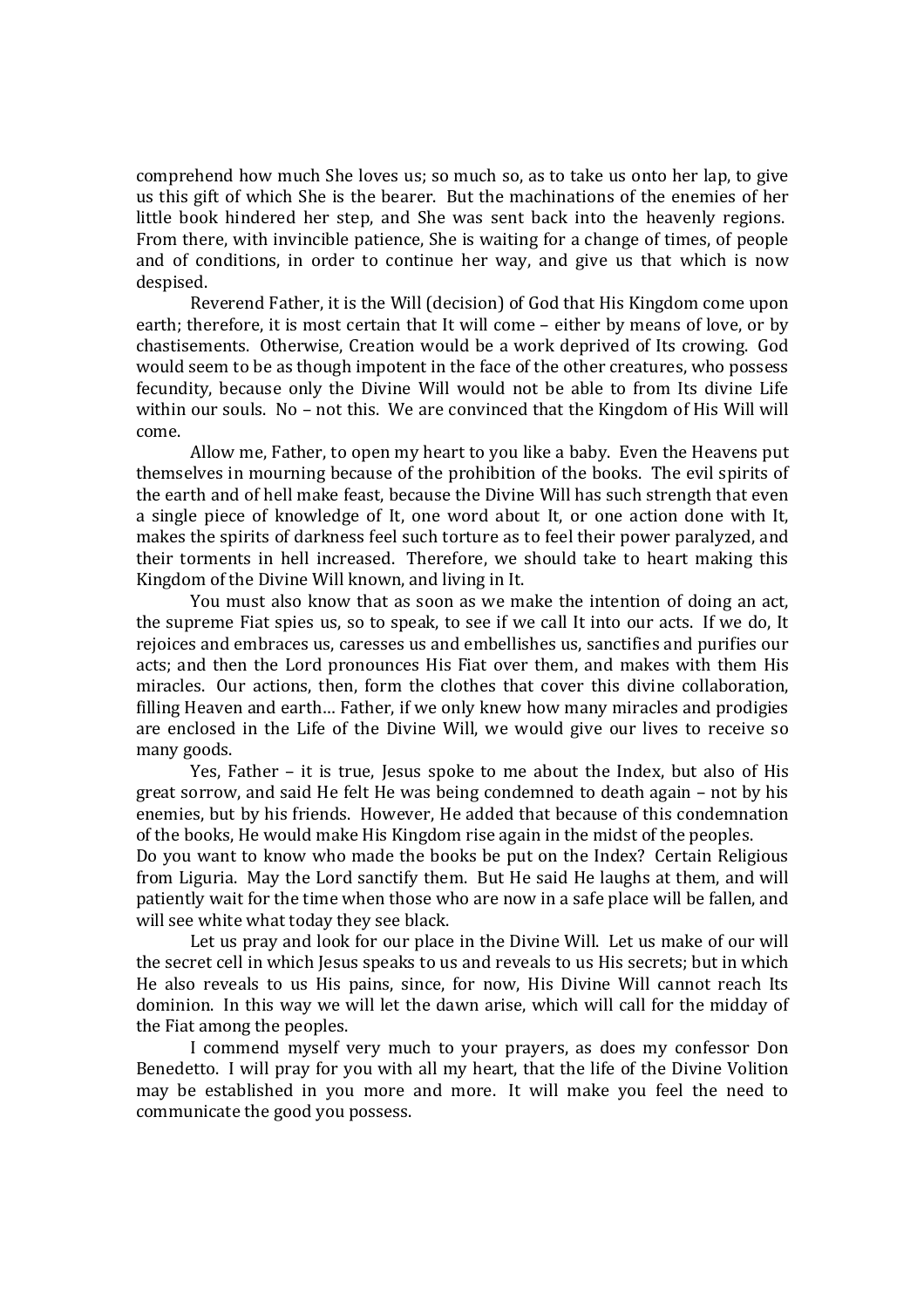comprehend how much She loves us; so much so, as to take us onto her lap, to give us this gift of which She is the bearer. But the machinations of the enemies of her little book hindered her step, and She was sent back into the heavenly regions. From there, with invincible patience, She is waiting for a change of times, of people and of conditions, in order to continue her way, and give us that which is now despised.

Reverend Father, it is the Will (decision) of God that His Kingdom come upon earth; therefore, it is most certain that It will come – either by means of love, or by chastisements. Otherwise, Creation would be a work deprived of Its crowing. God would seem to be as though impotent in the face of the other creatures, who possess fecundity, because only the Divine Will would not be able to from Its divine Life within our souls. No – not this. We are convinced that the Kingdom of His Will will come.

Allow me, Father, to open my heart to you like a baby. Even the Heavens put themselves in mourning because of the prohibition of the books. The evil spirits of the earth and of hell make feast, because the Divine Will has such strength that even a single piece of knowledge of It, one word about It, or one action done with It, makes the spirits of darkness feel such torture as to feel their power paralyzed, and their torments in hell increased. Therefore, we should take to heart making this Kingdom of the Divine Will known, and living in It.

You must also know that as soon as we make the intention of doing an act, the supreme Fiat spies us, so to speak, to see if we call It into our acts. If we do, It rejoices and embraces us, caresses us and embellishes us, sanctifies and purifies our acts; and then the Lord pronounces His Fiat over them, and makes with them His miracles. Our actions, then, form the clothes that cover this divine collaboration, filling Heaven and earth… Father, if we only knew how many miracles and prodigies are enclosed in the Life of the Divine Will, we would give our lives to receive so many goods.

Yes, Father – it is true, Jesus spoke to me about the Index, but also of His great sorrow, and said He felt He was being condemned to death again – not by his enemies, but by his friends. However, He added that because of this condemnation of the books, He would make His Kingdom rise again in the midst of the peoples.
Do you want to know who made the books be put on the Index? Certain Religious from Liguria. May the Lord sanctify them. But He said He laughs at them, and will patiently wait for the time when those who are now in a safe place will be fallen, and will see white what today they see black.

Let us pray and look for our place in the Divine Will. Let us make of our will the secret cell in which Jesus speaks to us and reveals to us His secrets; but in which He also reveals to us His pains, since, for now, His Divine Will cannot reach Its dominion. In this way we will let the dawn arise, which will call for the midday of the Fiat among the peoples.

I commend myself very much to your prayers, as does my confessor Don Benedetto. I will pray for you with all my heart, that the life of the Divine Volition may be established in you more and more. It will make you feel the need to communicate the good you possess.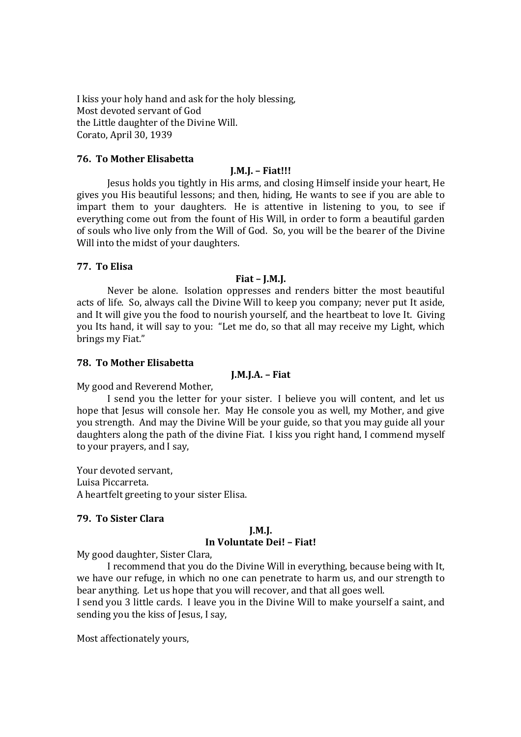I kiss your holy hand and ask for the holy blessing,
Most devoted servant of God
the Little daughter of the Divine Will.
Corato, April 30, 1939

**76. To Mother Elisabetta**

**J.M.J. – Fiat!!!**

Jesus holds you tightly in His arms, and closing Himself inside your heart, He gives you His beautiful lessons; and then, hiding, He wants to see if you are able to impart them to your daughters. He is attentive in listening to you, to see if everything come out from the fount of His Will, in order to form a beautiful garden of souls who live only from the Will of God. So, you will be the bearer of the Divine Will into the midst of your daughters.

**77. To Elisa**

**Fiat – J.M.J.**

Never be alone. Isolation oppresses and renders bitter the most beautiful acts of life. So, always call the Divine Will to keep you company; never put It aside, and It will give you the food to nourish yourself, and the heartbeat to love It. Giving you Its hand, it will say to you: "Let me do, so that all may receive my Light, which brings my Fiat."

**78. To Mother Elisabetta**

**J.M.J.A. – Fiat**

My good and Reverend Mother,

I send you the letter for your sister. I believe you will content, and let us hope that Jesus will console her. May He console you as well, my Mother, and give you strength. And may the Divine Will be your guide, so that you may guide all your daughters along the path of the divine Fiat. I kiss you right hand, I commend myself to your prayers, and I say,

Your devoted servant,
Luisa Piccarreta.
A heartfelt greeting to your sister Elisa.

**79. To Sister Clara**

**J.M.J.**
**In Voluntate Dei! – Fiat!**

My good daughter, Sister Clara,

I recommend that you do the Divine Will in everything, because being with It, we have our refuge, in which no one can penetrate to harm us, and our strength to bear anything. Let us hope that you will recover, and that all goes well.
I send you 3 little cards. I leave you in the Divine Will to make yourself a saint, and sending you the kiss of Jesus, I say,

Most affectionately yours,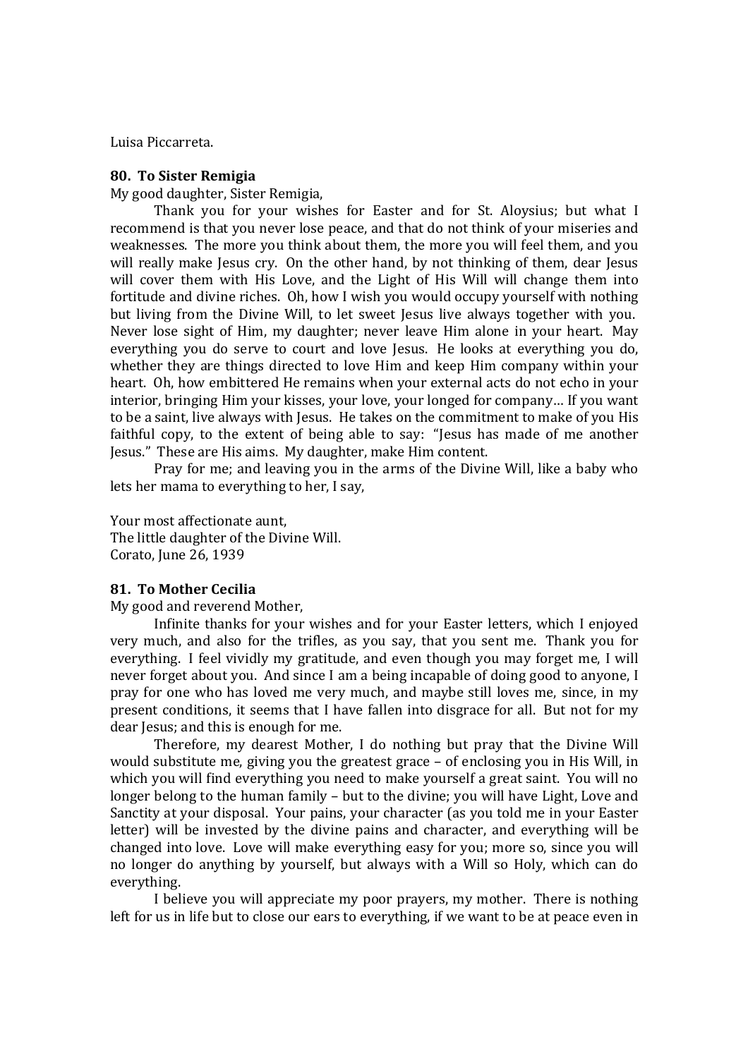Luisa Piccarreta.

**80. To Sister Remigia**

My good daughter, Sister Remigia,

Thank you for your wishes for Easter and for St. Aloysius; but what I recommend is that you never lose peace, and that do not think of your miseries and weaknesses. The more you think about them, the more you will feel them, and you will really make Jesus cry. On the other hand, by not thinking of them, dear Jesus will cover them with His Love, and the Light of His Will will change them into fortitude and divine riches. Oh, how I wish you would occupy yourself with nothing but living from the Divine Will, to let sweet Jesus live always together with you. Never lose sight of Him, my daughter; never leave Him alone in your heart. May everything you do serve to court and love Jesus. He looks at everything you do, whether they are things directed to love Him and keep Him company within your heart. Oh, how embittered He remains when your external acts do not echo in your interior, bringing Him your kisses, your love, your longed for company… If you want to be a saint, live always with Jesus. He takes on the commitment to make of you His faithful copy, to the extent of being able to say: "Jesus has made of me another Jesus." These are His aims. My daughter, make Him content.

Pray for me; and leaving you in the arms of the Divine Will, like a baby who lets her mama to everything to her, I say,

Your most affectionate aunt,
The little daughter of the Divine Will.
Corato, June 26, 1939

**81. To Mother Cecilia**

My good and reverend Mother,

Infinite thanks for your wishes and for your Easter letters, which I enjoyed very much, and also for the trifles, as you say, that you sent me. Thank you for everything. I feel vividly my gratitude, and even though you may forget me, I will never forget about you. And since I am a being incapable of doing good to anyone, I pray for one who has loved me very much, and maybe still loves me, since, in my present conditions, it seems that I have fallen into disgrace for all. But not for my dear Jesus; and this is enough for me.

Therefore, my dearest Mother, I do nothing but pray that the Divine Will would substitute me, giving you the greatest grace – of enclosing you in His Will, in which you will find everything you need to make yourself a great saint. You will no longer belong to the human family – but to the divine; you will have Light, Love and Sanctity at your disposal. Your pains, your character (as you told me in your Easter letter) will be invested by the divine pains and character, and everything will be changed into love. Love will make everything easy for you; more so, since you will no longer do anything by yourself, but always with a Will so Holy, which can do everything.

I believe you will appreciate my poor prayers, my mother. There is nothing left for us in life but to close our ears to everything, if we want to be at peace even in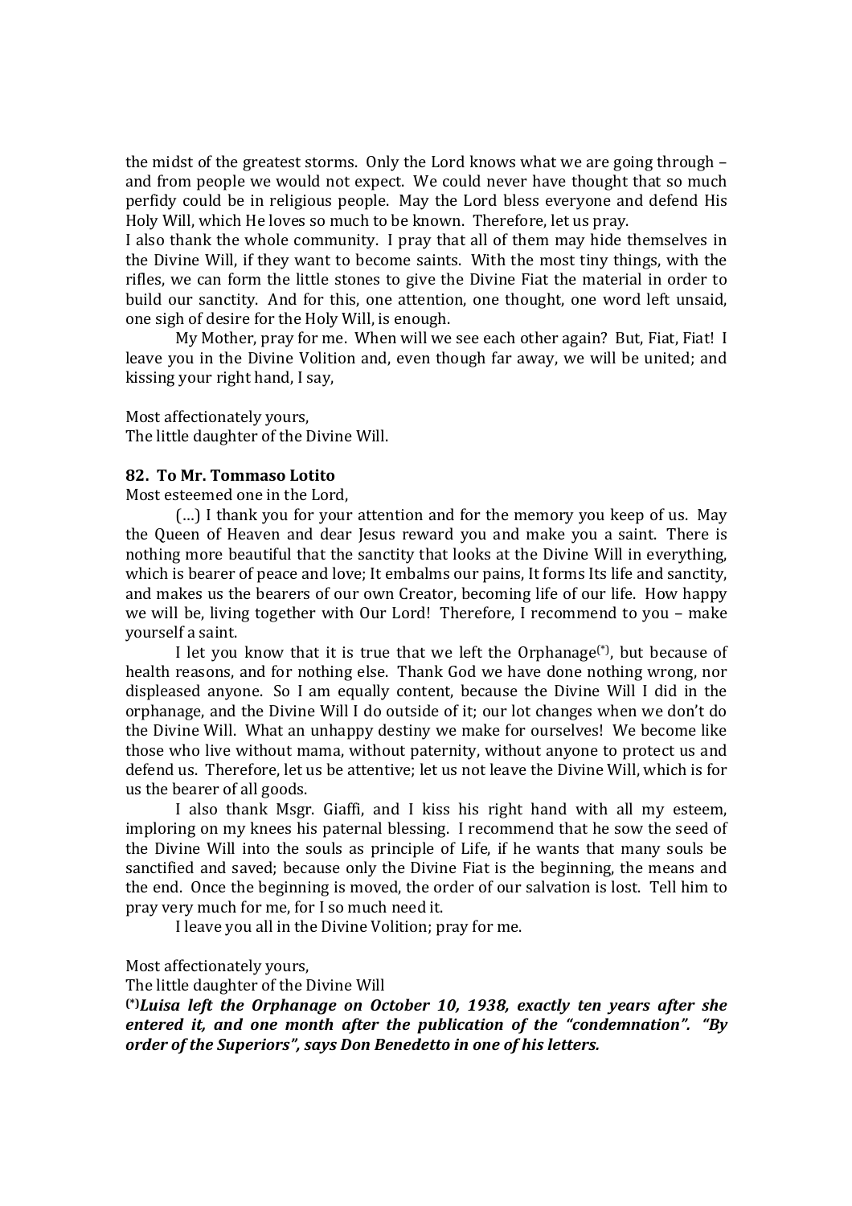the midst of the greatest storms. Only the Lord knows what we are going through – and from people we would not expect. We could never have thought that so much perfidy could be in religious people. May the Lord bless everyone and defend His Holy Will, which He loves so much to be known. Therefore, let us pray.

I also thank the whole community. I pray that all of them may hide themselves in the Divine Will, if they want to become saints. With the most tiny things, with the rifles, we can form the little stones to give the Divine Fiat the material in order to build our sanctity. And for this, one attention, one thought, one word left unsaid, one sigh of desire for the Holy Will, is enough.

My Mother, pray for me. When will we see each other again? But, Fiat, Fiat! I leave you in the Divine Volition and, even though far away, we will be united; and kissing your right hand, I say,

Most affectionately yours,
The little daughter of the Divine Will.

**82. To Mr. Tommaso Lotito**

Most esteemed one in the Lord,

(…) I thank you for your attention and for the memory you keep of us. May the Queen of Heaven and dear Jesus reward you and make you a saint. There is nothing more beautiful that the sanctity that looks at the Divine Will in everything, which is bearer of peace and love; It embalms our pains, It forms Its life and sanctity, and makes us the bearers of our own Creator, becoming life of our life. How happy we will be, living together with Our Lord! Therefore, I recommend to you – make yourself a saint.

I let you know that it is true that we left the Orphanage[(*)], but because of health reasons, and for nothing else. Thank God we have done nothing wrong, nor displeased anyone. So I am equally content, because the Divine Will I did in the orphanage, and the Divine Will I do outside of it; our lot changes when we don't do the Divine Will. What an unhappy destiny we make for ourselves! We become like those who live without mama, without paternity, without anyone to protect us and defend us. Therefore, let us be attentive; let us not leave the Divine Will, which is for us the bearer of all goods.

I also thank Msgr. Giaffi, and I kiss his right hand with all my esteem, imploring on my knees his paternal blessing. I recommend that he sow the seed of the Divine Will into the souls as principle of Life, if he wants that many souls be sanctified and saved; because only the Divine Fiat is the beginning, the means and the end. Once the beginning is moved, the order of our salvation is lost. Tell him to pray very much for me, for I so much need it.

I leave you all in the Divine Volition; pray for me.

Most affectionately yours,
The little daughter of the Divine Will

***[(*)]Luisa left the Orphanage on October 10, 1938, exactly ten years after she entered it, and one month after the publication of the "condemnation". "By order of the Superiors", says Don Benedetto in one of his letters.***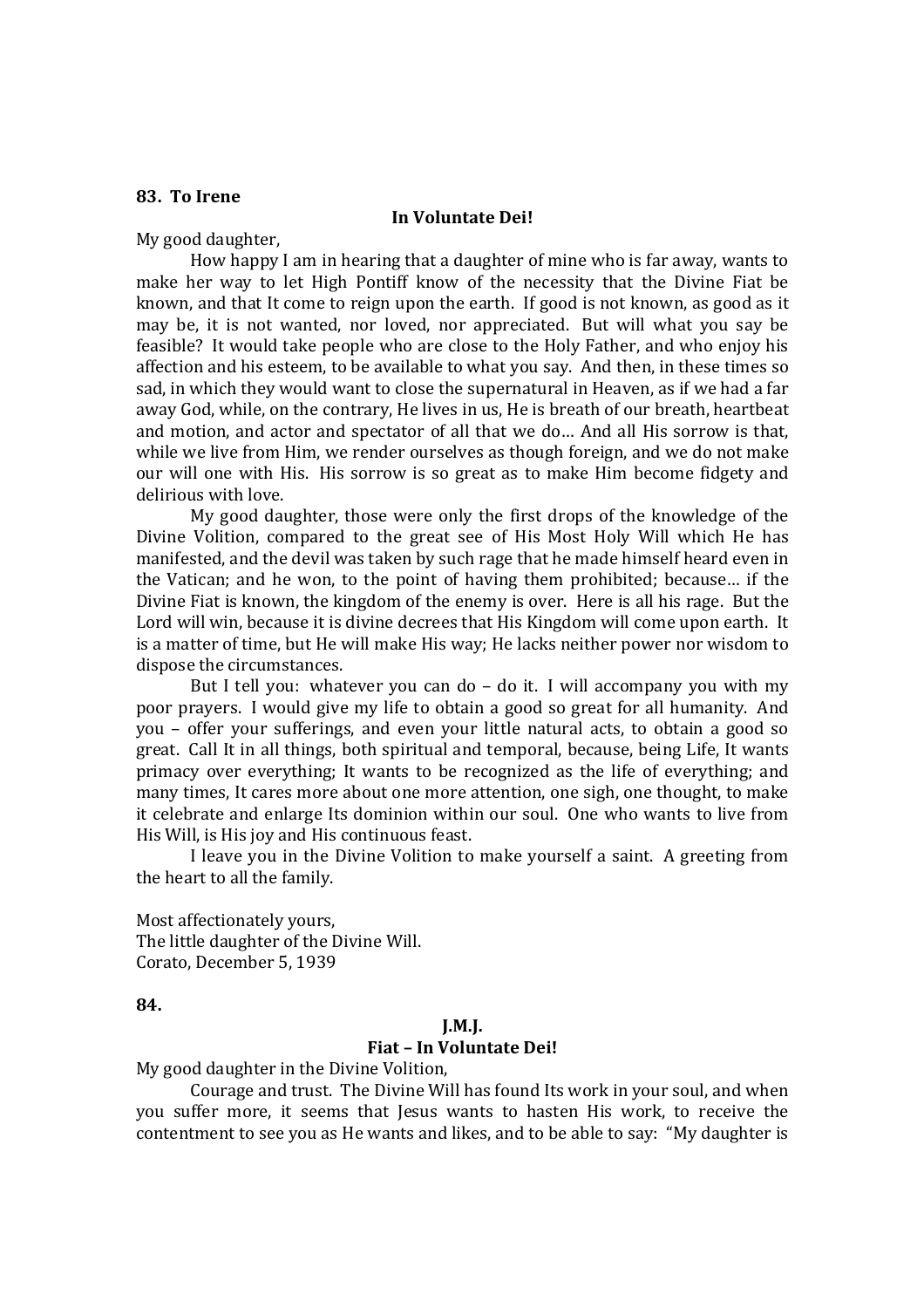**83. To Irene**

**In Voluntate Dei!**

My good daughter,

How happy I am in hearing that a daughter of mine who is far away, wants to make her way to let High Pontiff know of the necessity that the Divine Fiat be known, and that It come to reign upon the earth. If good is not known, as good as it may be, it is not wanted, nor loved, nor appreciated. But will what you say be feasible? It would take people who are close to the Holy Father, and who enjoy his affection and his esteem, to be available to what you say. And then, in these times so sad, in which they would want to close the supernatural in Heaven, as if we had a far away God, while, on the contrary, He lives in us, He is breath of our breath, heartbeat and motion, and actor and spectator of all that we do… And all His sorrow is that, while we live from Him, we render ourselves as though foreign, and we do not make our will one with His. His sorrow is so great as to make Him become fidgety and delirious with love.

My good daughter, those were only the first drops of the knowledge of the Divine Volition, compared to the great see of His Most Holy Will which He has manifested, and the devil was taken by such rage that he made himself heard even in the Vatican; and he won, to the point of having them prohibited; because… if the Divine Fiat is known, the kingdom of the enemy is over. Here is all his rage. But the Lord will win, because it is divine decrees that His Kingdom will come upon earth. It is a matter of time, but He will make His way; He lacks neither power nor wisdom to dispose the circumstances.

But I tell you: whatever you can do – do it. I will accompany you with my poor prayers. I would give my life to obtain a good so great for all humanity. And you – offer your sufferings, and even your little natural acts, to obtain a good so great. Call It in all things, both spiritual and temporal, because, being Life, It wants primacy over everything; It wants to be recognized as the life of everything; and many times, It cares more about one more attention, one sigh, one thought, to make it celebrate and enlarge Its dominion within our soul. One who wants to live from His Will, is His joy and His continuous feast.

I leave you in the Divine Volition to make yourself a saint. A greeting from the heart to all the family.

Most affectionately yours,
The little daughter of the Divine Will.
Corato, December 5, 1939

**84.**

**J.M.J.**

**Fiat – In Voluntate Dei!**

My good daughter in the Divine Volition,

Courage and trust. The Divine Will has found Its work in your soul, and when you suffer more, it seems that Jesus wants to hasten His work, to receive the contentment to see you as He wants and likes, and to be able to say: "My daughter is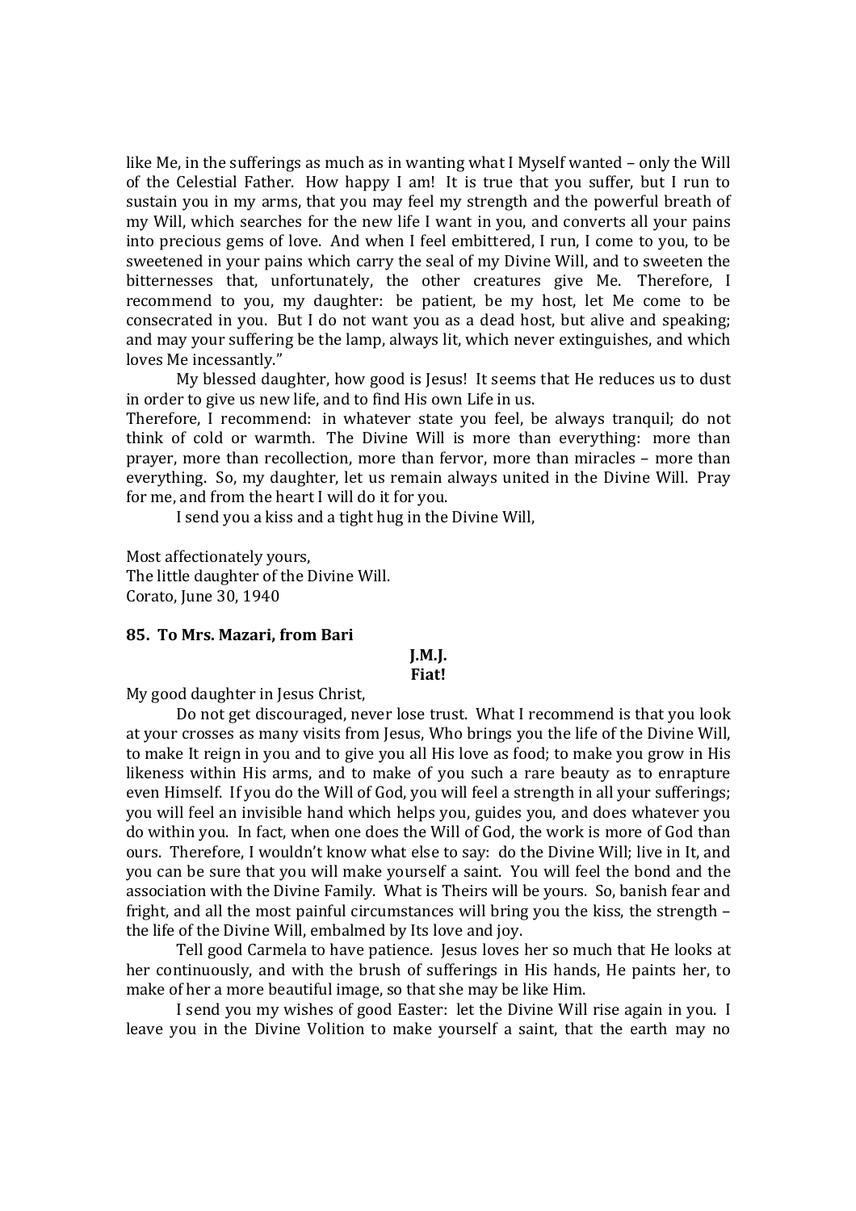like Me, in the sufferings as much as in wanting what I Myself wanted – only the Will of the Celestial Father. How happy I am! It is true that you suffer, but I run to sustain you in my arms, that you may feel my strength and the powerful breath of my Will, which searches for the new life I want in you, and converts all your pains into precious gems of love. And when I feel embittered, I run, I come to you, to be sweetened in your pains which carry the seal of my Divine Will, and to sweeten the bitternesses that, unfortunately, the other creatures give Me. Therefore, I recommend to you, my daughter: be patient, be my host, let Me come to be consecrated in you. But I do not want you as a dead host, but alive and speaking; and may your suffering be the lamp, always lit, which never extinguishes, and which loves Me incessantly."

My blessed daughter, how good is Jesus! It seems that He reduces us to dust in order to give us new life, and to find His own Life in us.

Therefore, I recommend: in whatever state you feel, be always tranquil; do not think of cold or warmth. The Divine Will is more than everything: more than prayer, more than recollection, more than fervor, more than miracles – more than everything. So, my daughter, let us remain always united in the Divine Will. Pray for me, and from the heart I will do it for you.

I send you a kiss and a tight hug in the Divine Will,

Most affectionately yours,
The little daughter of the Divine Will.
Corato, June 30, 1940

### 85. To Mrs. Mazari, from Bari

**J.M.J.**
**Fiat!**

My good daughter in Jesus Christ,

Do not get discouraged, never lose trust. What I recommend is that you look at your crosses as many visits from Jesus, Who brings you the life of the Divine Will, to make It reign in you and to give you all His love as food; to make you grow in His likeness within His arms, and to make of you such a rare beauty as to enrapture even Himself. If you do the Will of God, you will feel a strength in all your sufferings; you will feel an invisible hand which helps you, guides you, and does whatever you do within you. In fact, when one does the Will of God, the work is more of God than ours. Therefore, I wouldn't know what else to say: do the Divine Will; live in It, and you can be sure that you will make yourself a saint. You will feel the bond and the association with the Divine Family. What is Theirs will be yours. So, banish fear and fright, and all the most painful circumstances will bring you the kiss, the strength – the life of the Divine Will, embalmed by Its love and joy.

Tell good Carmela to have patience. Jesus loves her so much that He looks at her continuously, and with the brush of sufferings in His hands, He paints her, to make of her a more beautiful image, so that she may be like Him.

I send you my wishes of good Easter: let the Divine Will rise again in you. I leave you in the Divine Volition to make yourself a saint, that the earth may no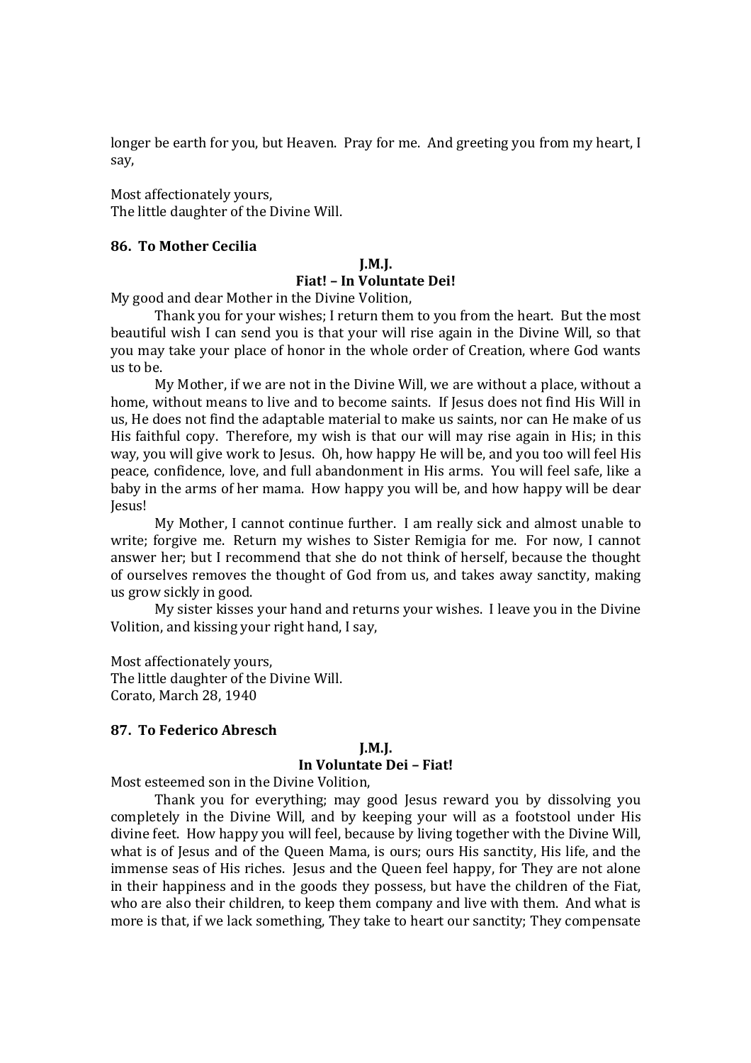longer be earth for you, but Heaven. Pray for me. And greeting you from my heart, I say,

Most affectionately yours,
The little daughter of the Divine Will.

### 86. To Mother Cecilia

**J.M.J.**
**Fiat! – In Voluntate Dei!**

My good and dear Mother in the Divine Volition,

Thank you for your wishes; I return them to you from the heart. But the most beautiful wish I can send you is that your will rise again in the Divine Will, so that you may take your place of honor in the whole order of Creation, where God wants us to be.

My Mother, if we are not in the Divine Will, we are without a place, without a home, without means to live and to become saints. If Jesus does not find His Will in us, He does not find the adaptable material to make us saints, nor can He make of us His faithful copy. Therefore, my wish is that our will may rise again in His; in this way, you will give work to Jesus. Oh, how happy He will be, and you too will feel His peace, confidence, love, and full abandonment in His arms. You will feel safe, like a baby in the arms of her mama. How happy you will be, and how happy will be dear Jesus!

My Mother, I cannot continue further. I am really sick and almost unable to write; forgive me. Return my wishes to Sister Remigia for me. For now, I cannot answer her; but I recommend that she do not think of herself, because the thought of ourselves removes the thought of God from us, and takes away sanctity, making us grow sickly in good.

My sister kisses your hand and returns your wishes. I leave you in the Divine Volition, and kissing your right hand, I say,

Most affectionately yours,
The little daughter of the Divine Will.
Corato, March 28, 1940

### 87. To Federico Abresch

**J.M.J.**
**In Voluntate Dei – Fiat!**

Most esteemed son in the Divine Volition,

Thank you for everything; may good Jesus reward you by dissolving you completely in the Divine Will, and by keeping your will as a footstool under His divine feet. How happy you will feel, because by living together with the Divine Will, what is of Jesus and of the Queen Mama, is ours; ours His sanctity, His life, and the immense seas of His riches. Jesus and the Queen feel happy, for They are not alone in their happiness and in the goods they possess, but have the children of the Fiat, who are also their children, to keep them company and live with them. And what is more is that, if we lack something, They take to heart our sanctity; They compensate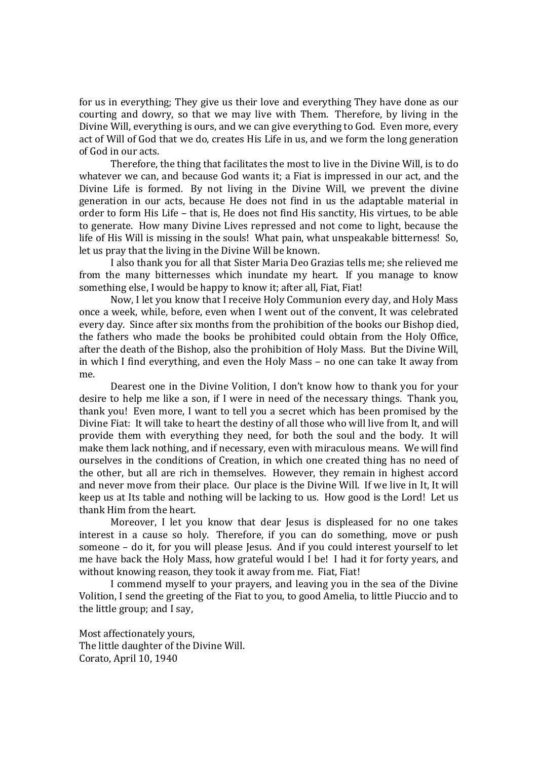for us in everything; They give us their love and everything They have done as our courting and dowry, so that we may live with Them. Therefore, by living in the Divine Will, everything is ours, and we can give everything to God. Even more, every act of Will of God that we do, creates His Life in us, and we form the long generation of God in our acts.

Therefore, the thing that facilitates the most to live in the Divine Will, is to do whatever we can, and because God wants it; a Fiat is impressed in our act, and the Divine Life is formed. By not living in the Divine Will, we prevent the divine generation in our acts, because He does not find in us the adaptable material in order to form His Life – that is, He does not find His sanctity, His virtues, to be able to generate. How many Divine Lives repressed and not come to light, because the life of His Will is missing in the souls! What pain, what unspeakable bitterness! So, let us pray that the living in the Divine Will be known.

I also thank you for all that Sister Maria Deo Grazias tells me; she relieved me from the many bitternesses which inundate my heart. If you manage to know something else, I would be happy to know it; after all, Fiat, Fiat!

Now, I let you know that I receive Holy Communion every day, and Holy Mass once a week, while, before, even when I went out of the convent, It was celebrated every day. Since after six months from the prohibition of the books our Bishop died, the fathers who made the books be prohibited could obtain from the Holy Office, after the death of the Bishop, also the prohibition of Holy Mass. But the Divine Will, in which I find everything, and even the Holy Mass – no one can take It away from me.

Dearest one in the Divine Volition, I don't know how to thank you for your desire to help me like a son, if I were in need of the necessary things. Thank you, thank you! Even more, I want to tell you a secret which has been promised by the Divine Fiat: It will take to heart the destiny of all those who will live from It, and will provide them with everything they need, for both the soul and the body. It will make them lack nothing, and if necessary, even with miraculous means. We will find ourselves in the conditions of Creation, in which one created thing has no need of the other, but all are rich in themselves. However, they remain in highest accord and never move from their place. Our place is the Divine Will. If we live in It, It will keep us at Its table and nothing will be lacking to us. How good is the Lord! Let us thank Him from the heart.

Moreover, I let you know that dear Jesus is displeased for no one takes interest in a cause so holy. Therefore, if you can do something, move or push someone – do it, for you will please Jesus. And if you could interest yourself to let me have back the Holy Mass, how grateful would I be! I had it for forty years, and without knowing reason, they took it away from me. Fiat, Fiat!

I commend myself to your prayers, and leaving you in the sea of the Divine Volition, I send the greeting of the Fiat to you, to good Amelia, to little Piuccio and to the little group; and I say,

Most affectionately yours,  
The little daughter of the Divine Will.  
Corato, April 10, 1940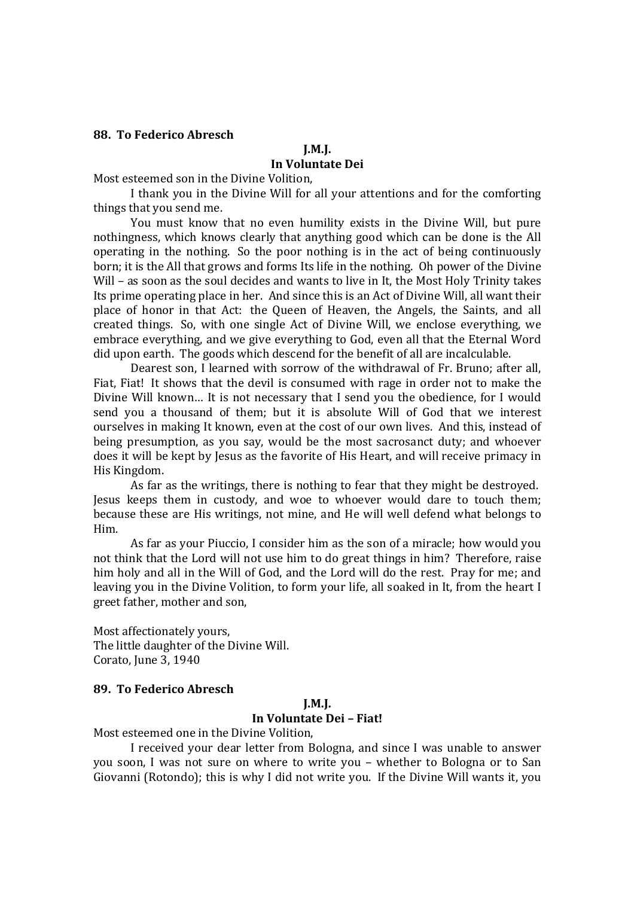**88. To Federico Abresch**

**J.M.J.**

**In Voluntate Dei**

Most esteemed son in the Divine Volition,

I thank you in the Divine Will for all your attentions and for the comforting things that you send me.

You must know that no even humility exists in the Divine Will, but pure nothingness, which knows clearly that anything good which can be done is the All operating in the nothing. So the poor nothing is in the act of being continuously born; it is the All that grows and forms Its life in the nothing. Oh power of the Divine Will – as soon as the soul decides and wants to live in It, the Most Holy Trinity takes Its prime operating place in her. And since this is an Act of Divine Will, all want their place of honor in that Act: the Queen of Heaven, the Angels, the Saints, and all created things. So, with one single Act of Divine Will, we enclose everything, we embrace everything, and we give everything to God, even all that the Eternal Word did upon earth. The goods which descend for the benefit of all are incalculable.

Dearest son, I learned with sorrow of the withdrawal of Fr. Bruno; after all, Fiat, Fiat! It shows that the devil is consumed with rage in order not to make the Divine Will known… It is not necessary that I send you the obedience, for I would send you a thousand of them; but it is absolute Will of God that we interest ourselves in making It known, even at the cost of our own lives. And this, instead of being presumption, as you say, would be the most sacrosanct duty; and whoever does it will be kept by Jesus as the favorite of His Heart, and will receive primacy in His Kingdom.

As far as the writings, there is nothing to fear that they might be destroyed. Jesus keeps them in custody, and woe to whoever would dare to touch them; because these are His writings, not mine, and He will well defend what belongs to Him.

As far as your Piuccio, I consider him as the son of a miracle; how would you not think that the Lord will not use him to do great things in him? Therefore, raise him holy and all in the Will of God, and the Lord will do the rest. Pray for me; and leaving you in the Divine Volition, to form your life, all soaked in It, from the heart I greet father, mother and son,

Most affectionately yours,
The little daughter of the Divine Will.
Corato, June 3, 1940

**89. To Federico Abresch**

**J.M.J.**

**In Voluntate Dei – Fiat!**

Most esteemed one in the Divine Volition,

I received your dear letter from Bologna, and since I was unable to answer you soon, I was not sure on where to write you – whether to Bologna or to San Giovanni (Rotondo); this is why I did not write you. If the Divine Will wants it, you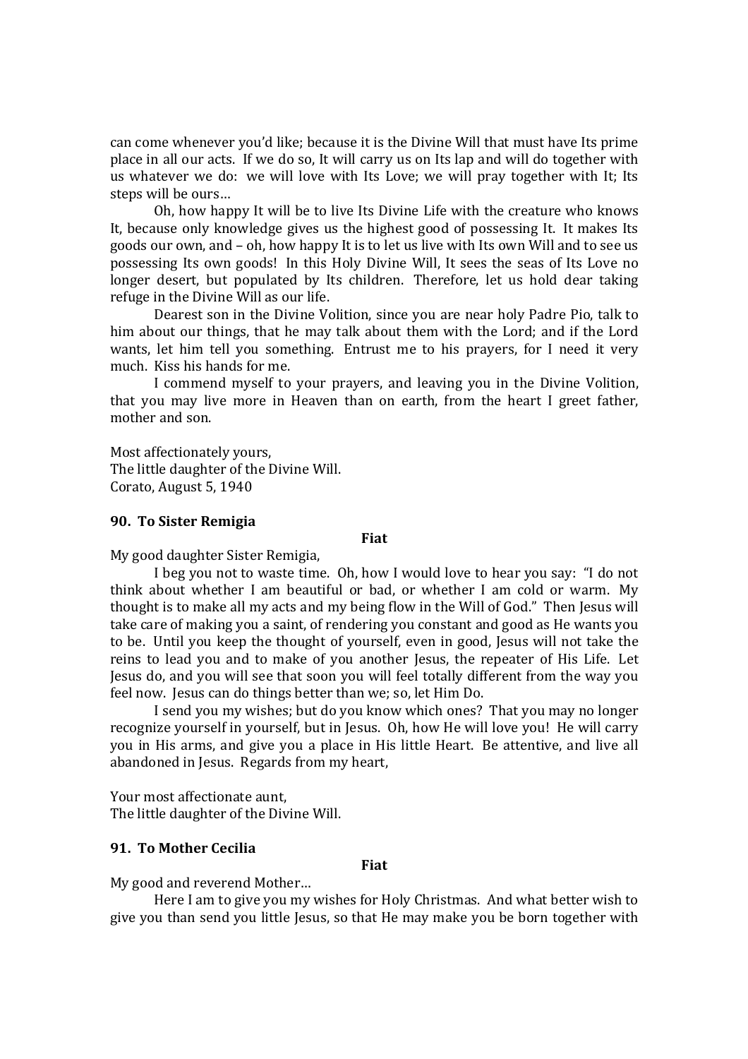can come whenever you'd like; because it is the Divine Will that must have Its prime place in all our acts. If we do so, It will carry us on Its lap and will do together with us whatever we do: we will love with Its Love; we will pray together with It; Its steps will be ours…

Oh, how happy It will be to live Its Divine Life with the creature who knows It, because only knowledge gives us the highest good of possessing It. It makes Its goods our own, and – oh, how happy It is to let us live with Its own Will and to see us possessing Its own goods! In this Holy Divine Will, It sees the seas of Its Love no longer desert, but populated by Its children. Therefore, let us hold dear taking refuge in the Divine Will as our life.

Dearest son in the Divine Volition, since you are near holy Padre Pio, talk to him about our things, that he may talk about them with the Lord; and if the Lord wants, let him tell you something. Entrust me to his prayers, for I need it very much. Kiss his hands for me.

I commend myself to your prayers, and leaving you in the Divine Volition, that you may live more in Heaven than on earth, from the heart I greet father, mother and son.

Most affectionately yours,
The little daughter of the Divine Will.
Corato, August 5, 1940

### 90. To Sister Remigia

**Fiat**

My good daughter Sister Remigia,

I beg you not to waste time. Oh, how I would love to hear you say: "I do not think about whether I am beautiful or bad, or whether I am cold or warm. My thought is to make all my acts and my being flow in the Will of God." Then Jesus will take care of making you a saint, of rendering you constant and good as He wants you to be. Until you keep the thought of yourself, even in good, Jesus will not take the reins to lead you and to make of you another Jesus, the repeater of His Life. Let Jesus do, and you will see that soon you will feel totally different from the way you feel now. Jesus can do things better than we; so, let Him Do.

I send you my wishes; but do you know which ones? That you may no longer recognize yourself in yourself, but in Jesus. Oh, how He will love you! He will carry you in His arms, and give you a place in His little Heart. Be attentive, and live all abandoned in Jesus. Regards from my heart,

Your most affectionate aunt,
The little daughter of the Divine Will.

### 91. To Mother Cecilia

**Fiat**

My good and reverend Mother…

Here I am to give you my wishes for Holy Christmas. And what better wish to give you than send you little Jesus, so that He may make you be born together with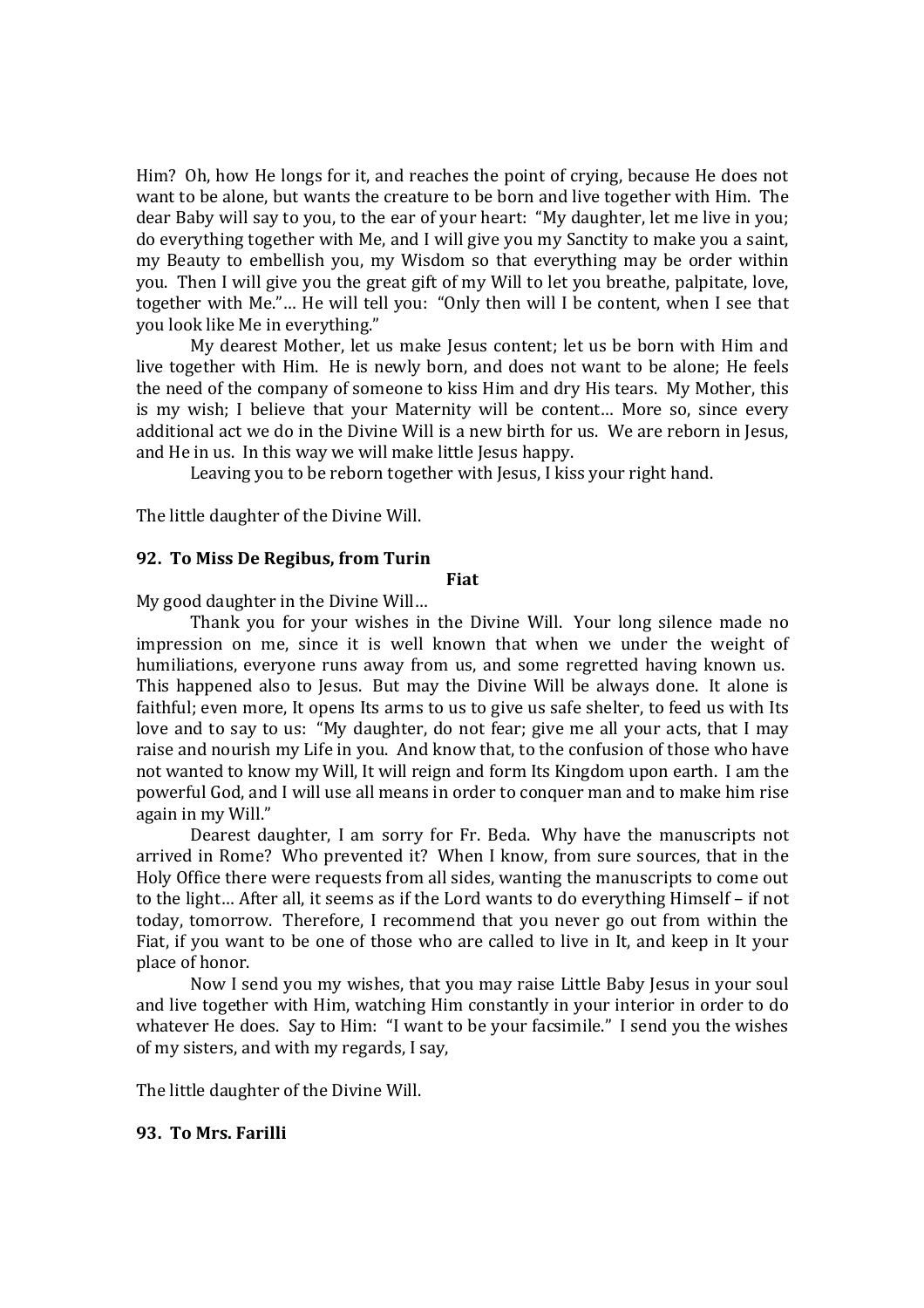Him? Oh, how He longs for it, and reaches the point of crying, because He does not want to be alone, but wants the creature to be born and live together with Him. The dear Baby will say to you, to the ear of your heart: "My daughter, let me live in you; do everything together with Me, and I will give you my Sanctity to make you a saint, my Beauty to embellish you, my Wisdom so that everything may be order within you. Then I will give you the great gift of my Will to let you breathe, palpitate, love, together with Me."… He will tell you: "Only then will I be content, when I see that you look like Me in everything."

My dearest Mother, let us make Jesus content; let us be born with Him and live together with Him. He is newly born, and does not want to be alone; He feels the need of the company of someone to kiss Him and dry His tears. My Mother, this is my wish; I believe that your Maternity will be content… More so, since every additional act we do in the Divine Will is a new birth for us. We are reborn in Jesus, and He in us. In this way we will make little Jesus happy.

Leaving you to be reborn together with Jesus, I kiss your right hand.

The little daughter of the Divine Will.

**92. To Miss De Regibus, from Turin**

**Fiat**

My good daughter in the Divine Will…

Thank you for your wishes in the Divine Will. Your long silence made no impression on me, since it is well known that when we under the weight of humiliations, everyone runs away from us, and some regretted having known us. This happened also to Jesus. But may the Divine Will be always done. It alone is faithful; even more, It opens Its arms to us to give us safe shelter, to feed us with Its love and to say to us: "My daughter, do not fear; give me all your acts, that I may raise and nourish my Life in you. And know that, to the confusion of those who have not wanted to know my Will, It will reign and form Its Kingdom upon earth. I am the powerful God, and I will use all means in order to conquer man and to make him rise again in my Will."

Dearest daughter, I am sorry for Fr. Beda. Why have the manuscripts not arrived in Rome? Who prevented it? When I know, from sure sources, that in the Holy Office there were requests from all sides, wanting the manuscripts to come out to the light… After all, it seems as if the Lord wants to do everything Himself – if not today, tomorrow. Therefore, I recommend that you never go out from within the Fiat, if you want to be one of those who are called to live in It, and keep in It your place of honor.

Now I send you my wishes, that you may raise Little Baby Jesus in your soul and live together with Him, watching Him constantly in your interior in order to do whatever He does. Say to Him: "I want to be your facsimile." I send you the wishes of my sisters, and with my regards, I say,

The little daughter of the Divine Will.

**93. To Mrs. Farilli**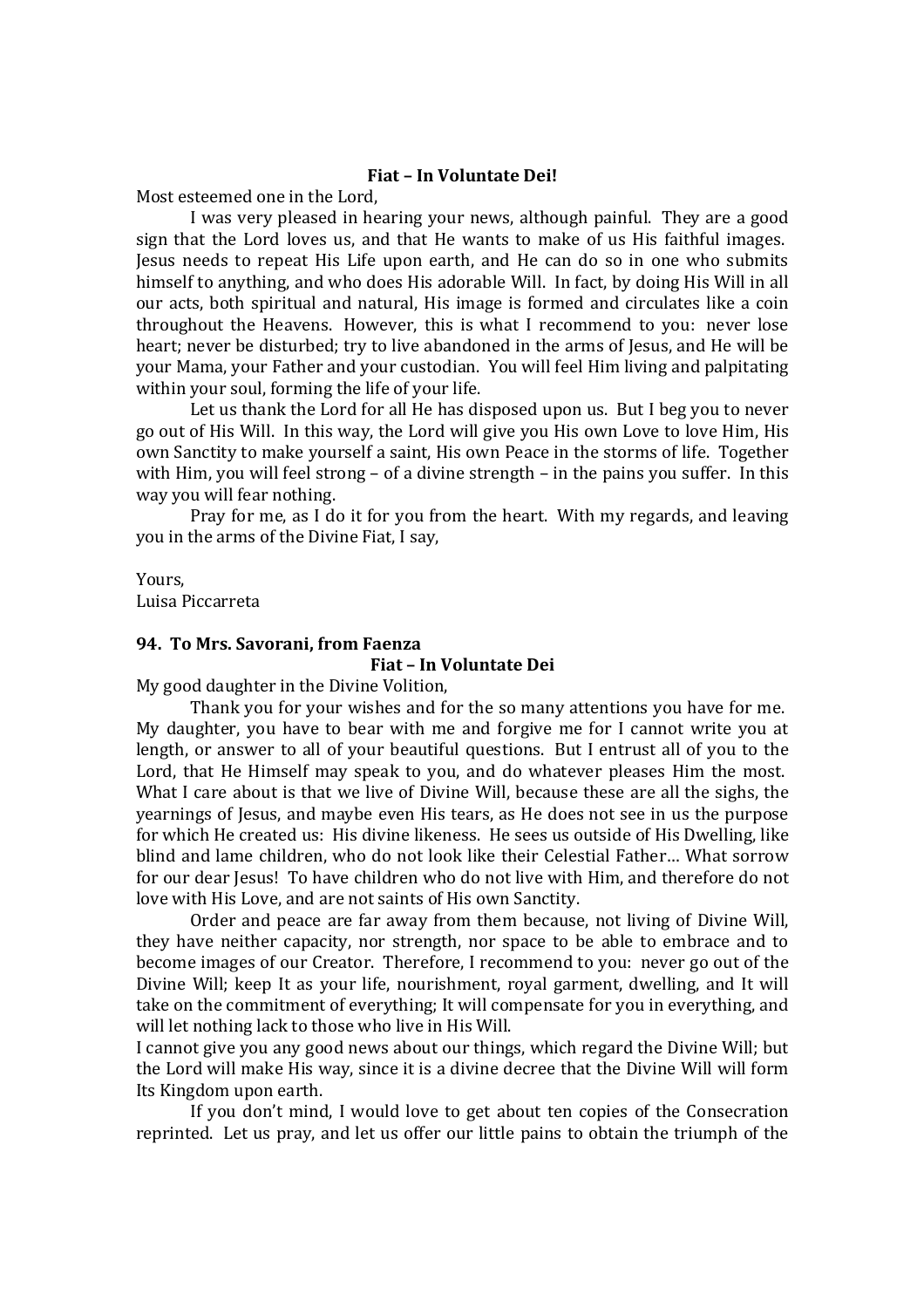**Fiat – In Voluntate Dei!**

Most esteemed one in the Lord,

I was very pleased in hearing your news, although painful. They are a good sign that the Lord loves us, and that He wants to make of us His faithful images. Jesus needs to repeat His Life upon earth, and He can do so in one who submits himself to anything, and who does His adorable Will. In fact, by doing His Will in all our acts, both spiritual and natural, His image is formed and circulates like a coin throughout the Heavens. However, this is what I recommend to you: never lose heart; never be disturbed; try to live abandoned in the arms of Jesus, and He will be your Mama, your Father and your custodian. You will feel Him living and palpitating within your soul, forming the life of your life.

Let us thank the Lord for all He has disposed upon us. But I beg you to never go out of His Will. In this way, the Lord will give you His own Love to love Him, His own Sanctity to make yourself a saint, His own Peace in the storms of life. Together with Him, you will feel strong – of a divine strength – in the pains you suffer. In this way you will fear nothing.

Pray for me, as I do it for you from the heart. With my regards, and leaving you in the arms of the Divine Fiat, I say,

Yours,
Luisa Piccarreta

**94. To Mrs. Savorani, from Faenza**

**Fiat – In Voluntate Dei**

My good daughter in the Divine Volition,

Thank you for your wishes and for the so many attentions you have for me. My daughter, you have to bear with me and forgive me for I cannot write you at length, or answer to all of your beautiful questions. But I entrust all of you to the Lord, that He Himself may speak to you, and do whatever pleases Him the most. What I care about is that we live of Divine Will, because these are all the sighs, the yearnings of Jesus, and maybe even His tears, as He does not see in us the purpose for which He created us: His divine likeness. He sees us outside of His Dwelling, like blind and lame children, who do not look like their Celestial Father… What sorrow for our dear Jesus! To have children who do not live with Him, and therefore do not love with His Love, and are not saints of His own Sanctity.

Order and peace are far away from them because, not living of Divine Will, they have neither capacity, nor strength, nor space to be able to embrace and to become images of our Creator. Therefore, I recommend to you: never go out of the Divine Will; keep It as your life, nourishment, royal garment, dwelling, and It will take on the commitment of everything; It will compensate for you in everything, and will let nothing lack to those who live in His Will.

I cannot give you any good news about our things, which regard the Divine Will; but the Lord will make His way, since it is a divine decree that the Divine Will will form Its Kingdom upon earth.

If you don't mind, I would love to get about ten copies of the Consecration reprinted. Let us pray, and let us offer our little pains to obtain the triumph of the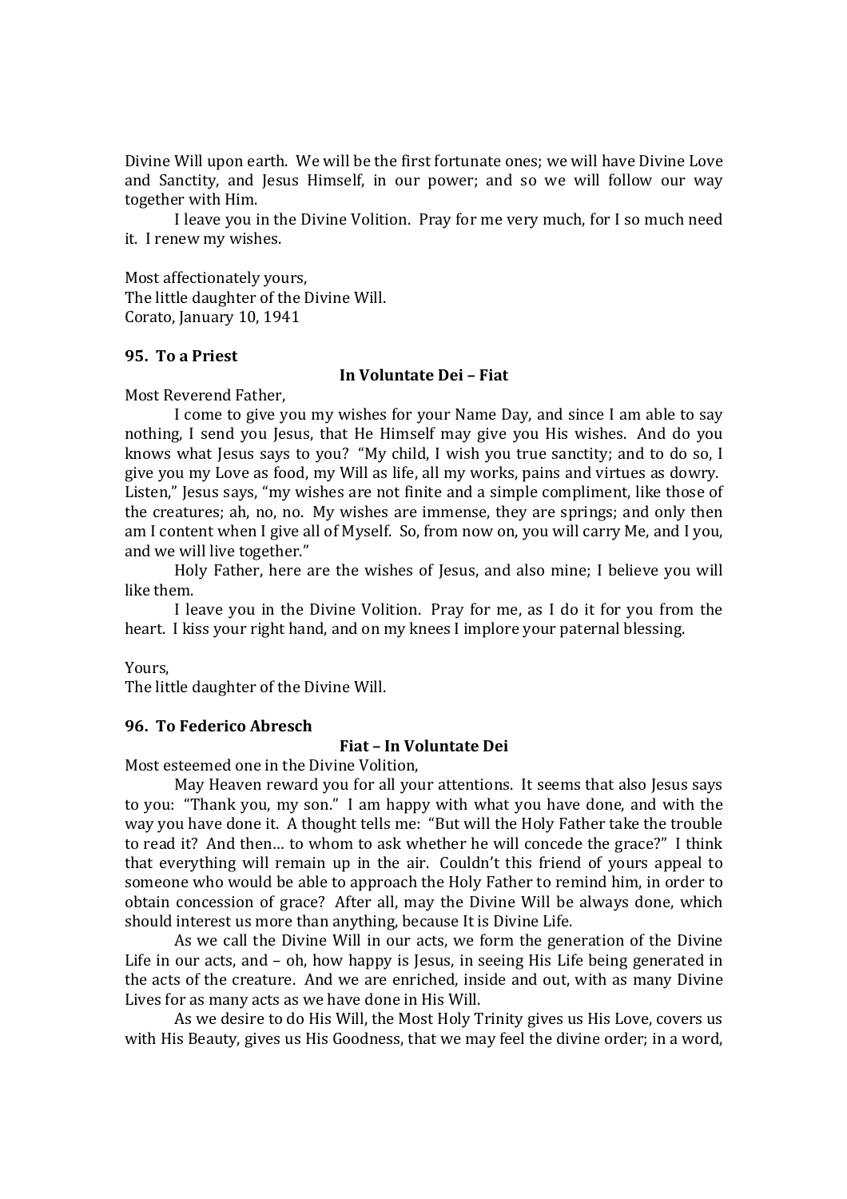Divine Will upon earth. We will be the first fortunate ones; we will have Divine Love and Sanctity, and Jesus Himself, in our power; and so we will follow our way together with Him.

I leave you in the Divine Volition. Pray for me very much, for I so much need it. I renew my wishes.

Most affectionately yours,
The little daughter of the Divine Will.
Corato, January 10, 1941

**95. To a Priest**

**In Voluntate Dei – Fiat**

Most Reverend Father,

I come to give you my wishes for your Name Day, and since I am able to say nothing, I send you Jesus, that He Himself may give you His wishes. And do you knows what Jesus says to you? "My child, I wish you true sanctity; and to do so, I give you my Love as food, my Will as life, all my works, pains and virtues as dowry. Listen," Jesus says, "my wishes are not finite and a simple compliment, like those of the creatures; ah, no, no. My wishes are immense, they are springs; and only then am I content when I give all of Myself. So, from now on, you will carry Me, and I you, and we will live together."

Holy Father, here are the wishes of Jesus, and also mine; I believe you will like them.

I leave you in the Divine Volition. Pray for me, as I do it for you from the heart. I kiss your right hand, and on my knees I implore your paternal blessing.

Yours,
The little daughter of the Divine Will.

**96. To Federico Abresch**

**Fiat – In Voluntate Dei**

Most esteemed one in the Divine Volition,

May Heaven reward you for all your attentions. It seems that also Jesus says to you: "Thank you, my son." I am happy with what you have done, and with the way you have done it. A thought tells me: "But will the Holy Father take the trouble to read it? And then… to whom to ask whether he will concede the grace?" I think that everything will remain up in the air. Couldn't this friend of yours appeal to someone who would be able to approach the Holy Father to remind him, in order to obtain concession of grace? After all, may the Divine Will be always done, which should interest us more than anything, because It is Divine Life.

As we call the Divine Will in our acts, we form the generation of the Divine Life in our acts, and – oh, how happy is Jesus, in seeing His Life being generated in the acts of the creature. And we are enriched, inside and out, with as many Divine Lives for as many acts as we have done in His Will.

As we desire to do His Will, the Most Holy Trinity gives us His Love, covers us with His Beauty, gives us His Goodness, that we may feel the divine order; in a word,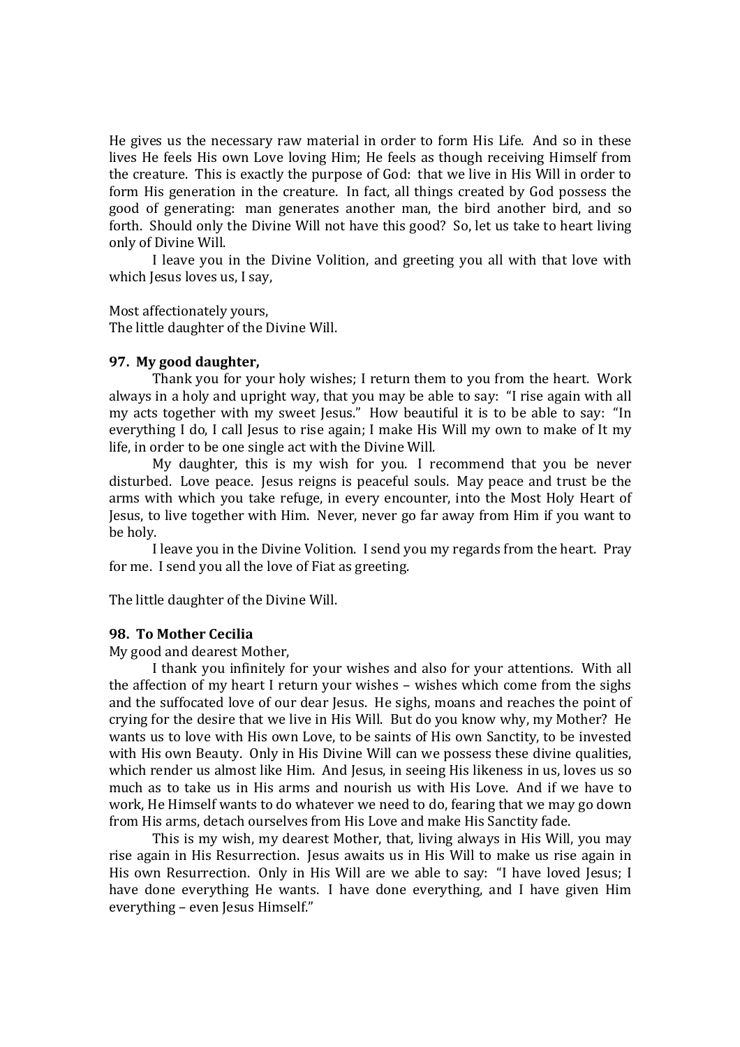He gives us the necessary raw material in order to form His Life. And so in these lives He feels His own Love loving Him; He feels as though receiving Himself from the creature. This is exactly the purpose of God: that we live in His Will in order to form His generation in the creature. In fact, all things created by God possess the good of generating: man generates another man, the bird another bird, and so forth. Should only the Divine Will not have this good? So, let us take to heart living only of Divine Will.

I leave you in the Divine Volition, and greeting you all with that love with which Jesus loves us, I say,

Most affectionately yours,
The little daughter of the Divine Will.

**97. My good daughter,**

Thank you for your holy wishes; I return them to you from the heart. Work always in a holy and upright way, that you may be able to say: "I rise again with all my acts together with my sweet Jesus." How beautiful it is to be able to say: "In everything I do, I call Jesus to rise again; I make His Will my own to make of It my life, in order to be one single act with the Divine Will.

My daughter, this is my wish for you. I recommend that you be never disturbed. Love peace. Jesus reigns is peaceful souls. May peace and trust be the arms with which you take refuge, in every encounter, into the Most Holy Heart of Jesus, to live together with Him. Never, never go far away from Him if you want to be holy.

I leave you in the Divine Volition. I send you my regards from the heart. Pray for me. I send you all the love of Fiat as greeting.

The little daughter of the Divine Will.

**98. To Mother Cecilia**

My good and dearest Mother,

I thank you infinitely for your wishes and also for your attentions. With all the affection of my heart I return your wishes – wishes which come from the sighs and the suffocated love of our dear Jesus. He sighs, moans and reaches the point of crying for the desire that we live in His Will. But do you know why, my Mother? He wants us to love with His own Love, to be saints of His own Sanctity, to be invested with His own Beauty. Only in His Divine Will can we possess these divine qualities, which render us almost like Him. And Jesus, in seeing His likeness in us, loves us so much as to take us in His arms and nourish us with His Love. And if we have to work, He Himself wants to do whatever we need to do, fearing that we may go down from His arms, detach ourselves from His Love and make His Sanctity fade.

This is my wish, my dearest Mother, that, living always in His Will, you may rise again in His Resurrection. Jesus awaits us in His Will to make us rise again in His own Resurrection. Only in His Will are we able to say: "I have loved Jesus; I have done everything He wants. I have done everything, and I have given Him everything – even Jesus Himself."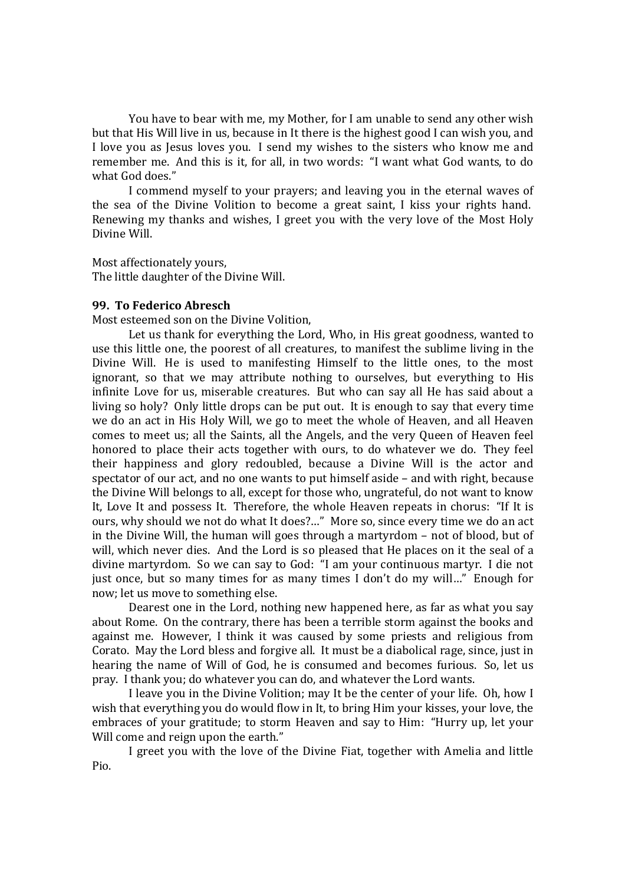You have to bear with me, my Mother, for I am unable to send any other wish but that His Will live in us, because in It there is the highest good I can wish you, and I love you as Jesus loves you. I send my wishes to the sisters who know me and remember me. And this is it, for all, in two words: "I want what God wants, to do what God does."

I commend myself to your prayers; and leaving you in the eternal waves of the sea of the Divine Volition to become a great saint, I kiss your rights hand. Renewing my thanks and wishes, I greet you with the very love of the Most Holy Divine Will.

Most affectionately yours,
The little daughter of the Divine Will.

**99. To Federico Abresch**

Most esteemed son on the Divine Volition,

Let us thank for everything the Lord, Who, in His great goodness, wanted to use this little one, the poorest of all creatures, to manifest the sublime living in the Divine Will. He is used to manifesting Himself to the little ones, to the most ignorant, so that we may attribute nothing to ourselves, but everything to His infinite Love for us, miserable creatures. But who can say all He has said about a living so holy? Only little drops can be put out. It is enough to say that every time we do an act in His Holy Will, we go to meet the whole of Heaven, and all Heaven comes to meet us; all the Saints, all the Angels, and the very Queen of Heaven feel honored to place their acts together with ours, to do whatever we do. They feel their happiness and glory redoubled, because a Divine Will is the actor and spectator of our act, and no one wants to put himself aside – and with right, because the Divine Will belongs to all, except for those who, ungrateful, do not want to know It, Love It and possess It. Therefore, the whole Heaven repeats in chorus: "If It is ours, why should we not do what It does?..." More so, since every time we do an act in the Divine Will, the human will goes through a martyrdom – not of blood, but of will, which never dies. And the Lord is so pleased that He places on it the seal of a divine martyrdom. So we can say to God: "I am your continuous martyr. I die not just once, but so many times for as many times I don't do my will..." Enough for now; let us move to something else.

Dearest one in the Lord, nothing new happened here, as far as what you say about Rome. On the contrary, there has been a terrible storm against the books and against me. However, I think it was caused by some priests and religious from Corato. May the Lord bless and forgive all. It must be a diabolical rage, since, just in hearing the name of Will of God, he is consumed and becomes furious. So, let us pray. I thank you; do whatever you can do, and whatever the Lord wants.

I leave you in the Divine Volition; may It be the center of your life. Oh, how I wish that everything you do would flow in It, to bring Him your kisses, your love, the embraces of your gratitude; to storm Heaven and say to Him: "Hurry up, let your Will come and reign upon the earth."

I greet you with the love of the Divine Fiat, together with Amelia and little Pio.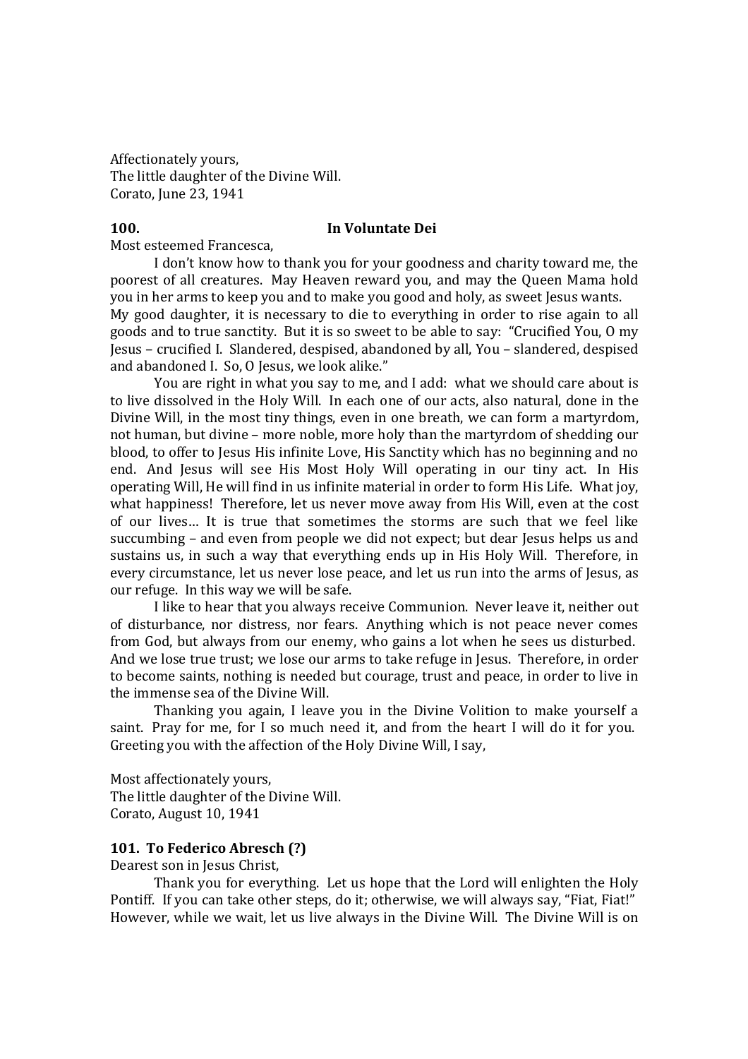Affectionately yours,
The little daughter of the Divine Will.
Corato, June 23, 1941

**100. In Voluntate Dei**

Most esteemed Francesca,

I don't know how to thank you for your goodness and charity toward me, the poorest of all creatures. May Heaven reward you, and may the Queen Mama hold you in her arms to keep you and to make you good and holy, as sweet Jesus wants.
My good daughter, it is necessary to die to everything in order to rise again to all goods and to true sanctity. But it is so sweet to be able to say: "Crucified You, O my Jesus – crucified I. Slandered, despised, abandoned by all, You – slandered, despised and abandoned I. So, O Jesus, we look alike."

You are right in what you say to me, and I add: what we should care about is to live dissolved in the Holy Will. In each one of our acts, also natural, done in the Divine Will, in the most tiny things, even in one breath, we can form a martyrdom, not human, but divine – more noble, more holy than the martyrdom of shedding our blood, to offer to Jesus His infinite Love, His Sanctity which has no beginning and no end. And Jesus will see His Most Holy Will operating in our tiny act. In His operating Will, He will find in us infinite material in order to form His Life. What joy, what happiness! Therefore, let us never move away from His Will, even at the cost of our lives… It is true that sometimes the storms are such that we feel like succumbing – and even from people we did not expect; but dear Jesus helps us and sustains us, in such a way that everything ends up in His Holy Will. Therefore, in every circumstance, let us never lose peace, and let us run into the arms of Jesus, as our refuge. In this way we will be safe.

I like to hear that you always receive Communion. Never leave it, neither out of disturbance, nor distress, nor fears. Anything which is not peace never comes from God, but always from our enemy, who gains a lot when he sees us disturbed. And we lose true trust; we lose our arms to take refuge in Jesus. Therefore, in order to become saints, nothing is needed but courage, trust and peace, in order to live in the immense sea of the Divine Will.

Thanking you again, I leave you in the Divine Volition to make yourself a saint. Pray for me, for I so much need it, and from the heart I will do it for you. Greeting you with the affection of the Holy Divine Will, I say,

Most affectionately yours,
The little daughter of the Divine Will.
Corato, August 10, 1941

**101. To Federico Abresch (?)**

Dearest son in Jesus Christ,

Thank you for everything. Let us hope that the Lord will enlighten the Holy Pontiff. If you can take other steps, do it; otherwise, we will always say, "Fiat, Fiat!" However, while we wait, let us live always in the Divine Will. The Divine Will is on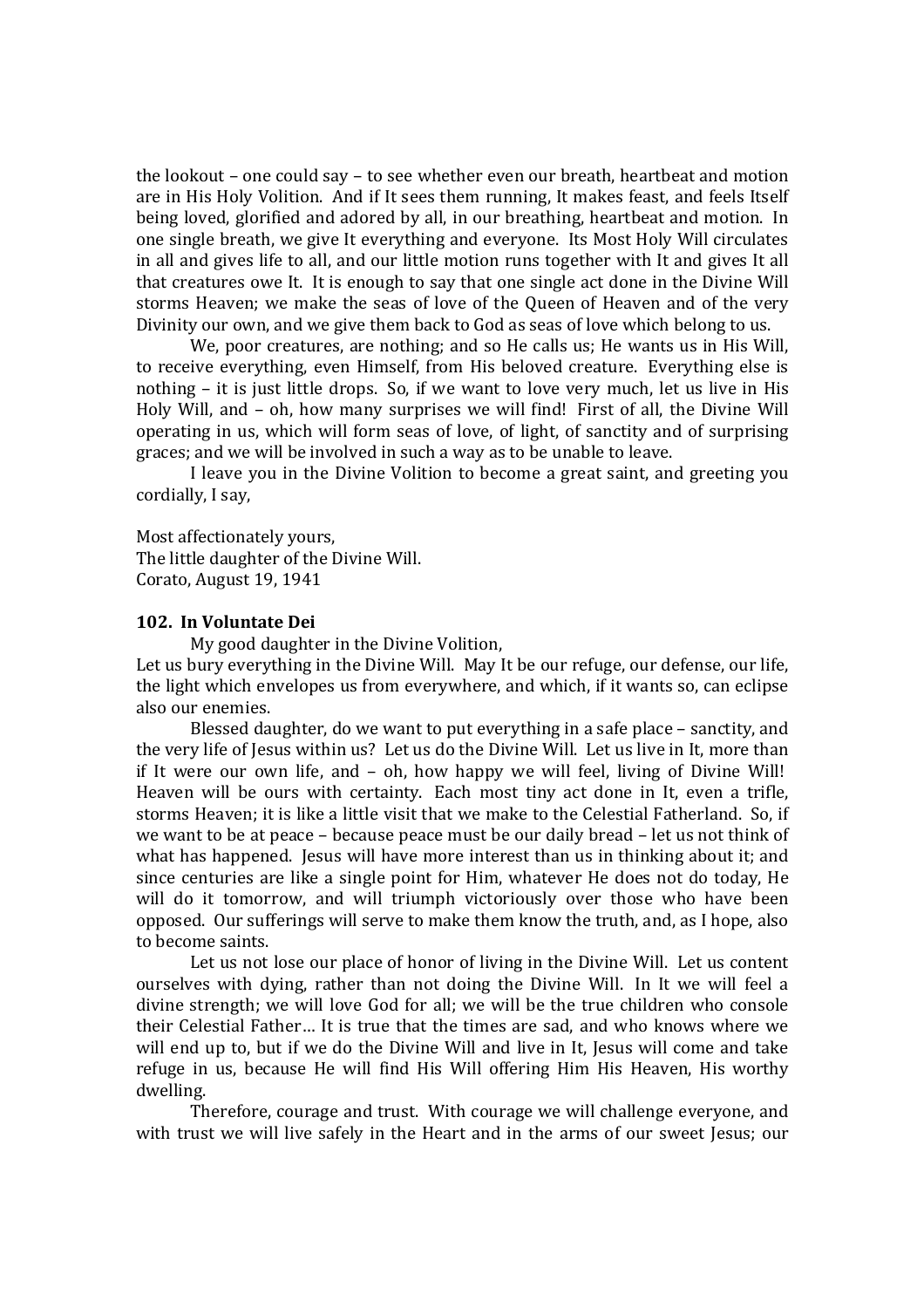the lookout – one could say – to see whether even our breath, heartbeat and motion are in His Holy Volition. And if It sees them running, It makes feast, and feels Itself being loved, glorified and adored by all, in our breathing, heartbeat and motion. In one single breath, we give It everything and everyone. Its Most Holy Will circulates in all and gives life to all, and our little motion runs together with It and gives It all that creatures owe It. It is enough to say that one single act done in the Divine Will storms Heaven; we make the seas of love of the Queen of Heaven and of the very Divinity our own, and we give them back to God as seas of love which belong to us.

We, poor creatures, are nothing; and so He calls us; He wants us in His Will, to receive everything, even Himself, from His beloved creature. Everything else is nothing – it is just little drops. So, if we want to love very much, let us live in His Holy Will, and – oh, how many surprises we will find! First of all, the Divine Will operating in us, which will form seas of love, of light, of sanctity and of surprising graces; and we will be involved in such a way as to be unable to leave.

I leave you in the Divine Volition to become a great saint, and greeting you cordially, I say,

Most affectionately yours,
The little daughter of the Divine Will.
Corato, August 19, 1941

**102. In Voluntate Dei**

My good daughter in the Divine Volition,

Let us bury everything in the Divine Will. May It be our refuge, our defense, our life, the light which envelopes us from everywhere, and which, if it wants so, can eclipse also our enemies.

Blessed daughter, do we want to put everything in a safe place – sanctity, and the very life of Jesus within us? Let us do the Divine Will. Let us live in It, more than if It were our own life, and – oh, how happy we will feel, living of Divine Will! Heaven will be ours with certainty. Each most tiny act done in It, even a trifle, storms Heaven; it is like a little visit that we make to the Celestial Fatherland. So, if we want to be at peace – because peace must be our daily bread – let us not think of what has happened. Jesus will have more interest than us in thinking about it; and since centuries are like a single point for Him, whatever He does not do today, He will do it tomorrow, and will triumph victoriously over those who have been opposed. Our sufferings will serve to make them know the truth, and, as I hope, also to become saints.

Let us not lose our place of honor of living in the Divine Will. Let us content ourselves with dying, rather than not doing the Divine Will. In It we will feel a divine strength; we will love God for all; we will be the true children who console their Celestial Father… It is true that the times are sad, and who knows where we will end up to, but if we do the Divine Will and live in It, Jesus will come and take refuge in us, because He will find His Will offering Him His Heaven, His worthy dwelling.

Therefore, courage and trust. With courage we will challenge everyone, and with trust we will live safely in the Heart and in the arms of our sweet Jesus; our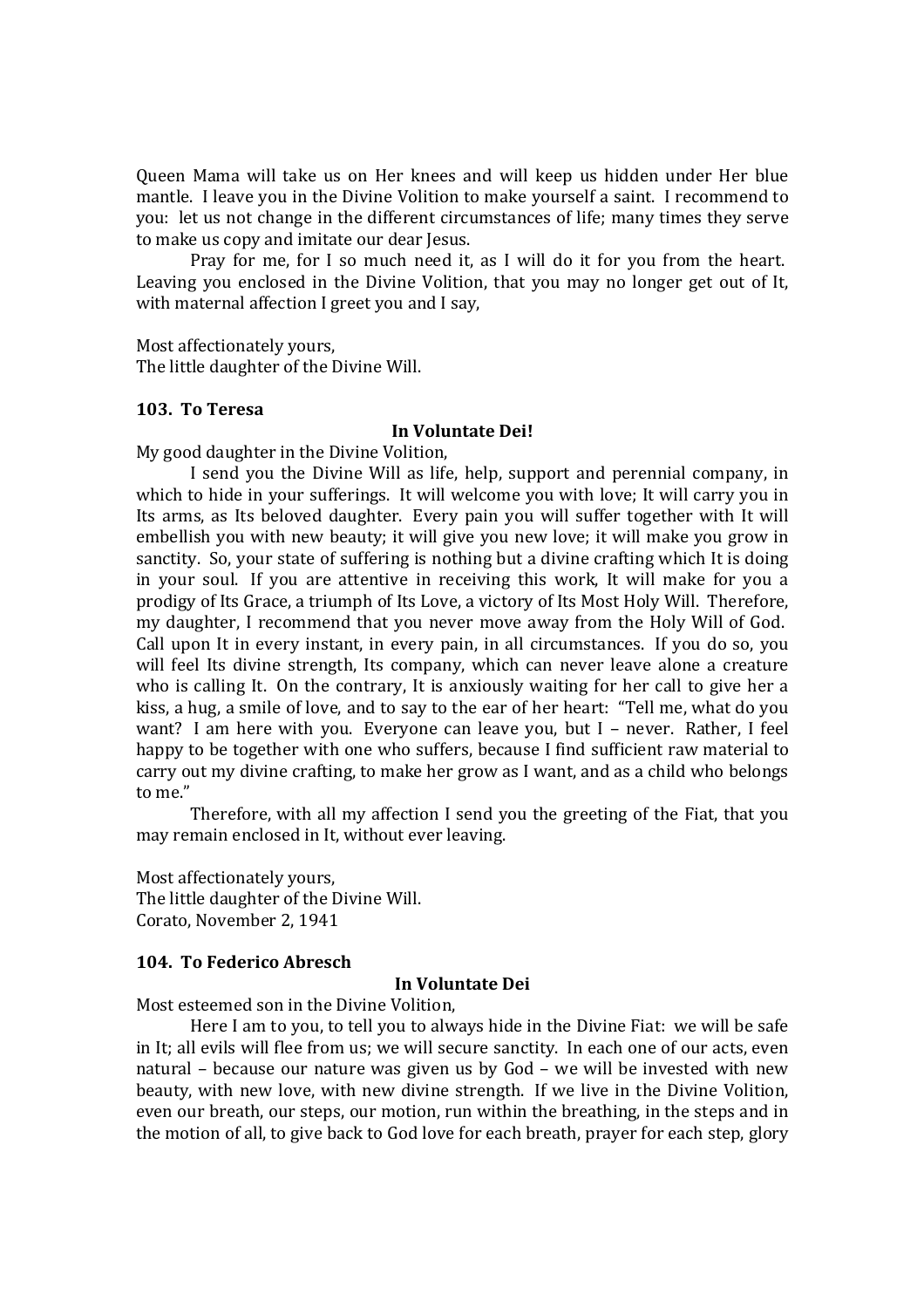Queen Mama will take us on Her knees and will keep us hidden under Her blue mantle. I leave you in the Divine Volition to make yourself a saint. I recommend to you: let us not change in the different circumstances of life; many times they serve to make us copy and imitate our dear Jesus.

Pray for me, for I so much need it, as I will do it for you from the heart. Leaving you enclosed in the Divine Volition, that you may no longer get out of It, with maternal affection I greet you and I say,

Most affectionately yours,
The little daughter of the Divine Will.

### 103. To Teresa

**In Voluntate Dei!**

My good daughter in the Divine Volition,

I send you the Divine Will as life, help, support and perennial company, in which to hide in your sufferings. It will welcome you with love; It will carry you in Its arms, as Its beloved daughter. Every pain you will suffer together with It will embellish you with new beauty; it will give you new love; it will make you grow in sanctity. So, your state of suffering is nothing but a divine crafting which It is doing in your soul. If you are attentive in receiving this work, It will make for you a prodigy of Its Grace, a triumph of Its Love, a victory of Its Most Holy Will. Therefore, my daughter, I recommend that you never move away from the Holy Will of God. Call upon It in every instant, in every pain, in all circumstances. If you do so, you will feel Its divine strength, Its company, which can never leave alone a creature who is calling It. On the contrary, It is anxiously waiting for her call to give her a kiss, a hug, a smile of love, and to say to the ear of her heart: "Tell me, what do you want? I am here with you. Everyone can leave you, but I – never. Rather, I feel happy to be together with one who suffers, because I find sufficient raw material to carry out my divine crafting, to make her grow as I want, and as a child who belongs to me."

Therefore, with all my affection I send you the greeting of the Fiat, that you may remain enclosed in It, without ever leaving.

Most affectionately yours,
The little daughter of the Divine Will.
Corato, November 2, 1941

### 104. To Federico Abresch

**In Voluntate Dei**

Most esteemed son in the Divine Volition,

Here I am to you, to tell you to always hide in the Divine Fiat: we will be safe in It; all evils will flee from us; we will secure sanctity. In each one of our acts, even natural – because our nature was given us by God – we will be invested with new beauty, with new love, with new divine strength. If we live in the Divine Volition, even our breath, our steps, our motion, run within the breathing, in the steps and in the motion of all, to give back to God love for each breath, prayer for each step, glory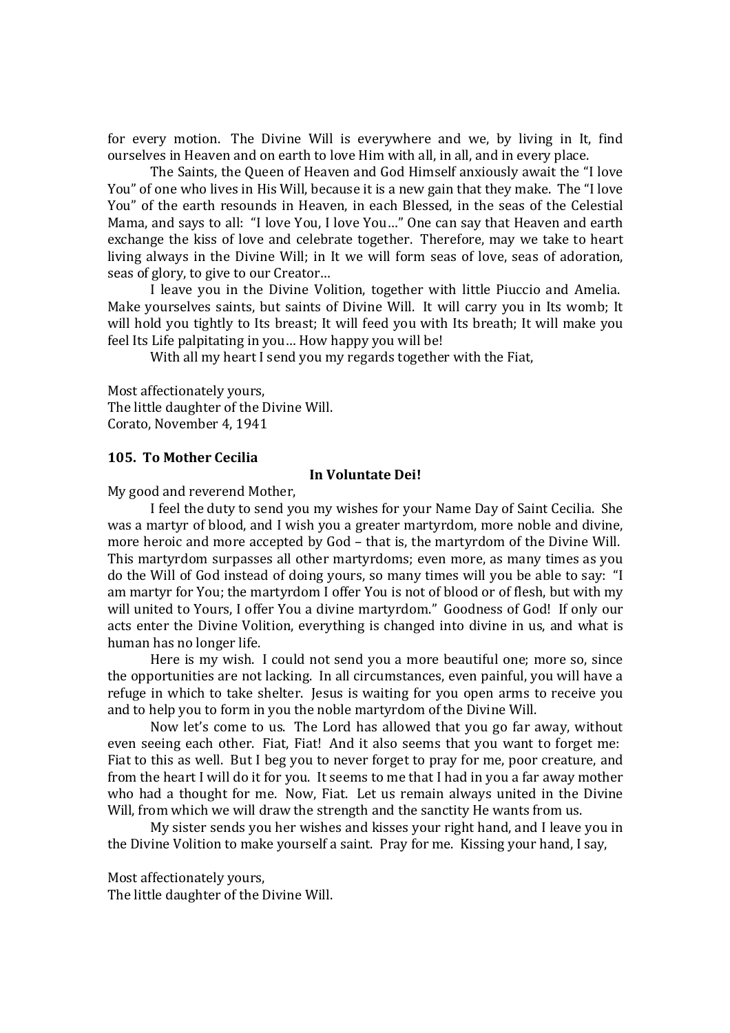for every motion. The Divine Will is everywhere and we, by living in It, find ourselves in Heaven and on earth to love Him with all, in all, and in every place.

The Saints, the Queen of Heaven and God Himself anxiously await the "I love You" of one who lives in His Will, because it is a new gain that they make. The "I love You" of the earth resounds in Heaven, in each Blessed, in the seas of the Celestial Mama, and says to all: "I love You, I love You…" One can say that Heaven and earth exchange the kiss of love and celebrate together. Therefore, may we take to heart living always in the Divine Will; in It we will form seas of love, seas of adoration, seas of glory, to give to our Creator…

I leave you in the Divine Volition, together with little Piuccio and Amelia. Make yourselves saints, but saints of Divine Will. It will carry you in Its womb; It will hold you tightly to Its breast; It will feed you with Its breath; It will make you feel Its Life palpitating in you… How happy you will be!

With all my heart I send you my regards together with the Fiat,

Most affectionately yours,
The little daughter of the Divine Will.
Corato, November 4, 1941

**105. To Mother Cecilia**

**In Voluntate Dei!**

My good and reverend Mother,

I feel the duty to send you my wishes for your Name Day of Saint Cecilia. She was a martyr of blood, and I wish you a greater martyrdom, more noble and divine, more heroic and more accepted by God – that is, the martyrdom of the Divine Will. This martyrdom surpasses all other martyrdoms; even more, as many times as you do the Will of God instead of doing yours, so many times will you be able to say: "I am martyr for You; the martyrdom I offer You is not of blood or of flesh, but with my will united to Yours, I offer You a divine martyrdom." Goodness of God! If only our acts enter the Divine Volition, everything is changed into divine in us, and what is human has no longer life.

Here is my wish. I could not send you a more beautiful one; more so, since the opportunities are not lacking. In all circumstances, even painful, you will have a refuge in which to take shelter. Jesus is waiting for you open arms to receive you and to help you to form in you the noble martyrdom of the Divine Will.

Now let's come to us. The Lord has allowed that you go far away, without even seeing each other. Fiat, Fiat! And it also seems that you want to forget me: Fiat to this as well. But I beg you to never forget to pray for me, poor creature, and from the heart I will do it for you. It seems to me that I had in you a far away mother who had a thought for me. Now, Fiat. Let us remain always united in the Divine Will, from which we will draw the strength and the sanctity He wants from us.

My sister sends you her wishes and kisses your right hand, and I leave you in the Divine Volition to make yourself a saint. Pray for me. Kissing your hand, I say,

Most affectionately yours,
The little daughter of the Divine Will.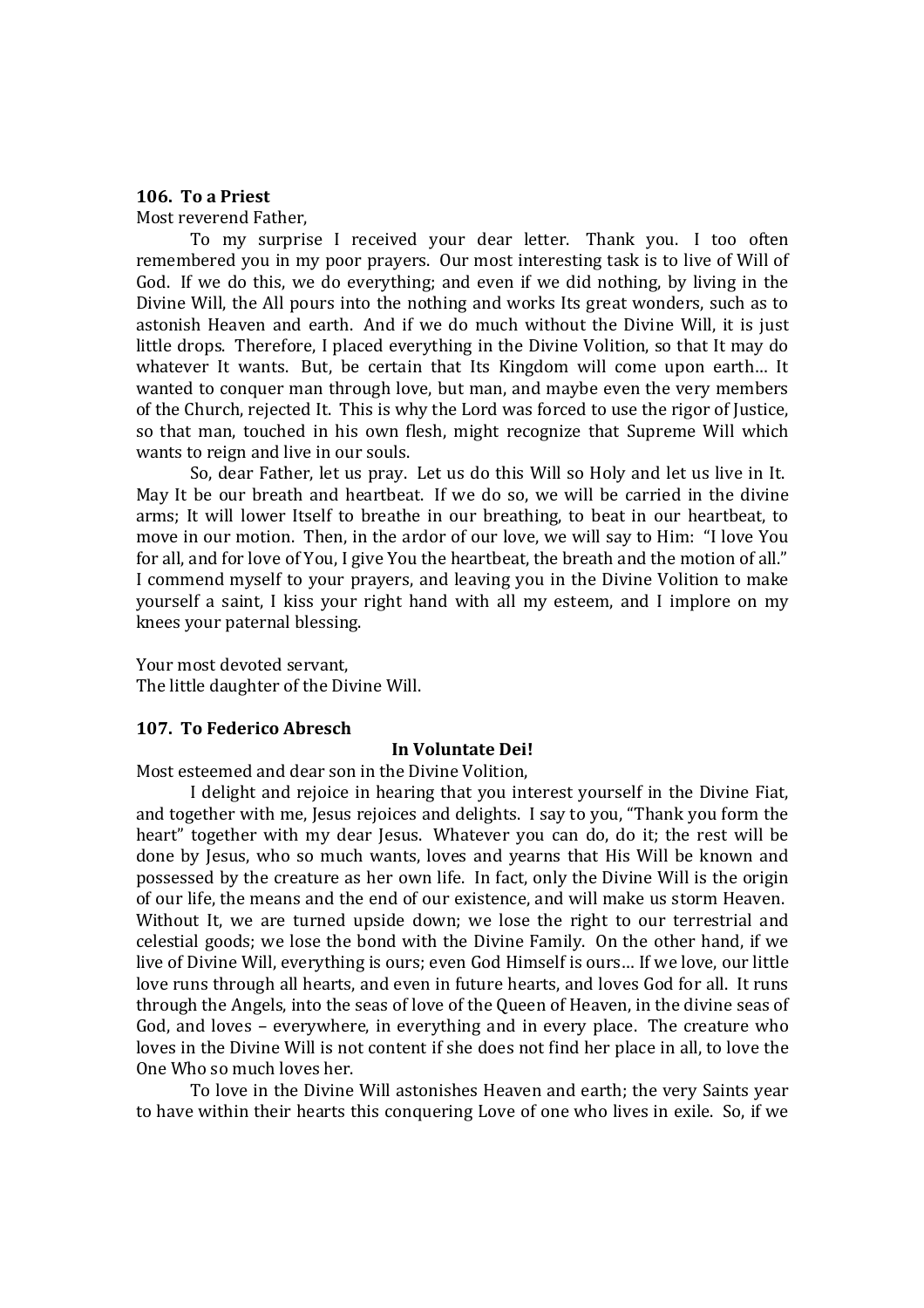**106. To a Priest**

Most reverend Father,

To my surprise I received your dear letter. Thank you. I too often remembered you in my poor prayers. Our most interesting task is to live of Will of God. If we do this, we do everything; and even if we did nothing, by living in the Divine Will, the All pours into the nothing and works Its great wonders, such as to astonish Heaven and earth. And if we do much without the Divine Will, it is just little drops. Therefore, I placed everything in the Divine Volition, so that It may do whatever It wants. But, be certain that Its Kingdom will come upon earth… It wanted to conquer man through love, but man, and maybe even the very members of the Church, rejected It. This is why the Lord was forced to use the rigor of Justice, so that man, touched in his own flesh, might recognize that Supreme Will which wants to reign and live in our souls.

So, dear Father, let us pray. Let us do this Will so Holy and let us live in It. May It be our breath and heartbeat. If we do so, we will be carried in the divine arms; It will lower Itself to breathe in our breathing, to beat in our heartbeat, to move in our motion. Then, in the ardor of our love, we will say to Him: "I love You for all, and for love of You, I give You the heartbeat, the breath and the motion of all." I commend myself to your prayers, and leaving you in the Divine Volition to make yourself a saint, I kiss your right hand with all my esteem, and I implore on my knees your paternal blessing.

Your most devoted servant,
The little daughter of the Divine Will.

**107. To Federico Abresch**

**In Voluntate Dei!**

Most esteemed and dear son in the Divine Volition,

I delight and rejoice in hearing that you interest yourself in the Divine Fiat, and together with me, Jesus rejoices and delights. I say to you, "Thank you form the heart" together with my dear Jesus. Whatever you can do, do it; the rest will be done by Jesus, who so much wants, loves and yearns that His Will be known and possessed by the creature as her own life. In fact, only the Divine Will is the origin of our life, the means and the end of our existence, and will make us storm Heaven. Without It, we are turned upside down; we lose the right to our terrestrial and celestial goods; we lose the bond with the Divine Family. On the other hand, if we live of Divine Will, everything is ours; even God Himself is ours… If we love, our little love runs through all hearts, and even in future hearts, and loves God for all. It runs through the Angels, into the seas of love of the Queen of Heaven, in the divine seas of God, and loves – everywhere, in everything and in every place. The creature who loves in the Divine Will is not content if she does not find her place in all, to love the One Who so much loves her.

To love in the Divine Will astonishes Heaven and earth; the very Saints year to have within their hearts this conquering Love of one who lives in exile. So, if we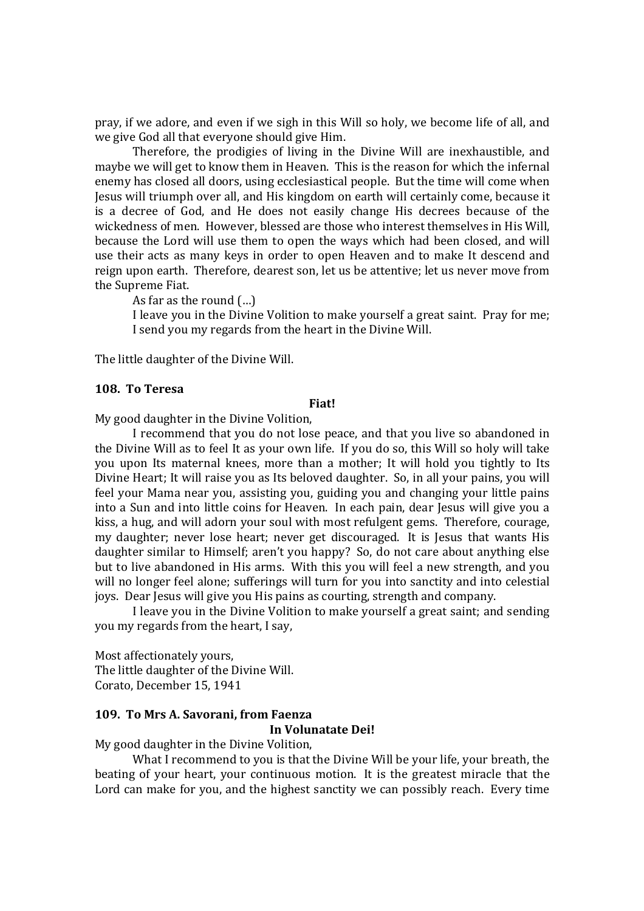pray, if we adore, and even if we sigh in this Will so holy, we become life of all, and we give God all that everyone should give Him.

Therefore, the prodigies of living in the Divine Will are inexhaustible, and maybe we will get to know them in Heaven. This is the reason for which the infernal enemy has closed all doors, using ecclesiastical people. But the time will come when Jesus will triumph over all, and His kingdom on earth will certainly come, because it is a decree of God, and He does not easily change His decrees because of the wickedness of men. However, blessed are those who interest themselves in His Will, because the Lord will use them to open the ways which had been closed, and will use their acts as many keys in order to open Heaven and to make It descend and reign upon earth. Therefore, dearest son, let us be attentive; let us never move from the Supreme Fiat.

As far as the round (…)

I leave you in the Divine Volition to make yourself a great saint. Pray for me; I send you my regards from the heart in the Divine Will.

The little daughter of the Divine Will.

### 108. To Teresa

**Fiat!**

My good daughter in the Divine Volition,

I recommend that you do not lose peace, and that you live so abandoned in the Divine Will as to feel It as your own life. If you do so, this Will so holy will take you upon Its maternal knees, more than a mother; It will hold you tightly to Its Divine Heart; It will raise you as Its beloved daughter. So, in all your pains, you will feel your Mama near you, assisting you, guiding you and changing your little pains into a Sun and into little coins for Heaven. In each pain, dear Jesus will give you a kiss, a hug, and will adorn your soul with most refulgent gems. Therefore, courage, my daughter; never lose heart; never get discouraged. It is Jesus that wants His daughter similar to Himself; aren't you happy? So, do not care about anything else but to live abandoned in His arms. With this you will feel a new strength, and you will no longer feel alone; sufferings will turn for you into sanctity and into celestial joys. Dear Jesus will give you His pains as courting, strength and company.

I leave you in the Divine Volition to make yourself a great saint; and sending you my regards from the heart, I say,

Most affectionately yours,
The little daughter of the Divine Will.
Corato, December 15, 1941

### 109. To Mrs A. Savorani, from Faenza

**In Volunatate Dei!**

My good daughter in the Divine Volition,

What I recommend to you is that the Divine Will be your life, your breath, the beating of your heart, your continuous motion. It is the greatest miracle that the Lord can make for you, and the highest sanctity we can possibly reach. Every time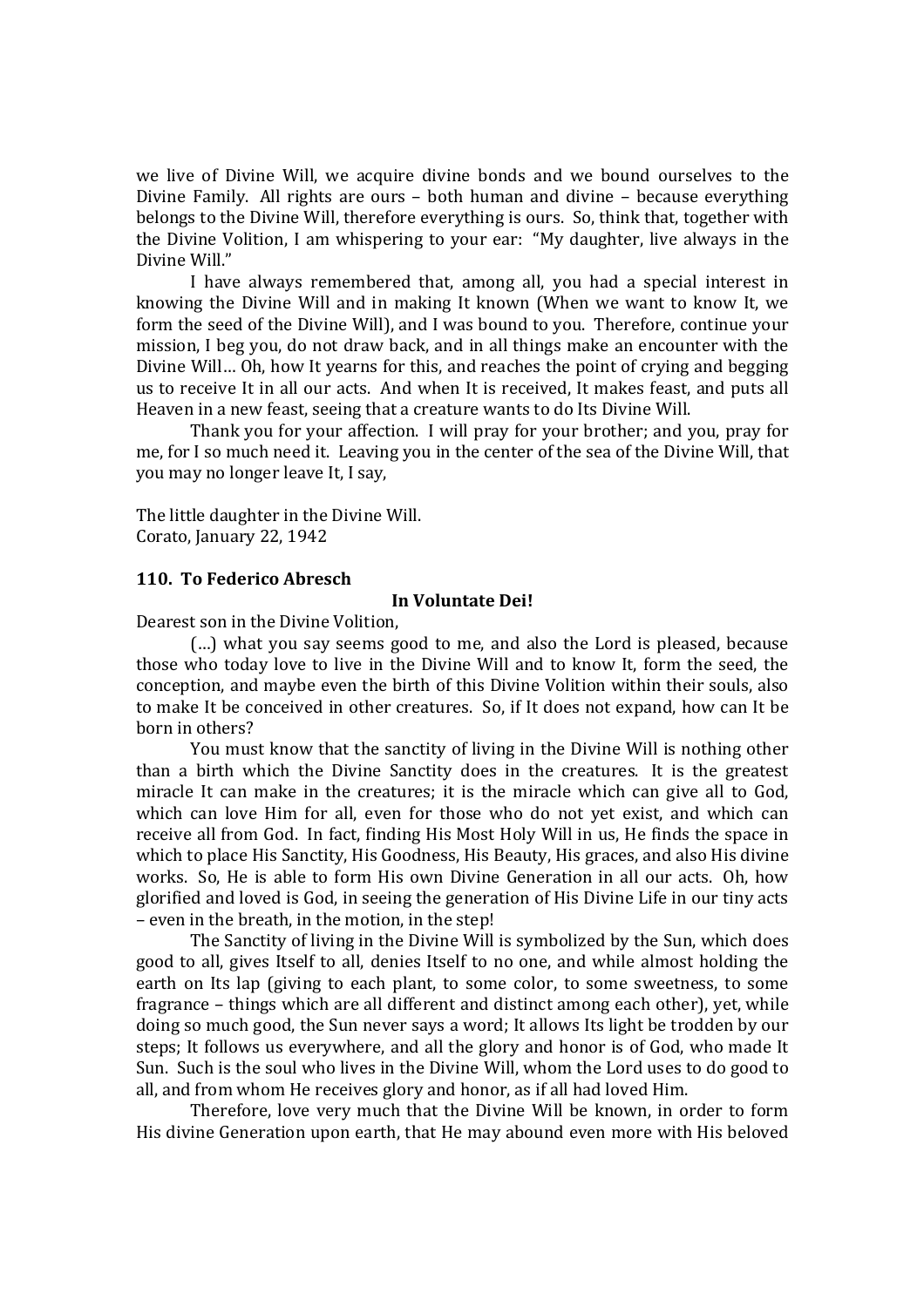we live of Divine Will, we acquire divine bonds and we bound ourselves to the Divine Family. All rights are ours – both human and divine – because everything belongs to the Divine Will, therefore everything is ours. So, think that, together with the Divine Volition, I am whispering to your ear: "My daughter, live always in the Divine Will."

I have always remembered that, among all, you had a special interest in knowing the Divine Will and in making It known (When we want to know It, we form the seed of the Divine Will), and I was bound to you. Therefore, continue your mission, I beg you, do not draw back, and in all things make an encounter with the Divine Will… Oh, how It yearns for this, and reaches the point of crying and begging us to receive It in all our acts. And when It is received, It makes feast, and puts all Heaven in a new feast, seeing that a creature wants to do Its Divine Will.

Thank you for your affection. I will pray for your brother; and you, pray for me, for I so much need it. Leaving you in the center of the sea of the Divine Will, that you may no longer leave It, I say,

The little daughter in the Divine Will.
Corato, January 22, 1942

**110. To Federico Abresch**

**In Voluntate Dei!**

Dearest son in the Divine Volition,

(…) what you say seems good to me, and also the Lord is pleased, because those who today love to live in the Divine Will and to know It, form the seed, the conception, and maybe even the birth of this Divine Volition within their souls, also to make It be conceived in other creatures. So, if It does not expand, how can It be born in others?

You must know that the sanctity of living in the Divine Will is nothing other than a birth which the Divine Sanctity does in the creatures. It is the greatest miracle It can make in the creatures; it is the miracle which can give all to God, which can love Him for all, even for those who do not yet exist, and which can receive all from God. In fact, finding His Most Holy Will in us, He finds the space in which to place His Sanctity, His Goodness, His Beauty, His graces, and also His divine works. So, He is able to form His own Divine Generation in all our acts. Oh, how glorified and loved is God, in seeing the generation of His Divine Life in our tiny acts – even in the breath, in the motion, in the step!

The Sanctity of living in the Divine Will is symbolized by the Sun, which does good to all, gives Itself to all, denies Itself to no one, and while almost holding the earth on Its lap (giving to each plant, to some color, to some sweetness, to some fragrance – things which are all different and distinct among each other), yet, while doing so much good, the Sun never says a word; It allows Its light be trodden by our steps; It follows us everywhere, and all the glory and honor is of God, who made It Sun. Such is the soul who lives in the Divine Will, whom the Lord uses to do good to all, and from whom He receives glory and honor, as if all had loved Him.

Therefore, love very much that the Divine Will be known, in order to form His divine Generation upon earth, that He may abound even more with His beloved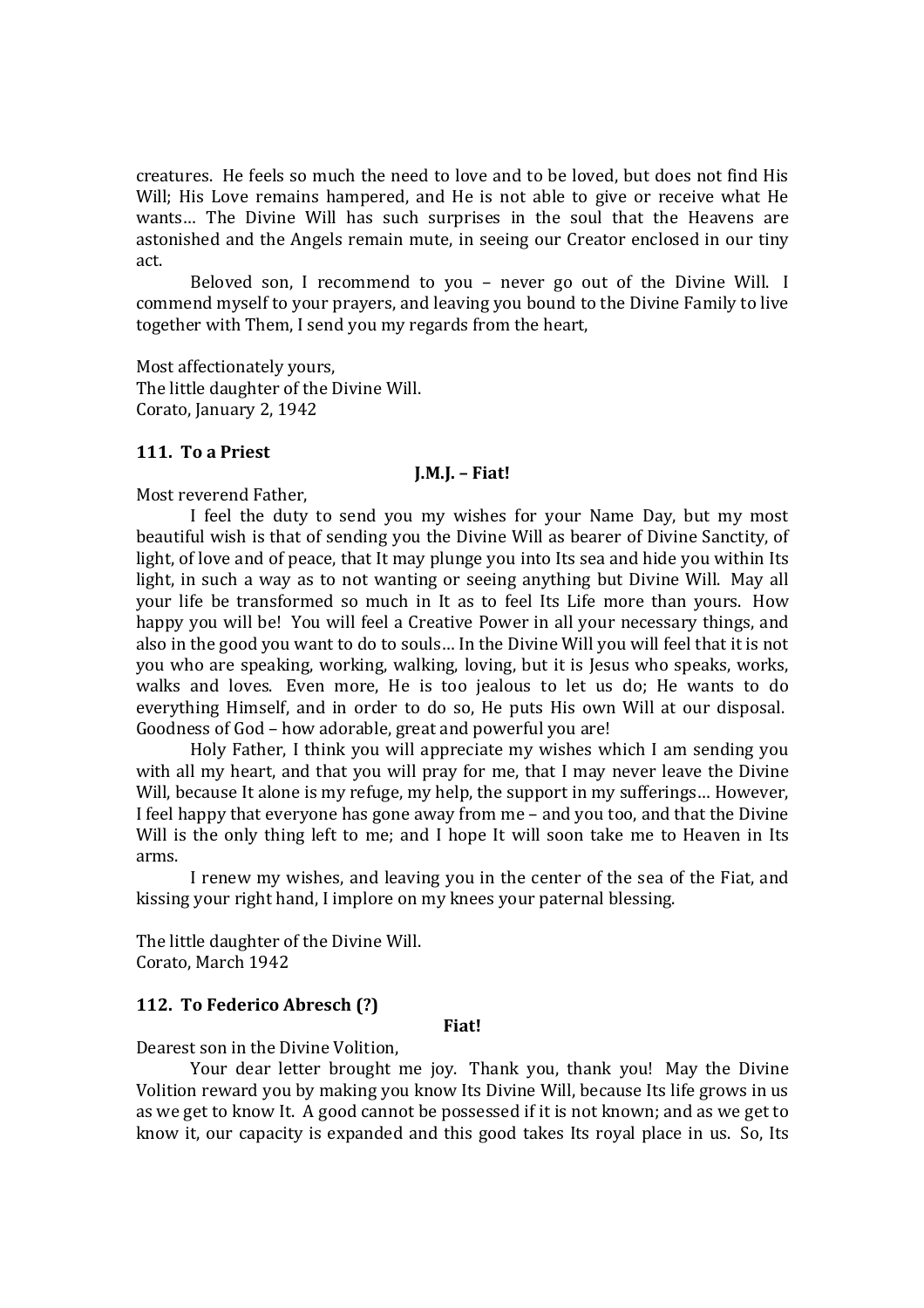creatures. He feels so much the need to love and to be loved, but does not find His Will; His Love remains hampered, and He is not able to give or receive what He wants… The Divine Will has such surprises in the soul that the Heavens are astonished and the Angels remain mute, in seeing our Creator enclosed in our tiny act.

Beloved son, I recommend to you – never go out of the Divine Will. I commend myself to your prayers, and leaving you bound to the Divine Family to live together with Them, I send you my regards from the heart,

Most affectionately yours,
The little daughter of the Divine Will.
Corato, January 2, 1942

### 111. To a Priest

**J.M.J. – Fiat!**

Most reverend Father,

I feel the duty to send you my wishes for your Name Day, but my most beautiful wish is that of sending you the Divine Will as bearer of Divine Sanctity, of light, of love and of peace, that It may plunge you into Its sea and hide you within Its light, in such a way as to not wanting or seeing anything but Divine Will. May all your life be transformed so much in It as to feel Its Life more than yours. How happy you will be! You will feel a Creative Power in all your necessary things, and also in the good you want to do to souls… In the Divine Will you will feel that it is not you who are speaking, working, walking, loving, but it is Jesus who speaks, works, walks and loves. Even more, He is too jealous to let us do; He wants to do everything Himself, and in order to do so, He puts His own Will at our disposal. Goodness of God – how adorable, great and powerful you are!

Holy Father, I think you will appreciate my wishes which I am sending you with all my heart, and that you will pray for me, that I may never leave the Divine Will, because It alone is my refuge, my help, the support in my sufferings… However, I feel happy that everyone has gone away from me – and you too, and that the Divine Will is the only thing left to me; and I hope It will soon take me to Heaven in Its arms.

I renew my wishes, and leaving you in the center of the sea of the Fiat, and kissing your right hand, I implore on my knees your paternal blessing.

The little daughter of the Divine Will.
Corato, March 1942

### 112. To Federico Abresch (?)

**Fiat!**

Dearest son in the Divine Volition,

Your dear letter brought me joy. Thank you, thank you! May the Divine Volition reward you by making you know Its Divine Will, because Its life grows in us as we get to know It. A good cannot be possessed if it is not known; and as we get to know it, our capacity is expanded and this good takes Its royal place in us. So, Its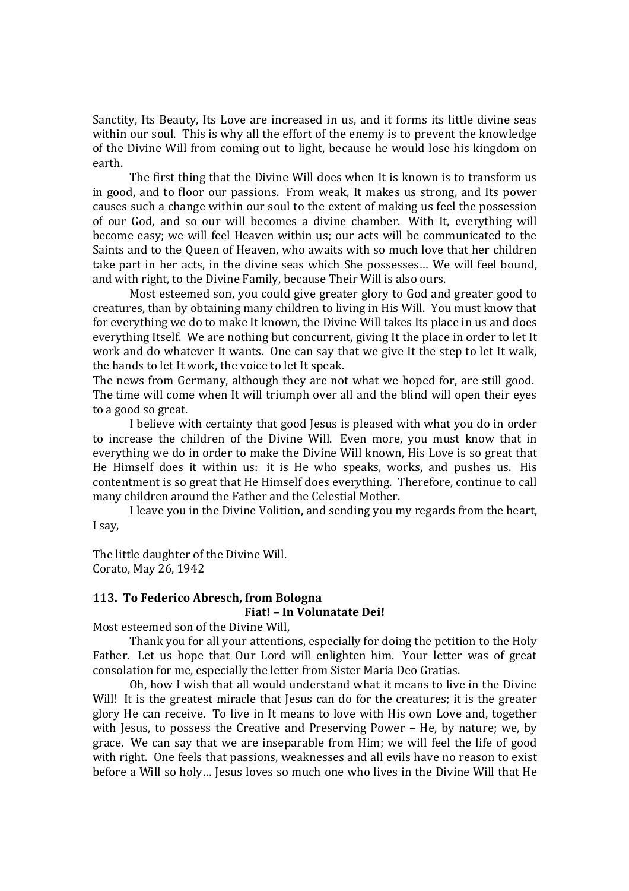Sanctity, Its Beauty, Its Love are increased in us, and it forms its little divine seas within our soul. This is why all the effort of the enemy is to prevent the knowledge of the Divine Will from coming out to light, because he would lose his kingdom on earth.

The first thing that the Divine Will does when It is known is to transform us in good, and to floor our passions. From weak, It makes us strong, and Its power causes such a change within our soul to the extent of making us feel the possession of our God, and so our will becomes a divine chamber. With It, everything will become easy; we will feel Heaven within us; our acts will be communicated to the Saints and to the Queen of Heaven, who awaits with so much love that her children take part in her acts, in the divine seas which She possesses… We will feel bound, and with right, to the Divine Family, because Their Will is also ours.

Most esteemed son, you could give greater glory to God and greater good to creatures, than by obtaining many children to living in His Will. You must know that for everything we do to make It known, the Divine Will takes Its place in us and does everything Itself. We are nothing but concurrent, giving It the place in order to let It work and do whatever It wants. One can say that we give It the step to let It walk, the hands to let It work, the voice to let It speak.

The news from Germany, although they are not what we hoped for, are still good. The time will come when It will triumph over all and the blind will open their eyes to a good so great.

I believe with certainty that good Jesus is pleased with what you do in order to increase the children of the Divine Will. Even more, you must know that in everything we do in order to make the Divine Will known, His Love is so great that He Himself does it within us: it is He who speaks, works, and pushes us. His contentment is so great that He Himself does everything. Therefore, continue to call many children around the Father and the Celestial Mother.

I leave you in the Divine Volition, and sending you my regards from the heart, I say,

The little daughter of the Divine Will.
Corato, May 26, 1942

### 113. To Federico Abresch, from Bologna

**Fiat! – In Volunatate Dei!**

Most esteemed son of the Divine Will,

Thank you for all your attentions, especially for doing the petition to the Holy Father. Let us hope that Our Lord will enlighten him. Your letter was of great consolation for me, especially the letter from Sister Maria Deo Gratias.

Oh, how I wish that all would understand what it means to live in the Divine Will! It is the greatest miracle that Jesus can do for the creatures; it is the greater glory He can receive. To live in It means to love with His own Love and, together with Jesus, to possess the Creative and Preserving Power – He, by nature; we, by grace. We can say that we are inseparable from Him; we will feel the life of good with right. One feels that passions, weaknesses and all evils have no reason to exist before a Will so holy… Jesus loves so much one who lives in the Divine Will that He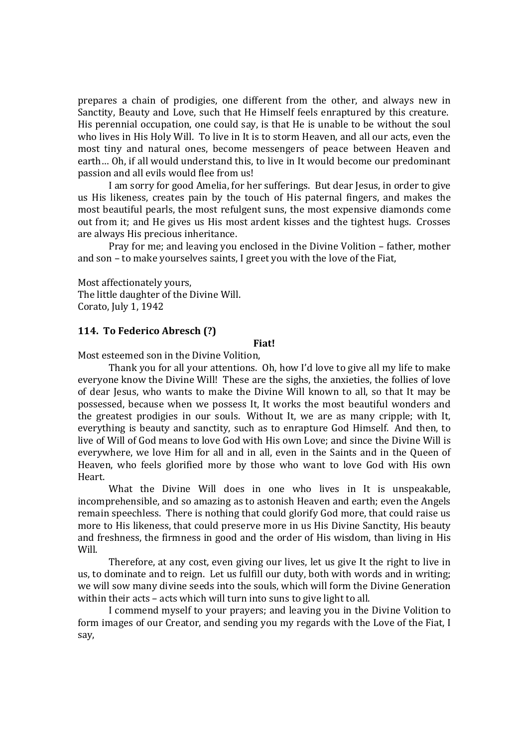prepares a chain of prodigies, one different from the other, and always new in Sanctity, Beauty and Love, such that He Himself feels enraptured by this creature. His perennial occupation, one could say, is that He is unable to be without the soul who lives in His Holy Will. To live in It is to storm Heaven, and all our acts, even the most tiny and natural ones, become messengers of peace between Heaven and earth… Oh, if all would understand this, to live in It would become our predominant passion and all evils would flee from us!

I am sorry for good Amelia, for her sufferings. But dear Jesus, in order to give us His likeness, creates pain by the touch of His paternal fingers, and makes the most beautiful pearls, the most refulgent suns, the most expensive diamonds come out from it; and He gives us His most ardent kisses and the tightest hugs. Crosses are always His precious inheritance.

Pray for me; and leaving you enclosed in the Divine Volition – father, mother and son – to make yourselves saints, I greet you with the love of the Fiat,

Most affectionately yours,
The little daughter of the Divine Will.
Corato, July 1, 1942

**114. To Federico Abresch (?)**

**Fiat!**

Most esteemed son in the Divine Volition,

Thank you for all your attentions. Oh, how I'd love to give all my life to make everyone know the Divine Will! These are the sighs, the anxieties, the follies of love of dear Jesus, who wants to make the Divine Will known to all, so that It may be possessed, because when we possess It, It works the most beautiful wonders and the greatest prodigies in our souls. Without It, we are as many cripple; with It, everything is beauty and sanctity, such as to enrapture God Himself. And then, to live of Will of God means to love God with His own Love; and since the Divine Will is everywhere, we love Him for all and in all, even in the Saints and in the Queen of Heaven, who feels glorified more by those who want to love God with His own Heart.

What the Divine Will does in one who lives in It is unspeakable, incomprehensible, and so amazing as to astonish Heaven and earth; even the Angels remain speechless. There is nothing that could glorify God more, that could raise us more to His likeness, that could preserve more in us His Divine Sanctity, His beauty and freshness, the firmness in good and the order of His wisdom, than living in His Will.

Therefore, at any cost, even giving our lives, let us give It the right to live in us, to dominate and to reign. Let us fulfill our duty, both with words and in writing; we will sow many divine seeds into the souls, which will form the Divine Generation within their acts – acts which will turn into suns to give light to all.

I commend myself to your prayers; and leaving you in the Divine Volition to form images of our Creator, and sending you my regards with the Love of the Fiat, I say,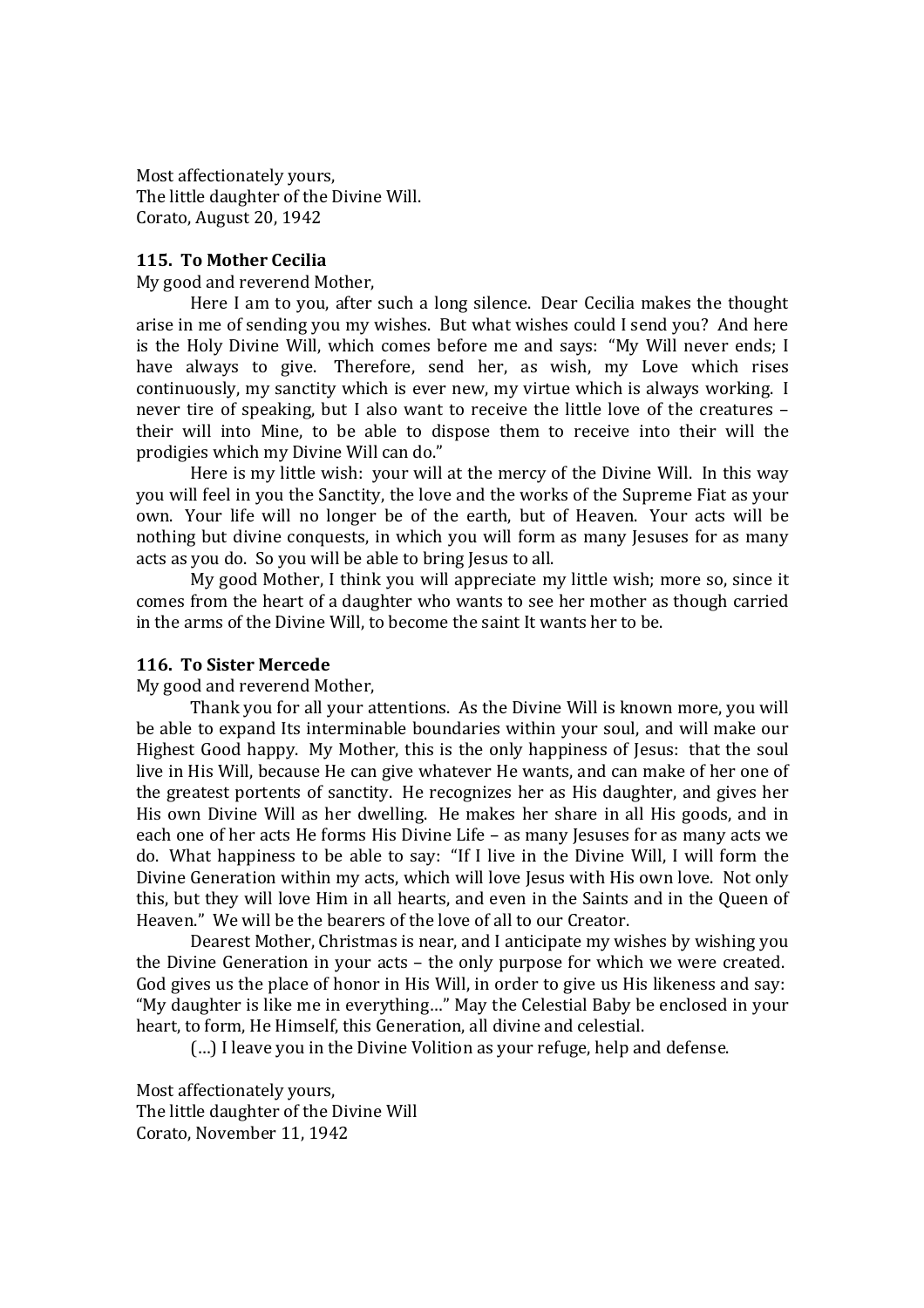Most affectionately yours,
The little daughter of the Divine Will.
Corato, August 20, 1942

**115. To Mother Cecilia**

My good and reverend Mother,

Here I am to you, after such a long silence. Dear Cecilia makes the thought arise in me of sending you my wishes. But what wishes could I send you? And here is the Holy Divine Will, which comes before me and says: "My Will never ends; I have always to give. Therefore, send her, as wish, my Love which rises continuously, my sanctity which is ever new, my virtue which is always working. I never tire of speaking, but I also want to receive the little love of the creatures – their will into Mine, to be able to dispose them to receive into their will the prodigies which my Divine Will can do."

Here is my little wish: your will at the mercy of the Divine Will. In this way you will feel in you the Sanctity, the love and the works of the Supreme Fiat as your own. Your life will no longer be of the earth, but of Heaven. Your acts will be nothing but divine conquests, in which you will form as many Jesuses for as many acts as you do. So you will be able to bring Jesus to all.

My good Mother, I think you will appreciate my little wish; more so, since it comes from the heart of a daughter who wants to see her mother as though carried in the arms of the Divine Will, to become the saint It wants her to be.

**116. To Sister Mercede**

My good and reverend Mother,

Thank you for all your attentions. As the Divine Will is known more, you will be able to expand Its interminable boundaries within your soul, and will make our Highest Good happy. My Mother, this is the only happiness of Jesus: that the soul live in His Will, because He can give whatever He wants, and can make of her one of the greatest portents of sanctity. He recognizes her as His daughter, and gives her His own Divine Will as her dwelling. He makes her share in all His goods, and in each one of her acts He forms His Divine Life – as many Jesuses for as many acts we do. What happiness to be able to say: "If I live in the Divine Will, I will form the Divine Generation within my acts, which will love Jesus with His own love. Not only this, but they will love Him in all hearts, and even in the Saints and in the Queen of Heaven." We will be the bearers of the love of all to our Creator.

Dearest Mother, Christmas is near, and I anticipate my wishes by wishing you the Divine Generation in your acts – the only purpose for which we were created. God gives us the place of honor in His Will, in order to give us His likeness and say: "My daughter is like me in everything…" May the Celestial Baby be enclosed in your heart, to form, He Himself, this Generation, all divine and celestial.

(…) I leave you in the Divine Volition as your refuge, help and defense.

Most affectionately yours,
The little daughter of the Divine Will
Corato, November 11, 1942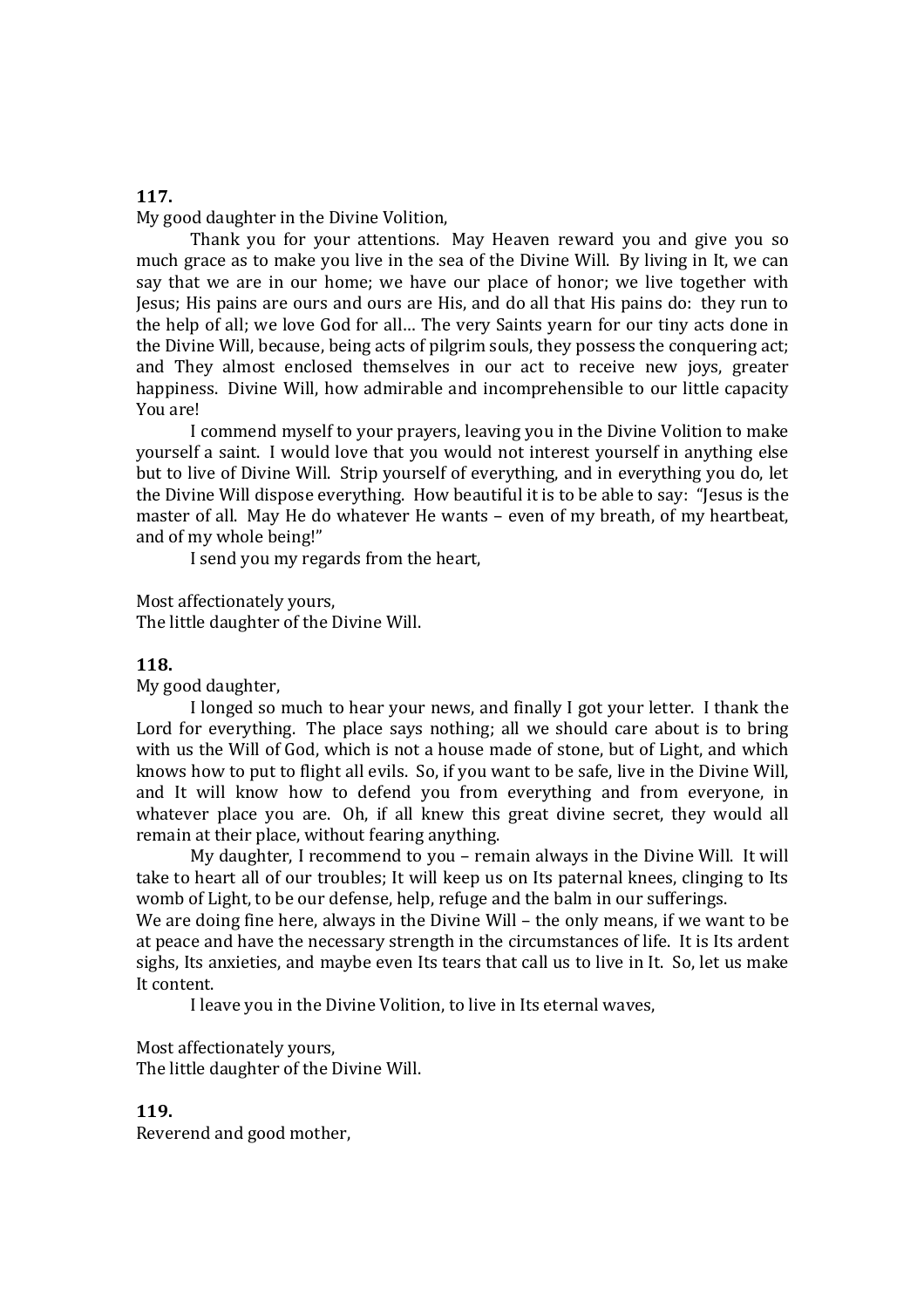**117.**

My good daughter in the Divine Volition,

Thank you for your attentions. May Heaven reward you and give you so much grace as to make you live in the sea of the Divine Will. By living in It, we can say that we are in our home; we have our place of honor; we live together with Jesus; His pains are ours and ours are His, and do all that His pains do: they run to the help of all; we love God for all… The very Saints yearn for our tiny acts done in the Divine Will, because, being acts of pilgrim souls, they possess the conquering act; and They almost enclosed themselves in our act to receive new joys, greater happiness. Divine Will, how admirable and incomprehensible to our little capacity You are!

I commend myself to your prayers, leaving you in the Divine Volition to make yourself a saint. I would love that you would not interest yourself in anything else but to live of Divine Will. Strip yourself of everything, and in everything you do, let the Divine Will dispose everything. How beautiful it is to be able to say: "Jesus is the master of all. May He do whatever He wants – even of my breath, of my heartbeat, and of my whole being!"

I send you my regards from the heart,

Most affectionately yours,
The little daughter of the Divine Will.

**118.**

My good daughter,

I longed so much to hear your news, and finally I got your letter. I thank the Lord for everything. The place says nothing; all we should care about is to bring with us the Will of God, which is not a house made of stone, but of Light, and which knows how to put to flight all evils. So, if you want to be safe, live in the Divine Will, and It will know how to defend you from everything and from everyone, in whatever place you are. Oh, if all knew this great divine secret, they would all remain at their place, without fearing anything.

My daughter, I recommend to you – remain always in the Divine Will. It will take to heart all of our troubles; It will keep us on Its paternal knees, clinging to Its womb of Light, to be our defense, help, refuge and the balm in our sufferings.

We are doing fine here, always in the Divine Will – the only means, if we want to be at peace and have the necessary strength in the circumstances of life. It is Its ardent sighs, Its anxieties, and maybe even Its tears that call us to live in It. So, let us make It content.

I leave you in the Divine Volition, to live in Its eternal waves,

Most affectionately yours,
The little daughter of the Divine Will.

**119.**

Reverend and good mother,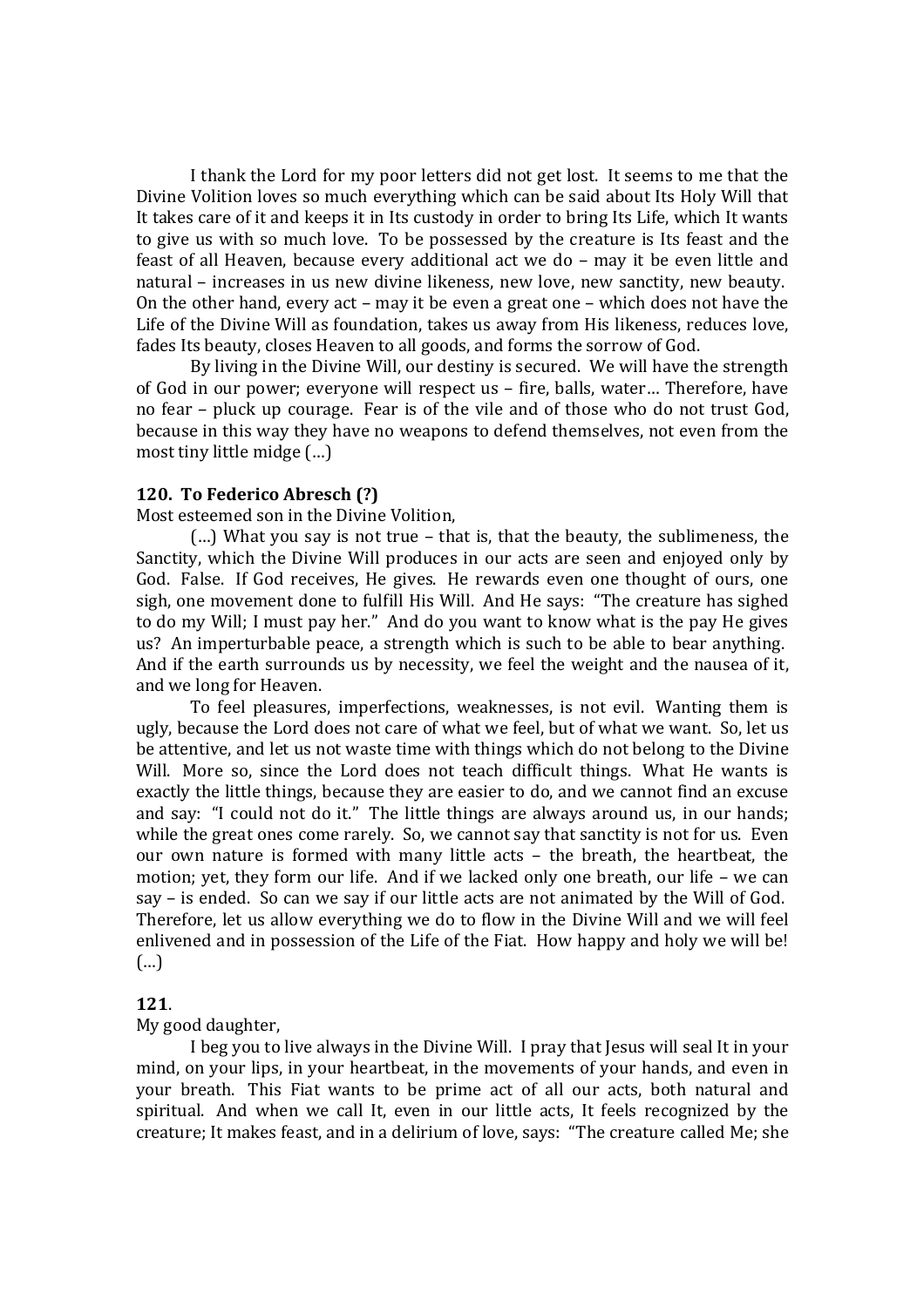I thank the Lord for my poor letters did not get lost. It seems to me that the Divine Volition loves so much everything which can be said about Its Holy Will that It takes care of it and keeps it in Its custody in order to bring Its Life, which It wants to give us with so much love. To be possessed by the creature is Its feast and the feast of all Heaven, because every additional act we do – may it be even little and natural – increases in us new divine likeness, new love, new sanctity, new beauty. On the other hand, every act – may it be even a great one – which does not have the Life of the Divine Will as foundation, takes us away from His likeness, reduces love, fades Its beauty, closes Heaven to all goods, and forms the sorrow of God.

By living in the Divine Will, our destiny is secured. We will have the strength of God in our power; everyone will respect us – fire, balls, water… Therefore, have no fear – pluck up courage. Fear is of the vile and of those who do not trust God, because in this way they have no weapons to defend themselves, not even from the most tiny little midge (…)

### 120. To Federico Abresch (?)

Most esteemed son in the Divine Volition,

(…) What you say is not true – that is, that the beauty, the sublimeness, the Sanctity, which the Divine Will produces in our acts are seen and enjoyed only by God. False. If God receives, He gives. He rewards even one thought of ours, one sigh, one movement done to fulfill His Will. And He says: "The creature has sighed to do my Will; I must pay her." And do you want to know what is the pay He gives us? An imperturbable peace, a strength which is such to be able to bear anything. And if the earth surrounds us by necessity, we feel the weight and the nausea of it, and we long for Heaven.

To feel pleasures, imperfections, weaknesses, is not evil. Wanting them is ugly, because the Lord does not care of what we feel, but of what we want. So, let us be attentive, and let us not waste time with things which do not belong to the Divine Will. More so, since the Lord does not teach difficult things. What He wants is exactly the little things, because they are easier to do, and we cannot find an excuse and say: "I could not do it." The little things are always around us, in our hands; while the great ones come rarely. So, we cannot say that sanctity is not for us. Even our own nature is formed with many little acts – the breath, the heartbeat, the motion; yet, they form our life. And if we lacked only one breath, our life – we can say – is ended. So can we say if our little acts are not animated by the Will of God. Therefore, let us allow everything we do to flow in the Divine Will and we will feel enlivened and in possession of the Life of the Fiat. How happy and holy we will be! (…)

### 121.

My good daughter,

I beg you to live always in the Divine Will. I pray that Jesus will seal It in your mind, on your lips, in your heartbeat, in the movements of your hands, and even in your breath. This Fiat wants to be prime act of all our acts, both natural and spiritual. And when we call It, even in our little acts, It feels recognized by the creature; It makes feast, and in a delirium of love, says: "The creature called Me; she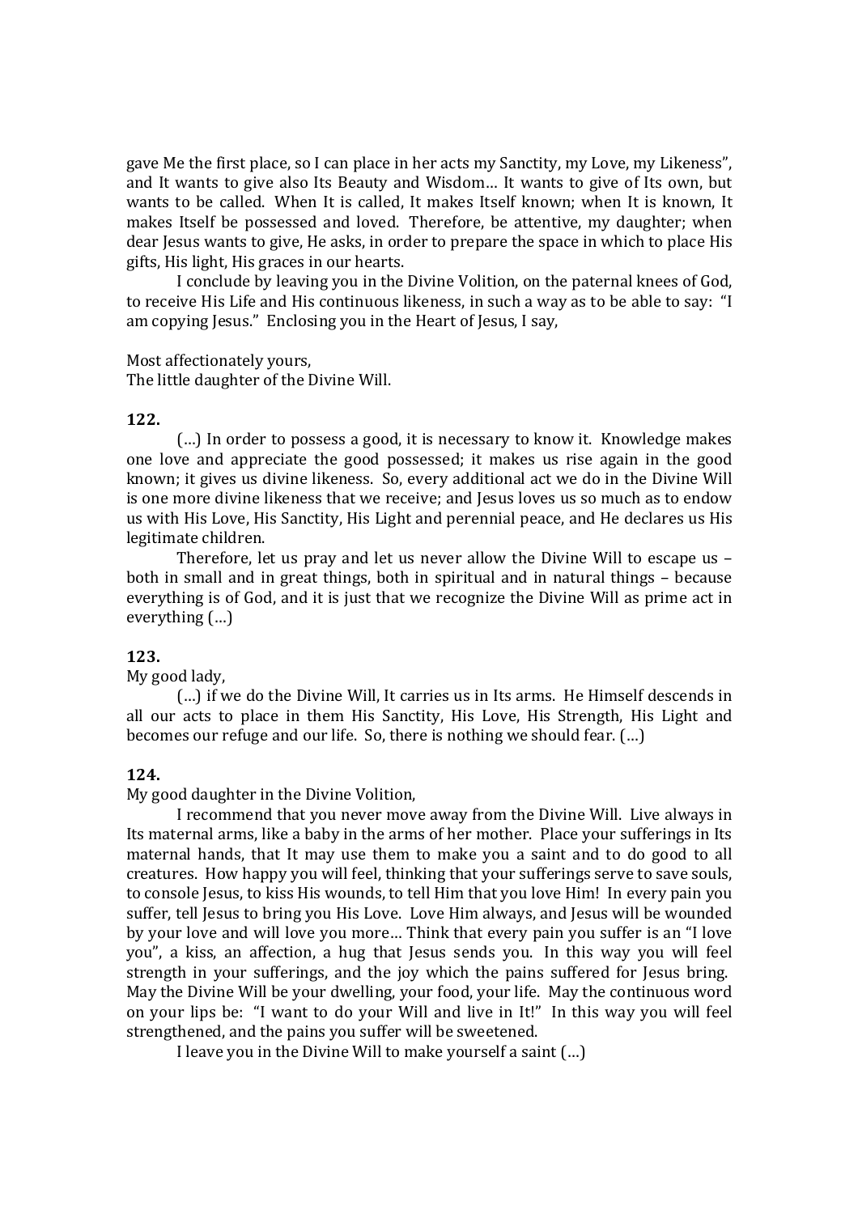gave Me the first place, so I can place in her acts my Sanctity, my Love, my Likeness", and It wants to give also Its Beauty and Wisdom… It wants to give of Its own, but wants to be called. When It is called, It makes Itself known; when It is known, It makes Itself be possessed and loved. Therefore, be attentive, my daughter; when dear Jesus wants to give, He asks, in order to prepare the space in which to place His gifts, His light, His graces in our hearts.

I conclude by leaving you in the Divine Volition, on the paternal knees of God, to receive His Life and His continuous likeness, in such a way as to be able to say: "I am copying Jesus." Enclosing you in the Heart of Jesus, I say,

Most affectionately yours,
The little daughter of the Divine Will.

**122.**

(…) In order to possess a good, it is necessary to know it. Knowledge makes one love and appreciate the good possessed; it makes us rise again in the good known; it gives us divine likeness. So, every additional act we do in the Divine Will is one more divine likeness that we receive; and Jesus loves us so much as to endow us with His Love, His Sanctity, His Light and perennial peace, and He declares us His legitimate children.

Therefore, let us pray and let us never allow the Divine Will to escape us – both in small and in great things, both in spiritual and in natural things – because everything is of God, and it is just that we recognize the Divine Will as prime act in everything (…)

**123.**

My good lady,

(…) if we do the Divine Will, It carries us in Its arms. He Himself descends in all our acts to place in them His Sanctity, His Love, His Strength, His Light and becomes our refuge and our life. So, there is nothing we should fear. (…)

**124.**

My good daughter in the Divine Volition,

I recommend that you never move away from the Divine Will. Live always in Its maternal arms, like a baby in the arms of her mother. Place your sufferings in Its maternal hands, that It may use them to make you a saint and to do good to all creatures. How happy you will feel, thinking that your sufferings serve to save souls, to console Jesus, to kiss His wounds, to tell Him that you love Him! In every pain you suffer, tell Jesus to bring you His Love. Love Him always, and Jesus will be wounded by your love and will love you more… Think that every pain you suffer is an "I love you", a kiss, an affection, a hug that Jesus sends you. In this way you will feel strength in your sufferings, and the joy which the pains suffered for Jesus bring. May the Divine Will be your dwelling, your food, your life. May the continuous word on your lips be: "I want to do your Will and live in It!" In this way you will feel strengthened, and the pains you suffer will be sweetened.

I leave you in the Divine Will to make yourself a saint (…)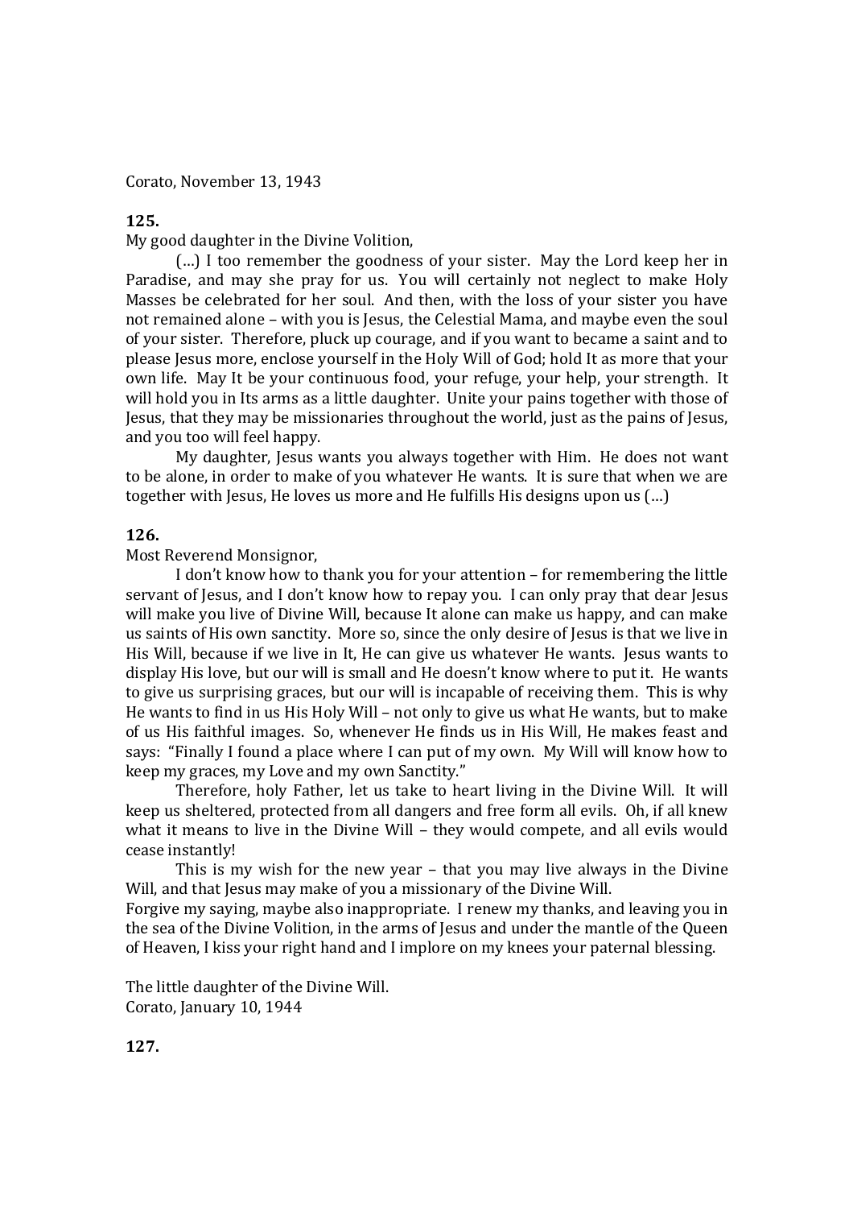Corato, November 13, 1943

**125.**

My good daughter in the Divine Volition,

(…) I too remember the goodness of your sister. May the Lord keep her in Paradise, and may she pray for us. You will certainly not neglect to make Holy Masses be celebrated for her soul. And then, with the loss of your sister you have not remained alone – with you is Jesus, the Celestial Mama, and maybe even the soul of your sister. Therefore, pluck up courage, and if you want to became a saint and to please Jesus more, enclose yourself in the Holy Will of God; hold It as more that your own life. May It be your continuous food, your refuge, your help, your strength. It will hold you in Its arms as a little daughter. Unite your pains together with those of Jesus, that they may be missionaries throughout the world, just as the pains of Jesus, and you too will feel happy.

My daughter, Jesus wants you always together with Him. He does not want to be alone, in order to make of you whatever He wants. It is sure that when we are together with Jesus, He loves us more and He fulfills His designs upon us (…)

**126.**

Most Reverend Monsignor,

I don't know how to thank you for your attention – for remembering the little servant of Jesus, and I don't know how to repay you. I can only pray that dear Jesus will make you live of Divine Will, because It alone can make us happy, and can make us saints of His own sanctity. More so, since the only desire of Jesus is that we live in His Will, because if we live in It, He can give us whatever He wants. Jesus wants to display His love, but our will is small and He doesn't know where to put it. He wants to give us surprising graces, but our will is incapable of receiving them. This is why He wants to find in us His Holy Will – not only to give us what He wants, but to make of us His faithful images. So, whenever He finds us in His Will, He makes feast and says: "Finally I found a place where I can put of my own. My Will will know how to keep my graces, my Love and my own Sanctity."

Therefore, holy Father, let us take to heart living in the Divine Will. It will keep us sheltered, protected from all dangers and free form all evils. Oh, if all knew what it means to live in the Divine Will – they would compete, and all evils would cease instantly!

This is my wish for the new year – that you may live always in the Divine Will, and that Jesus may make of you a missionary of the Divine Will.

Forgive my saying, maybe also inappropriate. I renew my thanks, and leaving you in the sea of the Divine Volition, in the arms of Jesus and under the mantle of the Queen of Heaven, I kiss your right hand and I implore on my knees your paternal blessing.

The little daughter of the Divine Will.
Corato, January 10, 1944

**127.**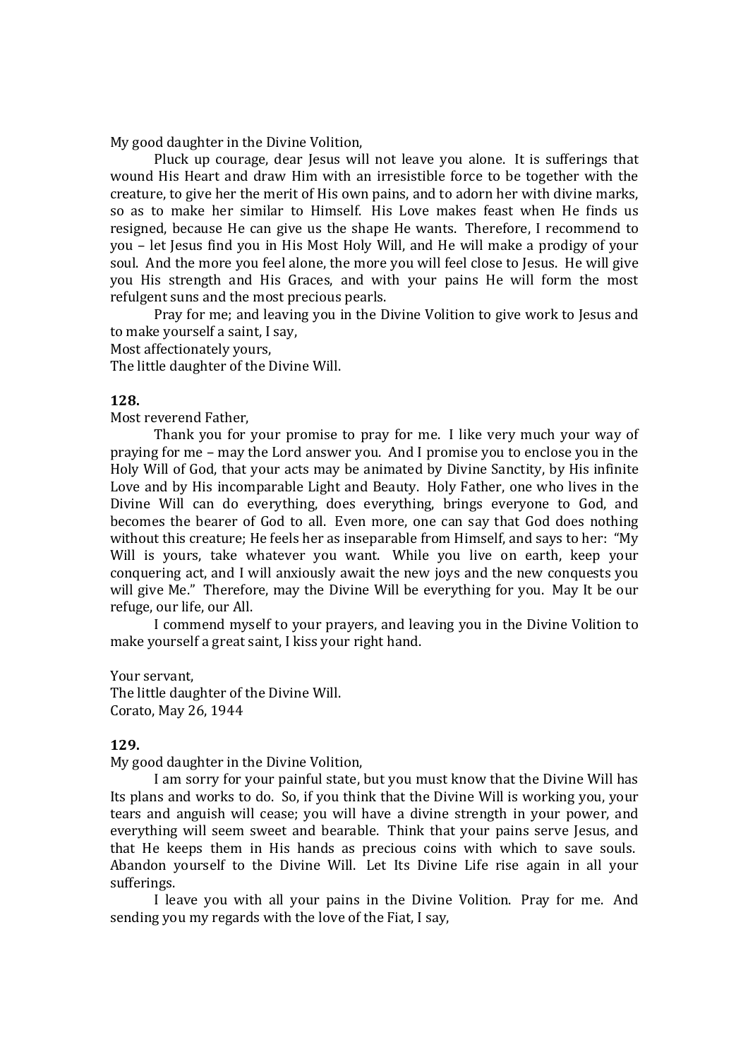My good daughter in the Divine Volition,

Pluck up courage, dear Jesus will not leave you alone. It is sufferings that wound His Heart and draw Him with an irresistible force to be together with the creature, to give her the merit of His own pains, and to adorn her with divine marks, so as to make her similar to Himself. His Love makes feast when He finds us resigned, because He can give us the shape He wants. Therefore, I recommend to you – let Jesus find you in His Most Holy Will, and He will make a prodigy of your soul. And the more you feel alone, the more you will feel close to Jesus. He will give you His strength and His Graces, and with your pains He will form the most refulgent suns and the most precious pearls.

Pray for me; and leaving you in the Divine Volition to give work to Jesus and to make yourself a saint, I say,

Most affectionately yours,
The little daughter of the Divine Will.

**128.**

Most reverend Father,

Thank you for your promise to pray for me. I like very much your way of praying for me – may the Lord answer you. And I promise you to enclose you in the Holy Will of God, that your acts may be animated by Divine Sanctity, by His infinite Love and by His incomparable Light and Beauty. Holy Father, one who lives in the Divine Will can do everything, does everything, brings everyone to God, and becomes the bearer of God to all. Even more, one can say that God does nothing without this creature; He feels her as inseparable from Himself, and says to her: "My Will is yours, take whatever you want. While you live on earth, keep your conquering act, and I will anxiously await the new joys and the new conquests you will give Me." Therefore, may the Divine Will be everything for you. May It be our refuge, our life, our All.

I commend myself to your prayers, and leaving you in the Divine Volition to make yourself a great saint, I kiss your right hand.

Your servant,
The little daughter of the Divine Will.
Corato, May 26, 1944

**129.**

My good daughter in the Divine Volition,

I am sorry for your painful state, but you must know that the Divine Will has Its plans and works to do. So, if you think that the Divine Will is working you, your tears and anguish will cease; you will have a divine strength in your power, and everything will seem sweet and bearable. Think that your pains serve Jesus, and that He keeps them in His hands as precious coins with which to save souls. Abandon yourself to the Divine Will. Let Its Divine Life rise again in all your sufferings.

I leave you with all your pains in the Divine Volition. Pray for me. And sending you my regards with the love of the Fiat, I say,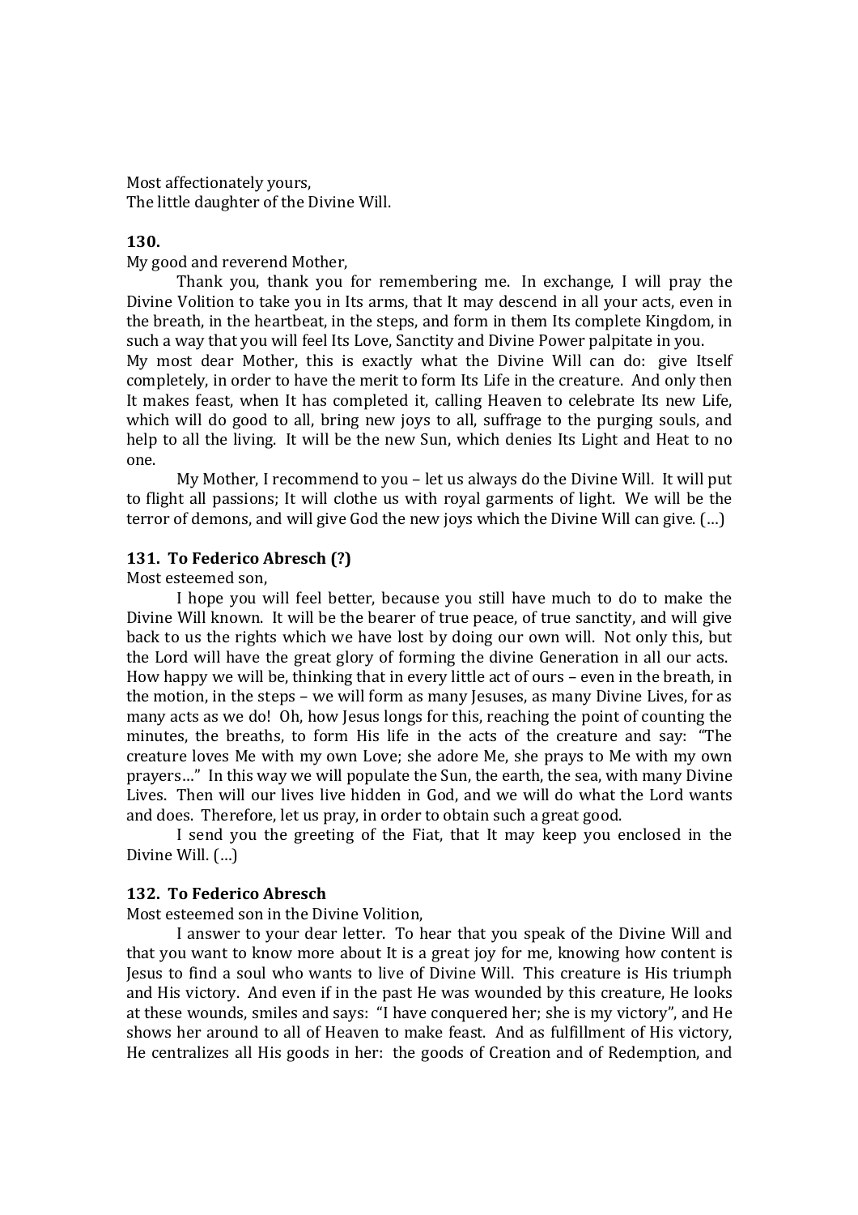Most affectionately yours,
The little daughter of the Divine Will.

**130.**

My good and reverend Mother,

Thank you, thank you for remembering me. In exchange, I will pray the Divine Volition to take you in Its arms, that It may descend in all your acts, even in the breath, in the heartbeat, in the steps, and form in them Its complete Kingdom, in such a way that you will feel Its Love, Sanctity and Divine Power palpitate in you.

My most dear Mother, this is exactly what the Divine Will can do: give Itself completely, in order to have the merit to form Its Life in the creature. And only then It makes feast, when It has completed it, calling Heaven to celebrate Its new Life, which will do good to all, bring new joys to all, suffrage to the purging souls, and help to all the living. It will be the new Sun, which denies Its Light and Heat to no one.

My Mother, I recommend to you – let us always do the Divine Will. It will put to flight all passions; It will clothe us with royal garments of light. We will be the terror of demons, and will give God the new joys which the Divine Will can give. (…)

**131. To Federico Abresch (?)**

Most esteemed son,

I hope you will feel better, because you still have much to do to make the Divine Will known. It will be the bearer of true peace, of true sanctity, and will give back to us the rights which we have lost by doing our own will. Not only this, but the Lord will have the great glory of forming the divine Generation in all our acts. How happy we will be, thinking that in every little act of ours – even in the breath, in the motion, in the steps – we will form as many Jesuses, as many Divine Lives, for as many acts as we do! Oh, how Jesus longs for this, reaching the point of counting the minutes, the breaths, to form His life in the acts of the creature and say: "The creature loves Me with my own Love; she adore Me, she prays to Me with my own prayers…" In this way we will populate the Sun, the earth, the sea, with many Divine Lives. Then will our lives live hidden in God, and we will do what the Lord wants and does. Therefore, let us pray, in order to obtain such a great good.

I send you the greeting of the Fiat, that It may keep you enclosed in the Divine Will. (…)

**132. To Federico Abresch**

Most esteemed son in the Divine Volition,

I answer to your dear letter. To hear that you speak of the Divine Will and that you want to know more about It is a great joy for me, knowing how content is Jesus to find a soul who wants to live of Divine Will. This creature is His triumph and His victory. And even if in the past He was wounded by this creature, He looks at these wounds, smiles and says: "I have conquered her; she is my victory", and He shows her around to all of Heaven to make feast. And as fulfillment of His victory, He centralizes all His goods in her: the goods of Creation and of Redemption, and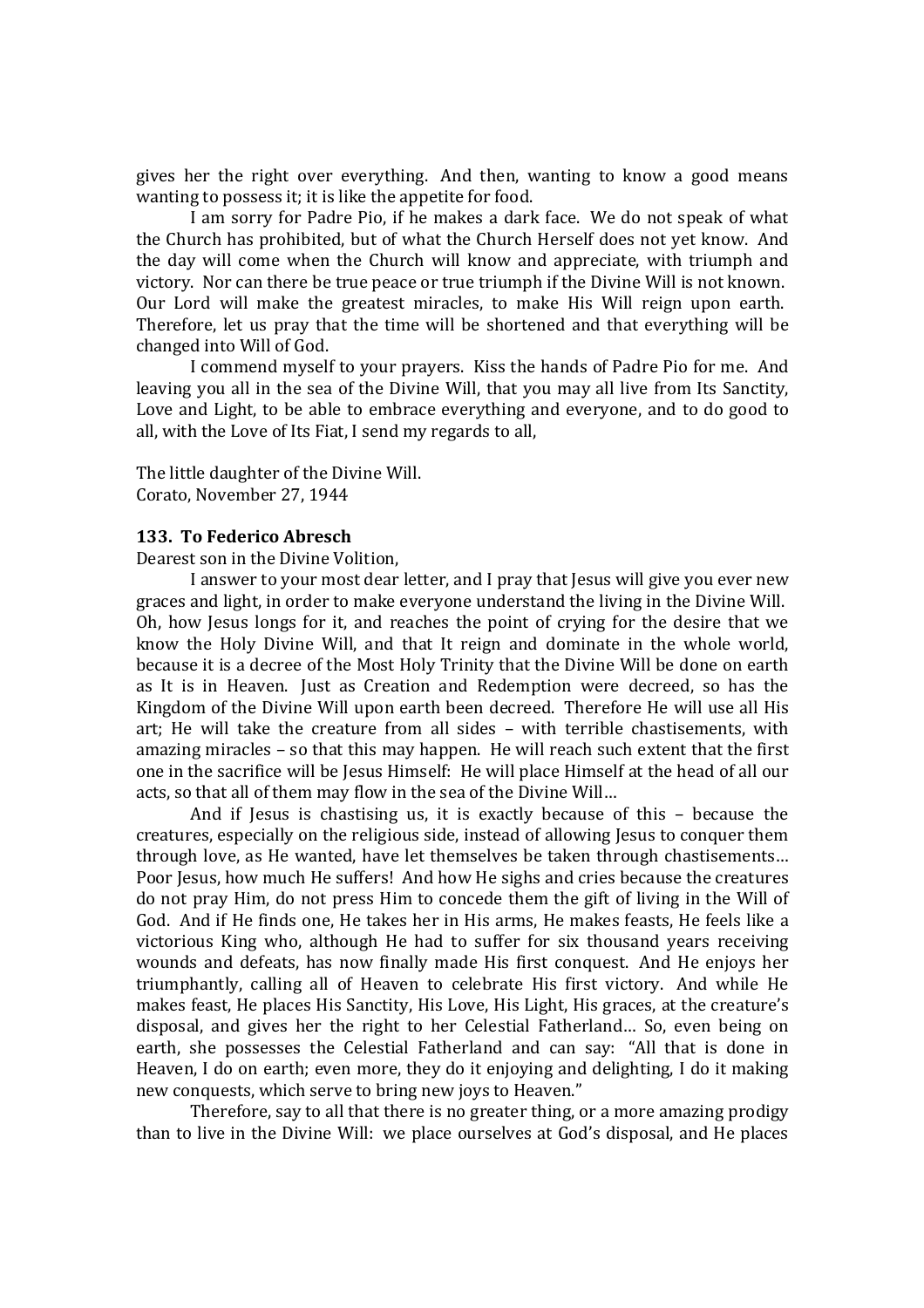gives her the right over everything. And then, wanting to know a good means wanting to possess it; it is like the appetite for food.

I am sorry for Padre Pio, if he makes a dark face. We do not speak of what the Church has prohibited, but of what the Church Herself does not yet know. And the day will come when the Church will know and appreciate, with triumph and victory. Nor can there be true peace or true triumph if the Divine Will is not known. Our Lord will make the greatest miracles, to make His Will reign upon earth. Therefore, let us pray that the time will be shortened and that everything will be changed into Will of God.

I commend myself to your prayers. Kiss the hands of Padre Pio for me. And leaving you all in the sea of the Divine Will, that you may all live from Its Sanctity, Love and Light, to be able to embrace everything and everyone, and to do good to all, with the Love of Its Fiat, I send my regards to all,

The little daughter of the Divine Will.
Corato, November 27, 1944

**133. To Federico Abresch**

Dearest son in the Divine Volition,

I answer to your most dear letter, and I pray that Jesus will give you ever new graces and light, in order to make everyone understand the living in the Divine Will. Oh, how Jesus longs for it, and reaches the point of crying for the desire that we know the Holy Divine Will, and that It reign and dominate in the whole world, because it is a decree of the Most Holy Trinity that the Divine Will be done on earth as It is in Heaven. Just as Creation and Redemption were decreed, so has the Kingdom of the Divine Will upon earth been decreed. Therefore He will use all His art; He will take the creature from all sides – with terrible chastisements, with amazing miracles – so that this may happen. He will reach such extent that the first one in the sacrifice will be Jesus Himself: He will place Himself at the head of all our acts, so that all of them may flow in the sea of the Divine Will…

And if Jesus is chastising us, it is exactly because of this – because the creatures, especially on the religious side, instead of allowing Jesus to conquer them through love, as He wanted, have let themselves be taken through chastisements… Poor Jesus, how much He suffers! And how He sighs and cries because the creatures do not pray Him, do not press Him to concede them the gift of living in the Will of God. And if He finds one, He takes her in His arms, He makes feasts, He feels like a victorious King who, although He had to suffer for six thousand years receiving wounds and defeats, has now finally made His first conquest. And He enjoys her triumphantly, calling all of Heaven to celebrate His first victory. And while He makes feast, He places His Sanctity, His Love, His Light, His graces, at the creature's disposal, and gives her the right to her Celestial Fatherland… So, even being on earth, she possesses the Celestial Fatherland and can say: "All that is done in Heaven, I do on earth; even more, they do it enjoying and delighting, I do it making new conquests, which serve to bring new joys to Heaven."

Therefore, say to all that there is no greater thing, or a more amazing prodigy than to live in the Divine Will: we place ourselves at God's disposal, and He places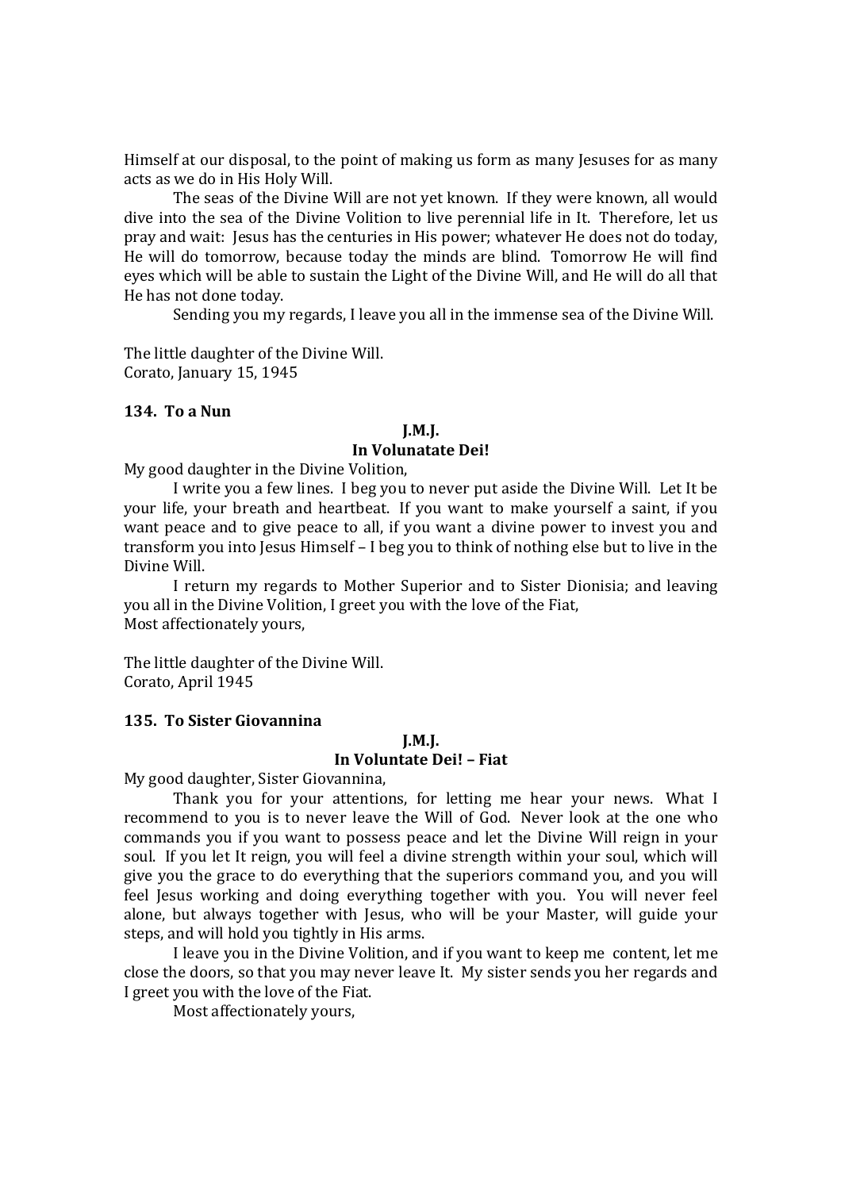Himself at our disposal, to the point of making us form as many Jesuses for as many acts as we do in His Holy Will.

The seas of the Divine Will are not yet known. If they were known, all would dive into the sea of the Divine Volition to live perennial life in It. Therefore, let us pray and wait: Jesus has the centuries in His power; whatever He does not do today, He will do tomorrow, because today the minds are blind. Tomorrow He will find eyes which will be able to sustain the Light of the Divine Will, and He will do all that He has not done today.

Sending you my regards, I leave you all in the immense sea of the Divine Will.

The little daughter of the Divine Will.
Corato, January 15, 1945

**134. To a Nun**

**J.M.J.**
**In Volunatate Dei!**

My good daughter in the Divine Volition,

I write you a few lines. I beg you to never put aside the Divine Will. Let It be your life, your breath and heartbeat. If you want to make yourself a saint, if you want peace and to give peace to all, if you want a divine power to invest you and transform you into Jesus Himself – I beg you to think of nothing else but to live in the Divine Will.

I return my regards to Mother Superior and to Sister Dionisia; and leaving you all in the Divine Volition, I greet you with the love of the Fiat,
Most affectionately yours,

The little daughter of the Divine Will.
Corato, April 1945

**135. To Sister Giovannina**

**J.M.J.**
**In Voluntate Dei! – Fiat**

My good daughter, Sister Giovannina,

Thank you for your attentions, for letting me hear your news. What I recommend to you is to never leave the Will of God. Never look at the one who commands you if you want to possess peace and let the Divine Will reign in your soul. If you let It reign, you will feel a divine strength within your soul, which will give you the grace to do everything that the superiors command you, and you will feel Jesus working and doing everything together with you. You will never feel alone, but always together with Jesus, who will be your Master, will guide your steps, and will hold you tightly in His arms.

I leave you in the Divine Volition, and if you want to keep me content, let me close the doors, so that you may never leave It. My sister sends you her regards and I greet you with the love of the Fiat.

Most affectionately yours,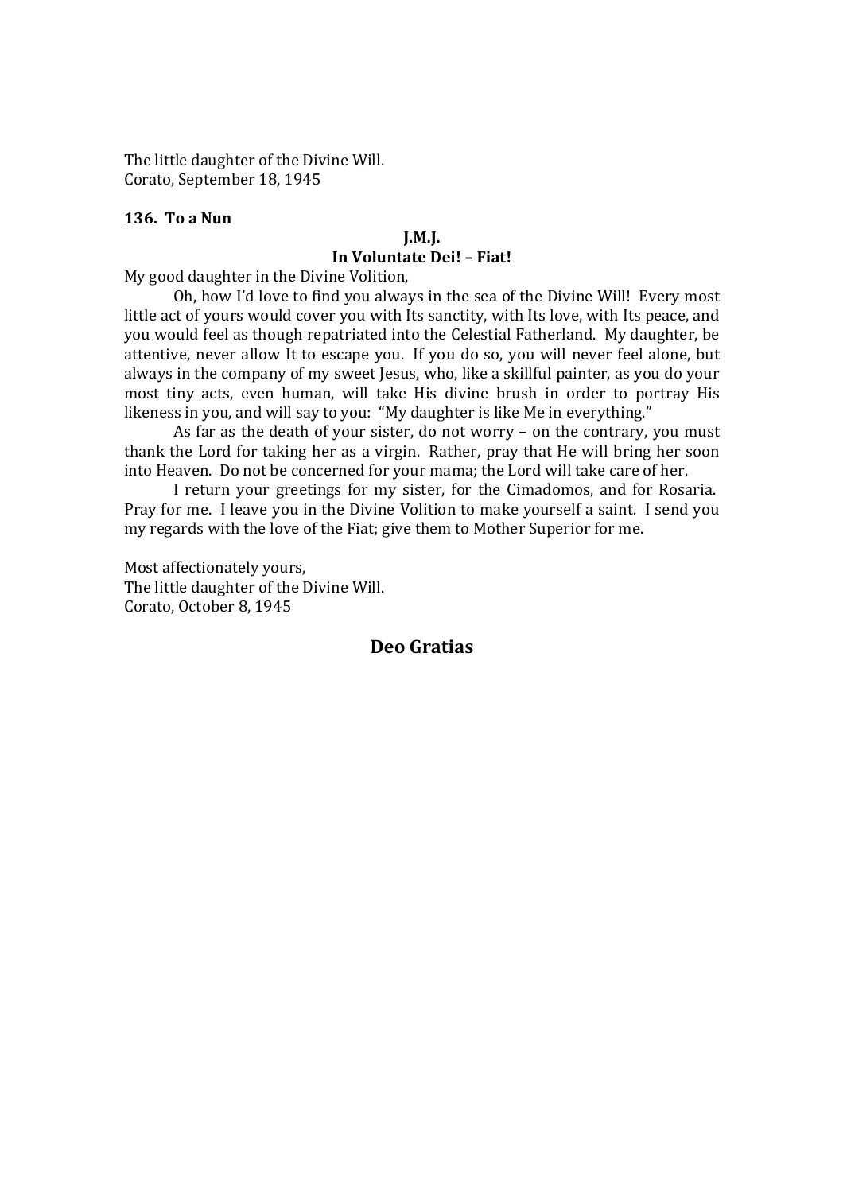The little daughter of the Divine Will.
Corato, September 18, 1945

**136. To a Nun**

**J.M.J.**
**In Voluntate Dei! – Fiat!**

My good daughter in the Divine Volition,

Oh, how I'd love to find you always in the sea of the Divine Will! Every most little act of yours would cover you with Its sanctity, with Its love, with Its peace, and you would feel as though repatriated into the Celestial Fatherland. My daughter, be attentive, never allow It to escape you. If you do so, you will never feel alone, but always in the company of my sweet Jesus, who, like a skillful painter, as you do your most tiny acts, even human, will take His divine brush in order to portray His likeness in you, and will say to you: "My daughter is like Me in everything."

As far as the death of your sister, do not worry – on the contrary, you must thank the Lord for taking her as a virgin. Rather, pray that He will bring her soon into Heaven. Do not be concerned for your mama; the Lord will take care of her.

I return your greetings for my sister, for the Cimadomos, and for Rosaria. Pray for me. I leave you in the Divine Volition to make yourself a saint. I send you my regards with the love of the Fiat; give them to Mother Superior for me.

Most affectionately yours,
The little daughter of the Divine Will.
Corato, October 8, 1945

## Deo Gratias